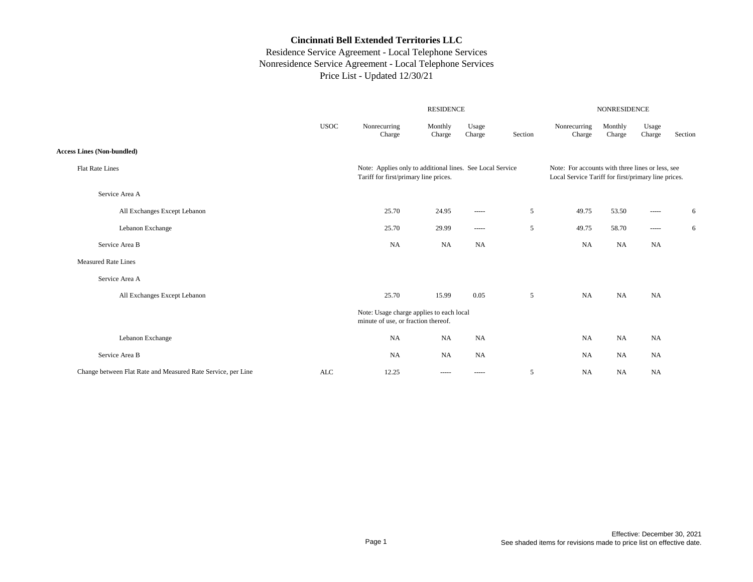# Cincinnati Bell Extended Territories LLC

Residence Service Agreement - Local Telephone Services
Nonresidence Service Agreement - Local Telephone Services
Price List - Updated 12/30/21

| | USOC | RESIDENCE Nonrecurring Charge | RESIDENCE Monthly Charge | RESIDENCE Usage Charge | RESIDENCE Section | NONRESIDENCE Nonrecurring Charge | NONRESIDENCE Monthly Charge | NONRESIDENCE Usage Charge | NONRESIDENCE Section |
|---|---|---|---|---|---|---|---|---|---|
| **Access Lines (Non-bundled)** | | | | | | | | | |
| Flat Rate Lines | | Note: Applies only to additional lines. See Local Service Tariff for first/primary line prices. | | | | Note: For accounts with three lines or less, see Local Service Tariff for first/primary line prices. | | | |
| Service Area A | | | | | | | | | |
| All Exchanges Except Lebanon | | 25.70 | 24.95 | ----- | 5 | 49.75 | 53.50 | ----- | 6 |
| Lebanon Exchange | | 25.70 | 29.99 | ----- | 5 | 49.75 | 58.70 | ----- | 6 |
| Service Area B | | NA | NA | NA | | NA | NA | NA | |
| Measured Rate Lines | | | | | | | | | |
| Service Area A | | | | | | | | | |
| All Exchanges Except Lebanon | | 25.70 | 15.99 | 0.05 | 5 | NA | NA | NA | |
| | | Note: Usage charge applies to each local minute of use, or fraction thereof. | | | | | | | |
| Lebanon Exchange | | NA | NA | NA | | NA | NA | NA | |
| Service Area B | | NA | NA | NA | | NA | NA | NA | |
| Change between Flat Rate and Measured Rate Service, per Line | ALC | 12.25 | ----- | ----- | 5 | NA | NA | NA | |

Effective: December 30, 2021
See shaded items for revisions made to price list on effective date.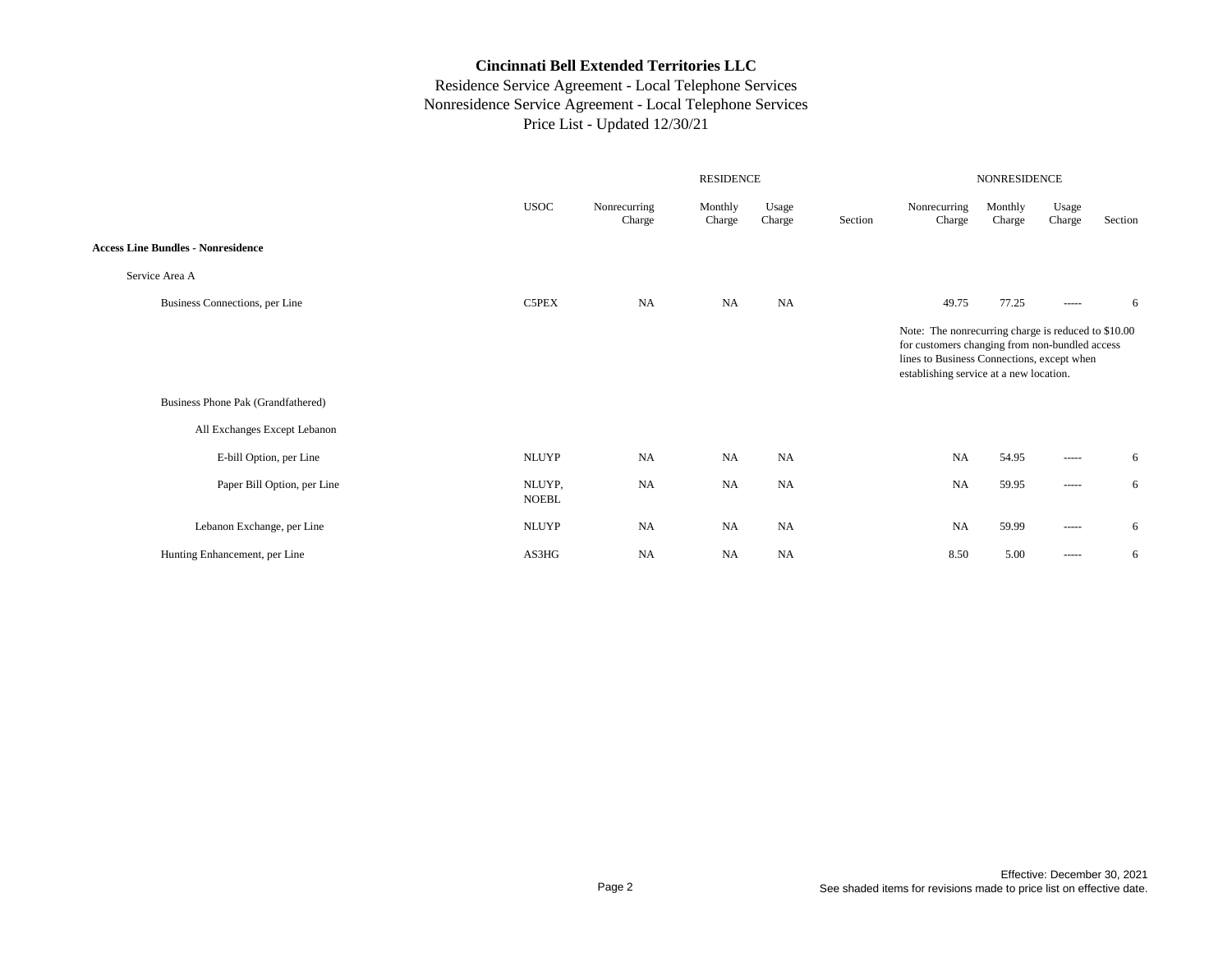# Cincinnati Bell Extended Territories LLC

Residence Service Agreement - Local Telephone Services
Nonresidence Service Agreement - Local Telephone Services
Price List - Updated 12/30/21

| | | RESIDENCE | | | | NONRESIDENCE | | | |
|---|---|---|---|---|---|---|---|---|---|
| | USOC | Nonrecurring Charge | Monthly Charge | Usage Charge | Section | Nonrecurring Charge | Monthly Charge | Usage Charge | Section |
| **Access Line Bundles - Nonresidence** | | | | | | | | | |
| Service Area A | | | | | | | | | |
| Business Connections, per Line | C5PEX | NA | NA | NA | | 49.75 | 77.25 | ----- | 6 |
| | | | | | | Note: The nonrecurring charge is reduced to $10.00 for customers changing from non-bundled access lines to Business Connections, except when establishing service at a new location. | | | |
| Business Phone Pak (Grandfathered) | | | | | | | | | |
| All Exchanges Except Lebanon | | | | | | | | | |
| E-bill Option, per Line | NLUYP | NA | NA | NA | | NA | 54.95 | ----- | 6 |
| Paper Bill Option, per Line | NLUYP, NOEBL | NA | NA | NA | | NA | 59.95 | ----- | 6 |
| Lebanon Exchange, per Line | NLUYP | NA | NA | NA | | NA | 59.99 | ----- | 6 |
| Hunting Enhancement, per Line | AS3HG | NA | NA | NA | | 8.50 | 5.00 | ----- | 6 |

Effective: December 30, 2021
See shaded items for revisions made to price list on effective date.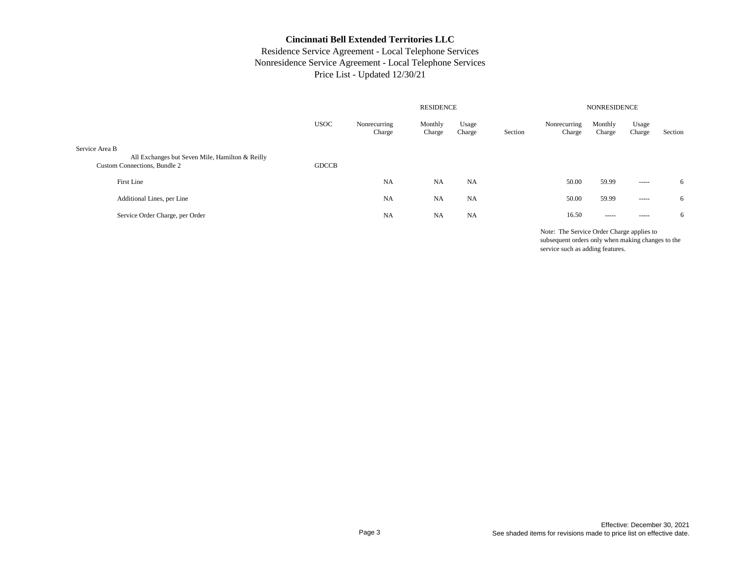# Cincinnati Bell Extended Territories LLC

Residence Service Agreement - Local Telephone Services
Nonresidence Service Agreement - Local Telephone Services
Price List - Updated 12/30/21

| | USOC | RESIDENCE Nonrecurring Charge | RESIDENCE Monthly Charge | RESIDENCE Usage Charge | RESIDENCE Section | NONRESIDENCE Nonrecurring Charge | NONRESIDENCE Monthly Charge | NONRESIDENCE Usage Charge | NONRESIDENCE Section |
|---|---|---|---|---|---|---|---|---|---|
| Service Area B | | | | | | | | | |
| All Exchanges but Seven Mile, Hamilton & Reilly | | | | | | | | | |
| Custom Connections, Bundle 2 | GDCCB | | | | | | | | |
| First Line | | NA | NA | NA | | 50.00 | 59.99 | ----- | 6 |
| Additional Lines, per Line | | NA | NA | NA | | 50.00 | 59.99 | ----- | 6 |
| Service Order Charge, per Order | | NA | NA | NA | | 16.50 | ----- | ----- | 6 |

Note: The Service Order Charge applies to subsequent orders only when making changes to the service such as adding features.

Effective: December 30, 2021
See shaded items for revisions made to price list on effective date.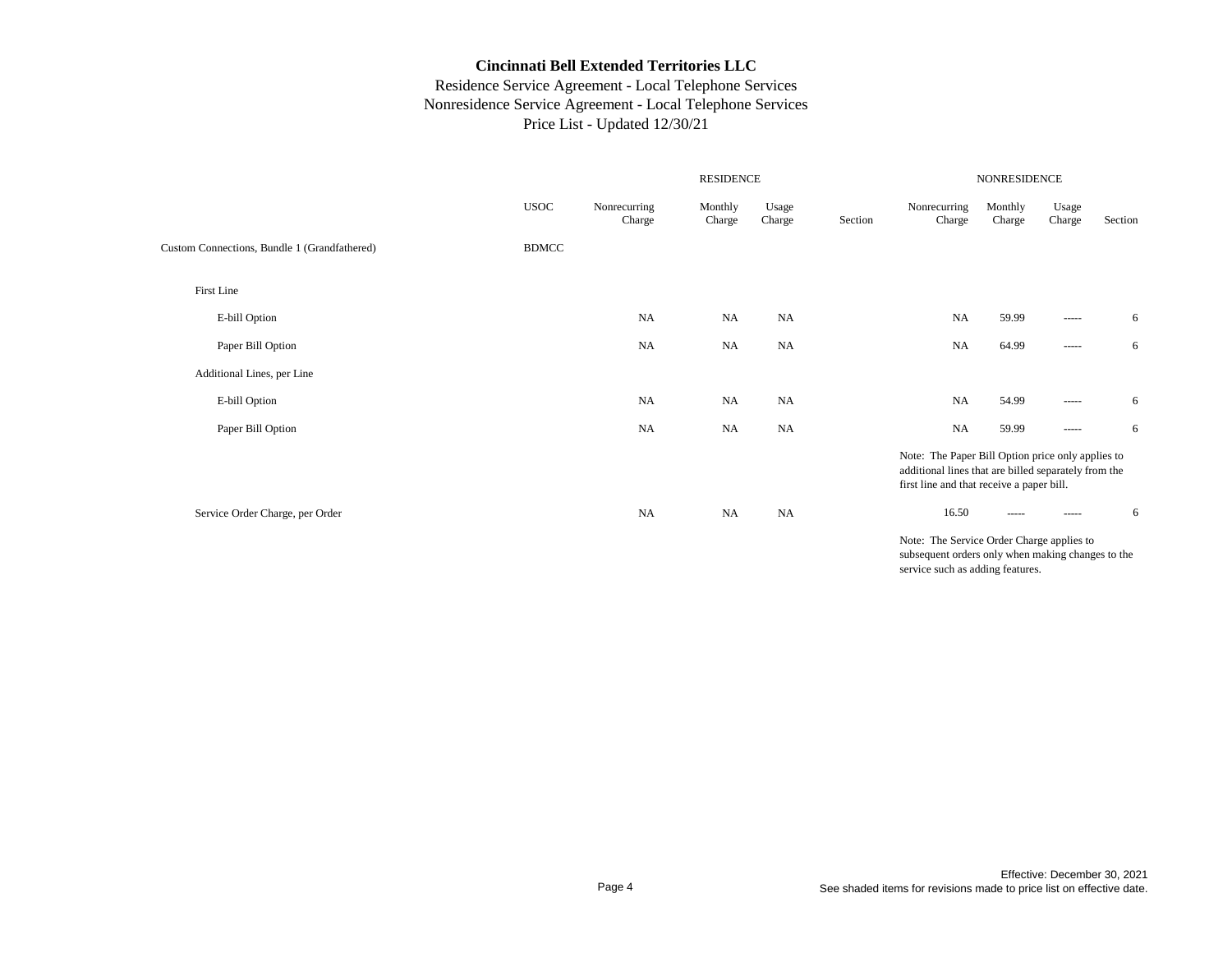**Cincinnati Bell Extended Territories LLC**

Residence Service Agreement - Local Telephone Services
Nonresidence Service Agreement - Local Telephone Services
Price List - Updated 12/30/21

| | | RESIDENCE | | | | NONRESIDENCE | | | |
|---|---|---|---|---|---|---|---|---|---|
| | USOC | Nonrecurring Charge | Monthly Charge | Usage Charge | Section | Nonrecurring Charge | Monthly Charge | Usage Charge | Section |
| Custom Connections, Bundle 1 (Grandfathered) | BDMCC | | | | | | | | |
| First Line | | | | | | | | | |
| E-bill Option | | NA | NA | NA | | NA | 59.99 | ----- | 6 |
| Paper Bill Option | | NA | NA | NA | | NA | 64.99 | ----- | 6 |
| Additional Lines, per Line | | | | | | | | | |
| E-bill Option | | NA | NA | NA | | NA | 54.99 | ----- | 6 |
| Paper Bill Option | | NA | NA | NA | | NA | 59.99 | ----- | 6 |
| | | | | | | Note: The Paper Bill Option price only applies to additional lines that are billed separately from the first line and that receive a paper bill. | | | |
| Service Order Charge, per Order | | NA | NA | NA | | 16.50 | ----- | ----- | 6 |
| | | | | | | Note: The Service Order Charge applies to subsequent orders only when making changes to the service such as adding features. | | | |

Effective: December 30, 2021
See shaded items for revisions made to price list on effective date.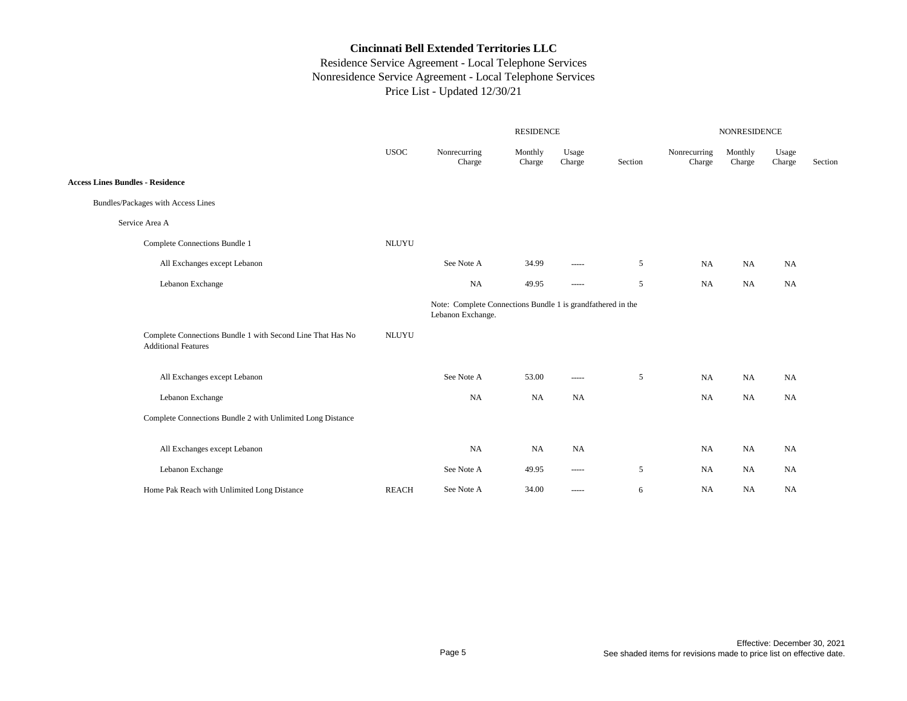# Cincinnati Bell Extended Territories LLC

Residence Service Agreement - Local Telephone Services
Nonresidence Service Agreement - Local Telephone Services
Price List - Updated 12/30/21

| | USOC | RESIDENCE Nonrecurring Charge | Monthly Charge | Usage Charge | Section | NONRESIDENCE Nonrecurring Charge | Monthly Charge | Usage Charge | Section |
|---|---|---|---|---|---|---|---|---|---|
| **Access Lines Bundles - Residence** | | | | | | | | | |
| Bundles/Packages with Access Lines | | | | | | | | | |
| Service Area A | | | | | | | | | |
| Complete Connections Bundle 1 | NLUYU | | | | | | | | |
| All Exchanges except Lebanon | | See Note A | 34.99 | ----- | 5 | NA | NA | NA | |
| Lebanon Exchange | | NA | 49.95 | ----- | 5 | NA | NA | NA | |
| | | Note: Complete Connections Bundle 1 is grandfathered in the Lebanon Exchange. | | | | | | | |
| Complete Connections Bundle 1 with Second Line That Has No Additional Features | NLUYU | | | | | | | | |
| All Exchanges except Lebanon | | See Note A | 53.00 | ----- | 5 | NA | NA | NA | |
| Lebanon Exchange | | NA | NA | NA | | NA | NA | NA | |
| Complete Connections Bundle 2 with Unlimited Long Distance | | | | | | | | | |
| All Exchanges except Lebanon | | NA | NA | NA | | NA | NA | NA | |
| Lebanon Exchange | | See Note A | 49.95 | ----- | 5 | NA | NA | NA | |
| Home Pak Reach with Unlimited Long Distance | REACH | See Note A | 34.00 | ----- | 6 | NA | NA | NA | |

Effective: December 30, 2021
See shaded items for revisions made to price list on effective date.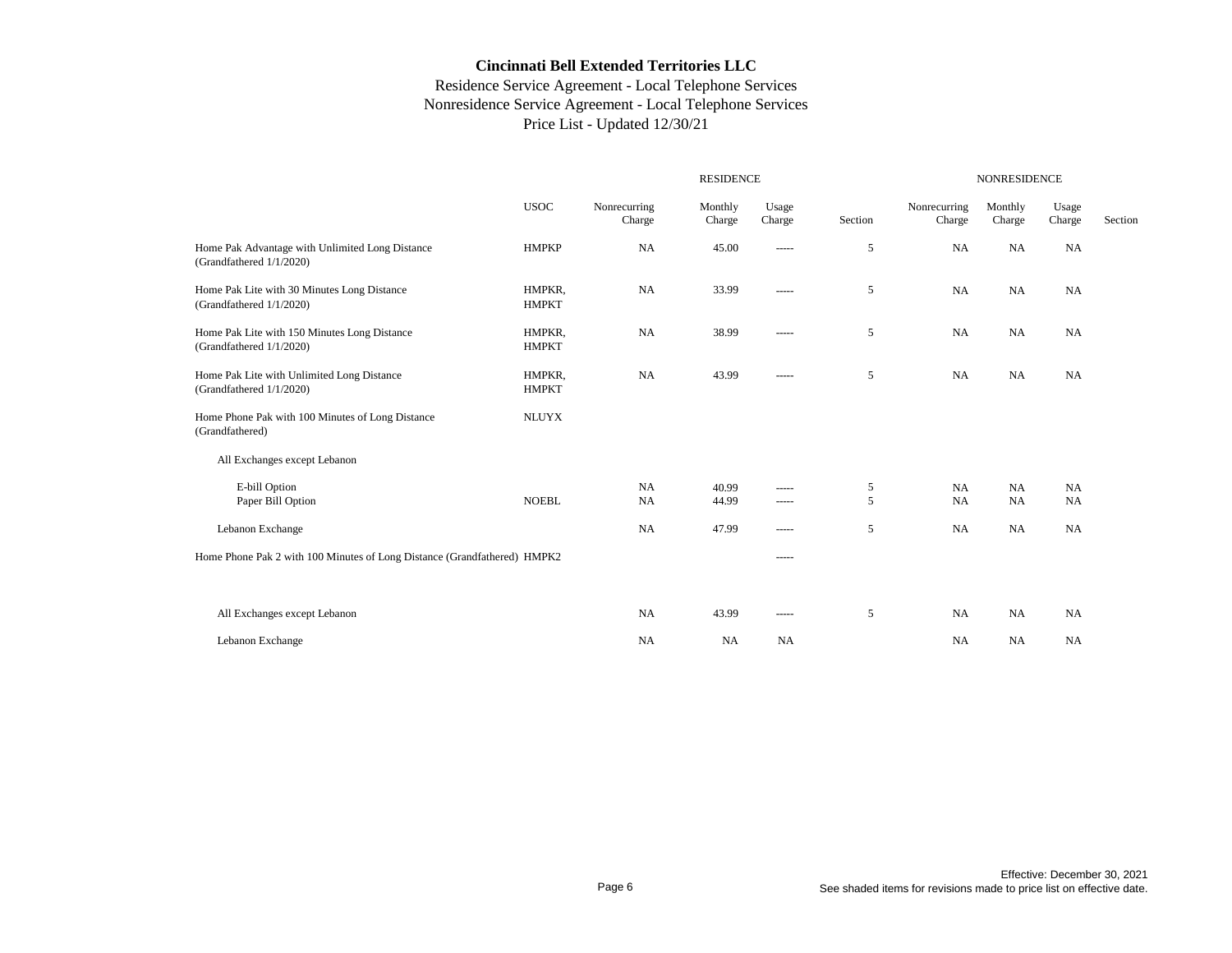# Cincinnati Bell Extended Territories LLC

Residence Service Agreement - Local Telephone Services
Nonresidence Service Agreement - Local Telephone Services
Price List - Updated 12/30/21

| | USOC | RESIDENCE Nonrecurring Charge | Monthly Charge | Usage Charge | Section | NONRESIDENCE Nonrecurring Charge | Monthly Charge | Usage Charge | Section |
|---|---|---|---|---|---|---|---|---|---|
| Home Pak Advantage with Unlimited Long Distance (Grandfathered 1/1/2020) | HMPKP | NA | 45.00 | ----- | 5 | NA | NA | NA | |
| Home Pak Lite with 30 Minutes Long Distance (Grandfathered 1/1/2020) | HMPKR, HMPKT | NA | 33.99 | ----- | 5 | NA | NA | NA | |
| Home Pak Lite with 150 Minutes Long Distance (Grandfathered 1/1/2020) | HMPKR, HMPKT | NA | 38.99 | ----- | 5 | NA | NA | NA | |
| Home Pak Lite with Unlimited Long Distance (Grandfathered 1/1/2020) | HMPKR, HMPKT | NA | 43.99 | ----- | 5 | NA | NA | NA | |
| Home Phone Pak with 100 Minutes of Long Distance (Grandfathered) | NLUYX | | | | | | | | |
| All Exchanges except Lebanon | | | | | | | | | |
| E-bill Option | | NA | 40.99 | ----- | 5 | NA | NA | NA | |
| Paper Bill Option | NOEBL | NA | 44.99 | ----- | 5 | NA | NA | NA | |
| Lebanon Exchange | | NA | 47.99 | ----- | 5 | NA | NA | NA | |
| Home Phone Pak 2 with 100 Minutes of Long Distance (Grandfathered) | HMPK2 | | | ----- | | | | | |
| All Exchanges except Lebanon | | NA | 43.99 | ----- | 5 | NA | NA | NA | |
| Lebanon Exchange | | NA | NA | NA | | NA | NA | NA | |

Effective: December 30, 2021
See shaded items for revisions made to price list on effective date.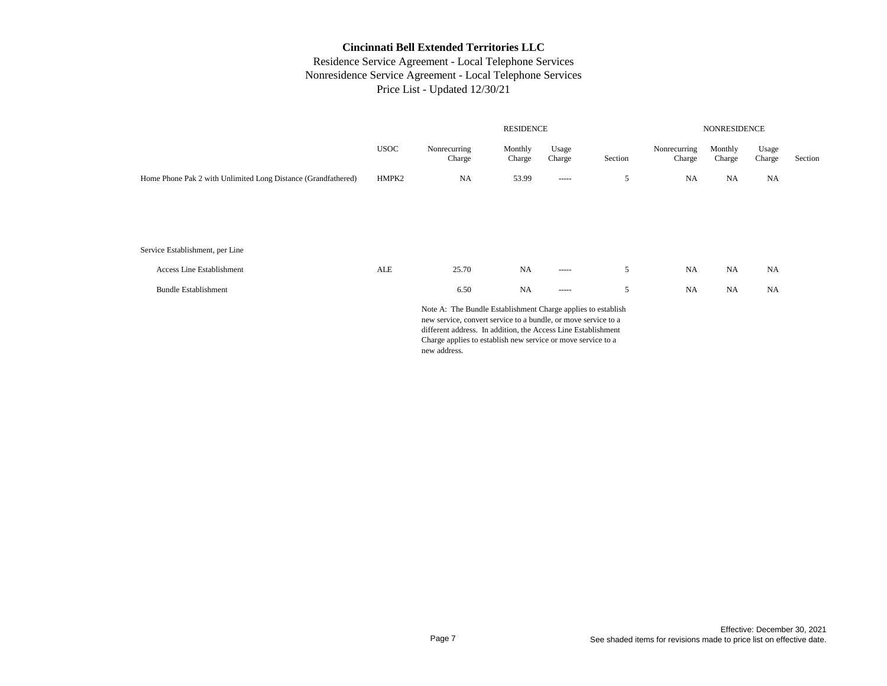**Cincinnati Bell Extended Territories LLC**

Residence Service Agreement - Local Telephone Services

Nonresidence Service Agreement - Local Telephone Services

Price List - Updated 12/30/21

| | | RESIDENCE | | | | NONRESIDENCE | | | |
|---|---|---|---|---|---|---|---|---|---|
| | USOC | Nonrecurring Charge | Monthly Charge | Usage Charge | Section | Nonrecurring Charge | Monthly Charge | Usage Charge | Section |
| Home Phone Pak 2 with Unlimited Long Distance (Grandfathered) | HMPK2 | NA | 53.99 | ----- | 5 | NA | NA | NA | |
| Service Establishment, per Line | | | | | | | | | |
| Access Line Establishment | ALE | 25.70 | NA | ----- | 5 | NA | NA | NA | |
| Bundle Establishment | | 6.50 | NA | ----- | 5 | NA | NA | NA | |

Note A: The Bundle Establishment Charge applies to establish new service, convert service to a bundle, or move service to a different address. In addition, the Access Line Establishment Charge applies to establish new service or move service to a new address.

Effective: December 30, 2021

See shaded items for revisions made to price list on effective date.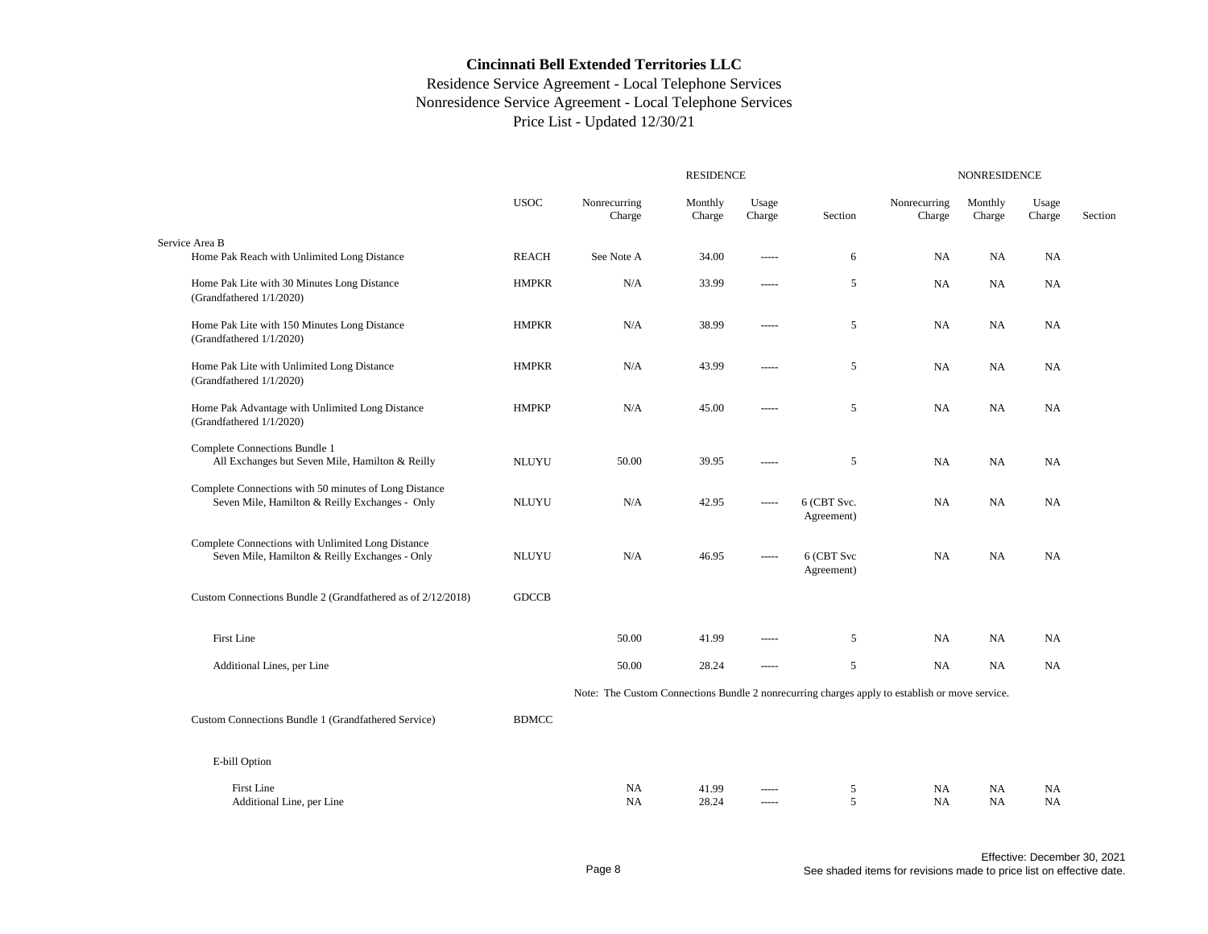# Cincinnati Bell Extended Territories LLC

Residence Service Agreement - Local Telephone Services
Nonresidence Service Agreement - Local Telephone Services
Price List - Updated 12/30/21

| | | RESIDENCE | | | | NONRESIDENCE | | | |
|---|---|---|---|---|---|---|---|---|---|
| | USOC | Nonrecurring Charge | Monthly Charge | Usage Charge | Section | Nonrecurring Charge | Monthly Charge | Usage Charge | Section |
| Service Area B | | | | | | | | | |
| Home Pak Reach with Unlimited Long Distance | REACH | See Note A | 34.00 | ----- | 6 | NA | NA | NA | |
| Home Pak Lite with 30 Minutes Long Distance (Grandfathered 1/1/2020) | HMPKR | N/A | 33.99 | ----- | 5 | NA | NA | NA | |
| Home Pak Lite with 150 Minutes Long Distance (Grandfathered 1/1/2020) | HMPKR | N/A | 38.99 | ----- | 5 | NA | NA | NA | |
| Home Pak Lite with Unlimited Long Distance (Grandfathered 1/1/2020) | HMPKR | N/A | 43.99 | ----- | 5 | NA | NA | NA | |
| Home Pak Advantage with Unlimited Long Distance (Grandfathered 1/1/2020) | HMPKP | N/A | 45.00 | ----- | 5 | NA | NA | NA | |
| Complete Connections Bundle 1 All Exchanges but Seven Mile, Hamilton & Reilly | NLUYU | 50.00 | 39.95 | ----- | 5 | NA | NA | NA | |
| Complete Connections with 50 minutes of Long Distance Seven Mile, Hamilton & Reilly Exchanges - Only | NLUYU | N/A | 42.95 | ----- | 6 (CBT Svc. Agreement) | NA | NA | NA | |
| Complete Connections with Unlimited Long Distance Seven Mile, Hamilton & Reilly Exchanges - Only | NLUYU | N/A | 46.95 | ----- | 6 (CBT Svc Agreement) | NA | NA | NA | |
| Custom Connections Bundle 2 (Grandfathered as of 2/12/2018) | GDCCB | | | | | | | | |
| First Line | | 50.00 | 41.99 | ----- | 5 | NA | NA | NA | |
| Additional Lines, per Line | | 50.00 | 28.24 | ----- | 5 | NA | NA | NA | |
| | | Note: The Custom Connections Bundle 2 nonrecurring charges apply to establish or move service. | | | | | | | |
| Custom Connections Bundle 1 (Grandfathered Service) | BDMCC | | | | | | | | |
| E-bill Option | | | | | | | | | |
| First Line | | NA | 41.99 | ----- | 5 | NA | NA | NA | |
| Additional Line, per Line | | NA | 28.24 | ----- | 5 | NA | NA | NA | |

Effective: December 30, 2021
See shaded items for revisions made to price list on effective date.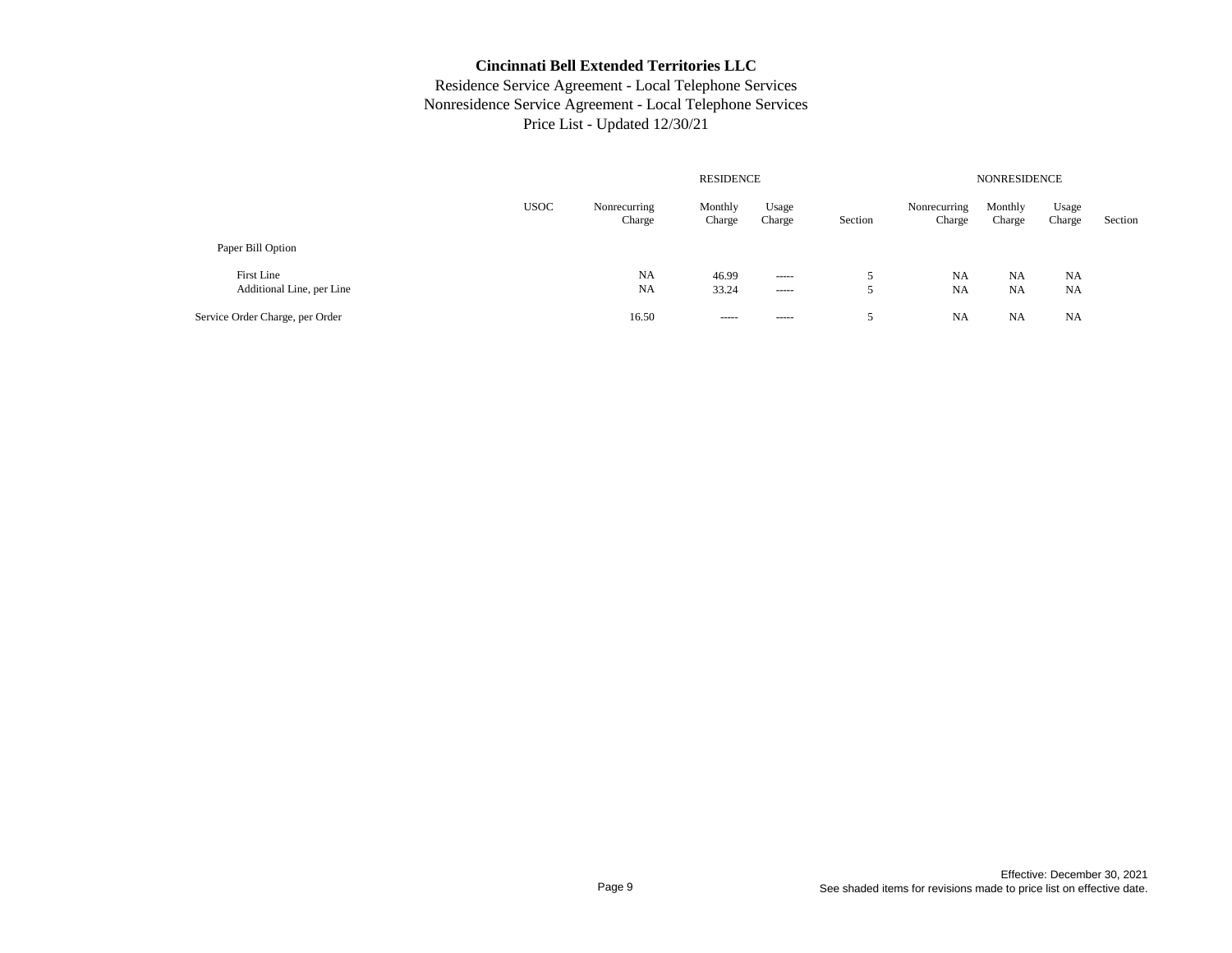# Cincinnati Bell Extended Territories LLC

Residence Service Agreement - Local Telephone Services
Nonresidence Service Agreement - Local Telephone Services
Price List - Updated 12/30/21

| | | RESIDENCE | | | | NONRESIDENCE | | | |
|---|---|---|---|---|---|---|---|---|---|
| | USOC | Nonrecurring Charge | Monthly Charge | Usage Charge | Section | Nonrecurring Charge | Monthly Charge | Usage Charge | Section |
| Paper Bill Option | | | | | | | | | |
| First Line | | NA | 46.99 | ----- | 5 | NA | NA | NA | |
| Additional Line, per Line | | NA | 33.24 | ----- | 5 | NA | NA | NA | |
| Service Order Charge, per Order | | 16.50 | ----- | ----- | 5 | NA | NA | NA | |

Effective: December 30, 2021
See shaded items for revisions made to price list on effective date.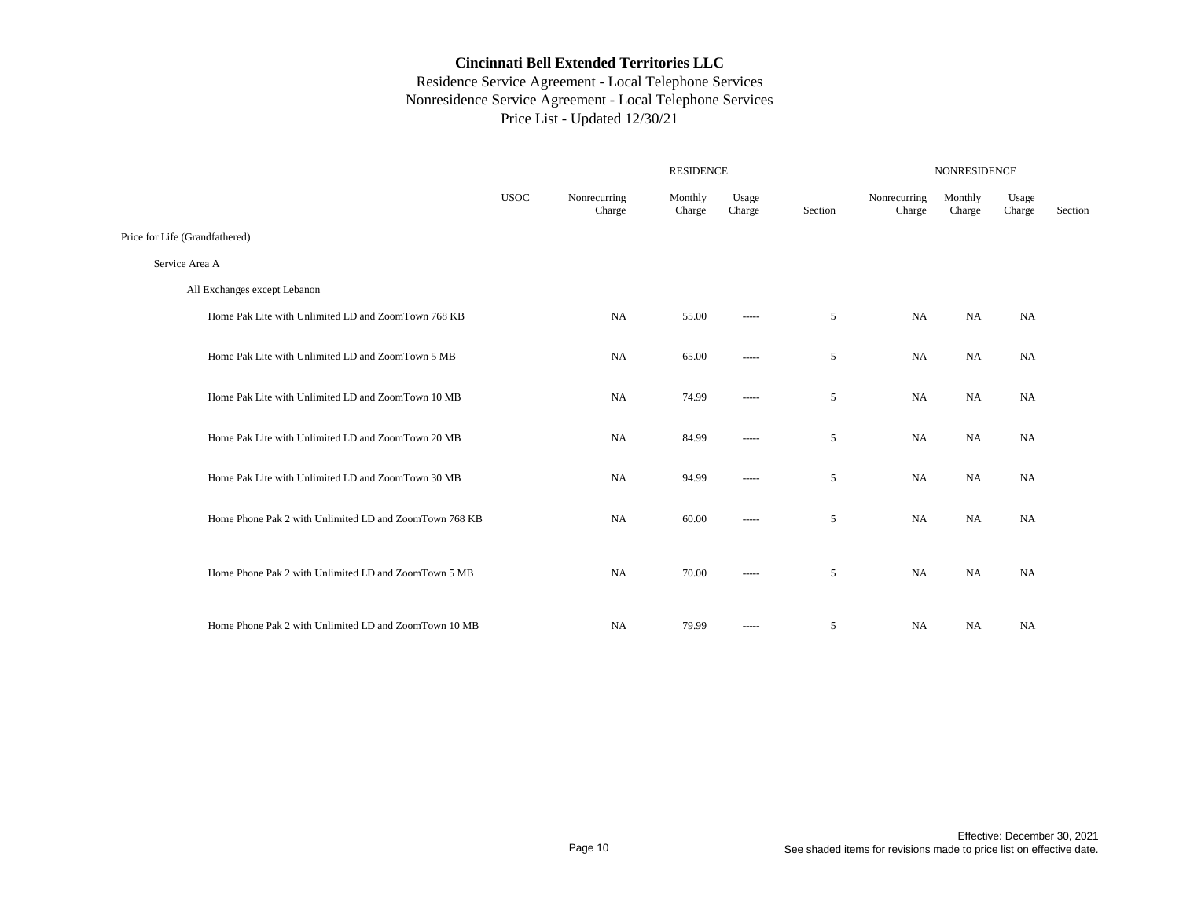# Cincinnati Bell Extended Territories LLC

Residence Service Agreement - Local Telephone Services
Nonresidence Service Agreement - Local Telephone Services
Price List - Updated 12/30/21

| | USOC | RESIDENCE Nonrecurring Charge | Monthly Charge | Usage Charge | Section | NONRESIDENCE Nonrecurring Charge | Monthly Charge | Usage Charge | Section |
|---|---|---|---|---|---|---|---|---|---|
| Price for Life (Grandfathered) | | | | | | | | | |
| Service Area A | | | | | | | | | |
| All Exchanges except Lebanon | | | | | | | | | |
| Home Pak Lite with Unlimited LD and ZoomTown 768 KB | | NA | 55.00 | ----- | 5 | NA | NA | NA | |
| Home Pak Lite with Unlimited LD and ZoomTown 5 MB | | NA | 65.00 | ----- | 5 | NA | NA | NA | |
| Home Pak Lite with Unlimited LD and ZoomTown 10 MB | | NA | 74.99 | ----- | 5 | NA | NA | NA | |
| Home Pak Lite with Unlimited LD and ZoomTown 20 MB | | NA | 84.99 | ----- | 5 | NA | NA | NA | |
| Home Pak Lite with Unlimited LD and ZoomTown 30 MB | | NA | 94.99 | ----- | 5 | NA | NA | NA | |
| Home Phone Pak 2 with Unlimited LD and ZoomTown 768 KB | | NA | 60.00 | ----- | 5 | NA | NA | NA | |
| Home Phone Pak 2 with Unlimited LD and ZoomTown 5 MB | | NA | 70.00 | ----- | 5 | NA | NA | NA | |
| Home Phone Pak 2 with Unlimited LD and ZoomTown 10 MB | | NA | 79.99 | ----- | 5 | NA | NA | NA | |

Effective: December 30, 2021
See shaded items for revisions made to price list on effective date.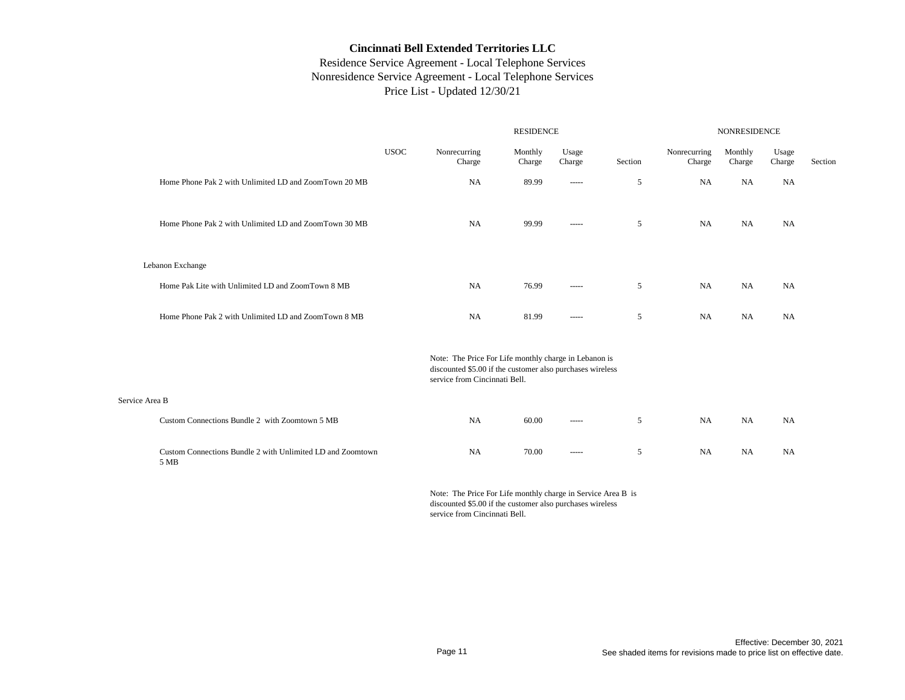# Cincinnati Bell Extended Territories LLC

Residence Service Agreement - Local Telephone Services
Nonresidence Service Agreement - Local Telephone Services
Price List - Updated 12/30/21

| | USOC | RESIDENCE Nonrecurring Charge | Monthly Charge | Usage Charge | Section | NONRESIDENCE Nonrecurring Charge | Monthly Charge | Usage Charge | Section |
|---|---|---|---|---|---|---|---|---|---|
| Home Phone Pak 2 with Unlimited LD and ZoomTown 20 MB | | NA | 89.99 | ----- | 5 | NA | NA | NA | |
| Home Phone Pak 2 with Unlimited LD and ZoomTown 30 MB | | NA | 99.99 | ----- | 5 | NA | NA | NA | |
| Lebanon Exchange | | | | | | | | | |
| Home Pak Lite with Unlimited LD and ZoomTown 8 MB | | NA | 76.99 | ----- | 5 | NA | NA | NA | |
| Home Phone Pak 2 with Unlimited LD and ZoomTown 8 MB | | NA | 81.99 | ----- | 5 | NA | NA | NA | |
| | | Note: The Price For Life monthly charge in Lebanon is discounted $5.00 if the customer also purchases wireless service from Cincinnati Bell. | | | | | | | |
| Service Area B | | | | | | | | | |
| Custom Connections Bundle 2 with Zoomtown 5 MB | | NA | 60.00 | ----- | 5 | NA | NA | NA | |
| Custom Connections Bundle 2 with Unlimited LD and Zoomtown 5 MB | | NA | 70.00 | ----- | 5 | NA | NA | NA | |
| | | Note: The Price For Life monthly charge in Service Area B is discounted $5.00 if the customer also purchases wireless service from Cincinnati Bell. | | | | | | | |

Effective: December 30, 2021
See shaded items for revisions made to price list on effective date.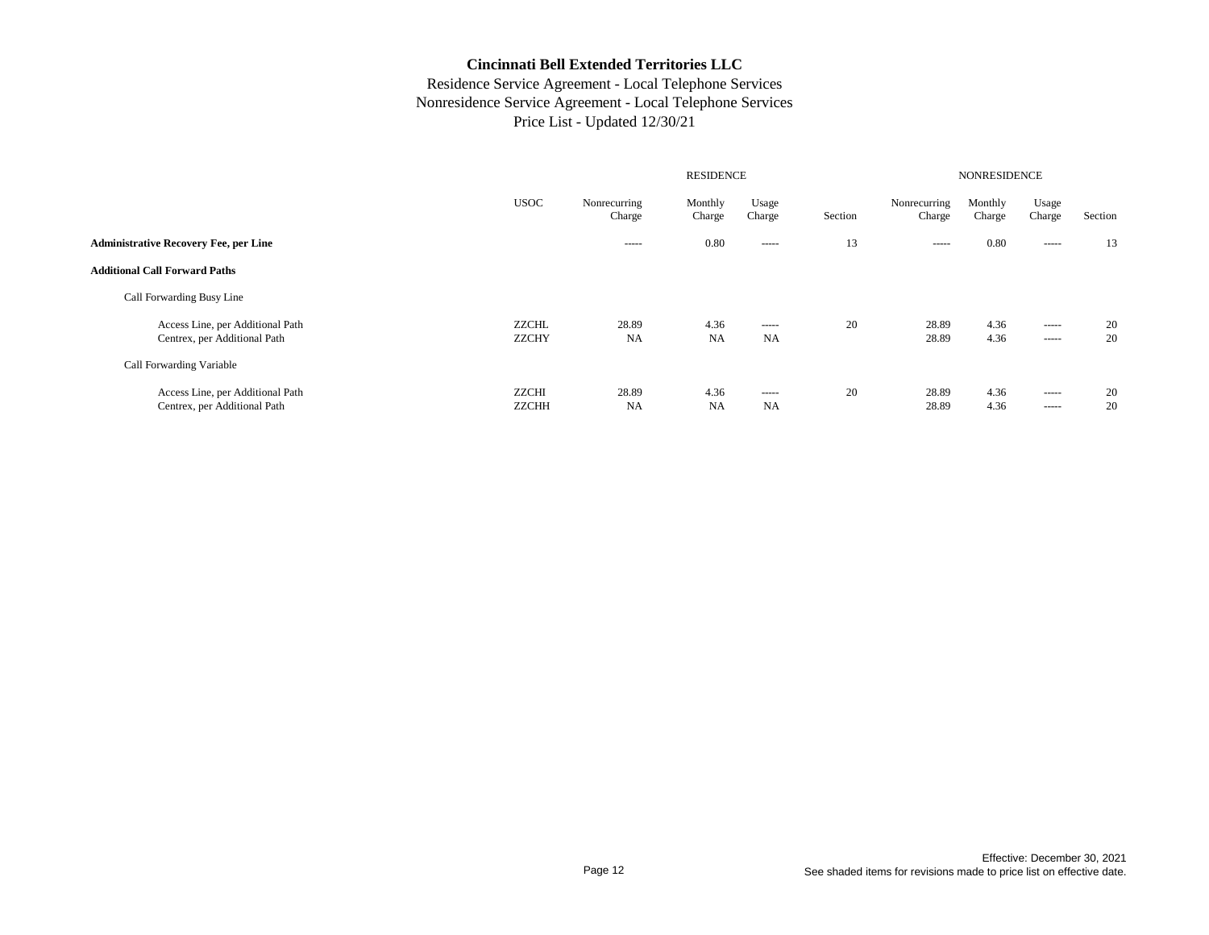# Cincinnati Bell Extended Territories LLC

Residence Service Agreement - Local Telephone Services
Nonresidence Service Agreement - Local Telephone Services
Price List - Updated 12/30/21

| | | RESIDENCE | | | | NONRESIDENCE | | | |
|---|---|---|---|---|---|---|---|---|---|
| | USOC | Nonrecurring Charge | Monthly Charge | Usage Charge | Section | Nonrecurring Charge | Monthly Charge | Usage Charge | Section |
| **Administrative Recovery Fee, per Line** | | ----- | 0.80 | ----- | 13 | ----- | 0.80 | ----- | 13 |
| **Additional Call Forward Paths** | | | | | | | | | |
| Call Forwarding Busy Line | | | | | | | | | |
| Access Line, per Additional Path | ZZCHL | 28.89 | 4.36 | ----- | 20 | 28.89 | 4.36 | ----- | 20 |
| Centrex, per Additional Path | ZZCHY | NA | NA | NA | | 28.89 | 4.36 | ----- | 20 |
| Call Forwarding Variable | | | | | | | | | |
| Access Line, per Additional Path | ZZCHI | 28.89 | 4.36 | ----- | 20 | 28.89 | 4.36 | ----- | 20 |
| Centrex, per Additional Path | ZZCHH | NA | NA | NA | | 28.89 | 4.36 | ----- | 20 |

Effective: December 30, 2021
See shaded items for revisions made to price list on effective date.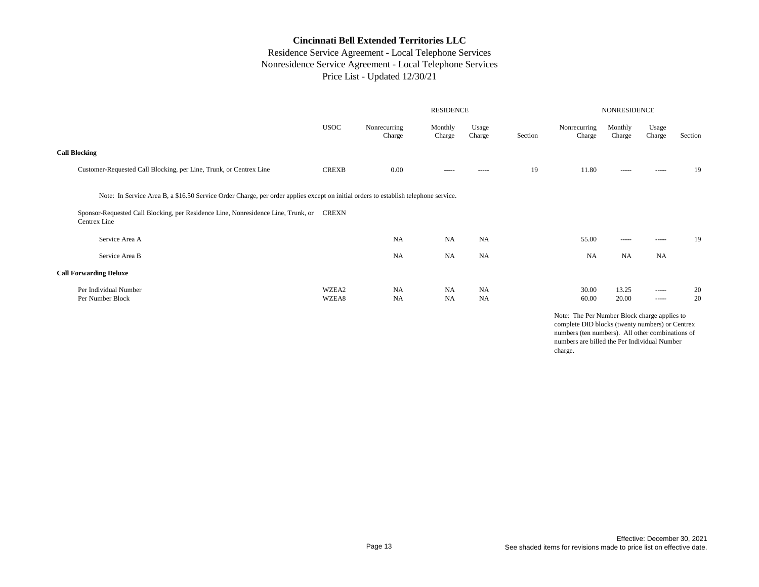**Cincinnati Bell Extended Territories LLC**
Residence Service Agreement - Local Telephone Services
Nonresidence Service Agreement - Local Telephone Services
Price List - Updated 12/30/21

| | | RESIDENCE | | | | NONRESIDENCE | | | |
|---|---|---|---|---|---|---|---|---|---|
| | USOC | Nonrecurring Charge | Monthly Charge | Usage Charge | Section | Nonrecurring Charge | Monthly Charge | Usage Charge | Section |
| **Call Blocking** | | | | | | | | | |
| Customer-Requested Call Blocking, per Line, Trunk, or Centrex Line | CREXB | 0.00 | ----- | ----- | 19 | 11.80 | ----- | ----- | 19 |
| Note: In Service Area B, a $16.50 Service Order Charge, per order applies except on initial orders to establish telephone service. | | | | | | | | | |
| Sponsor-Requested Call Blocking, per Residence Line, Nonresidence Line, Trunk, or Centrex Line | CREXN | | | | | | | | |
| Service Area A | | NA | NA | NA | | 55.00 | ----- | ----- | 19 |
| Service Area B | | NA | NA | NA | | NA | NA | NA | |
| **Call Forwarding Deluxe** | | | | | | | | | |
| Per Individual Number | WZEA2 | NA | NA | NA | | 30.00 | 13.25 | ----- | 20 |
| Per Number Block | WZEA8 | NA | NA | NA | | 60.00 | 20.00 | ----- | 20 |

Note: The Per Number Block charge applies to complete DID blocks (twenty numbers) or Centrex numbers (ten numbers). All other combinations of numbers are billed the Per Individual Number charge.

Effective: December 30, 2021
See shaded items for revisions made to price list on effective date.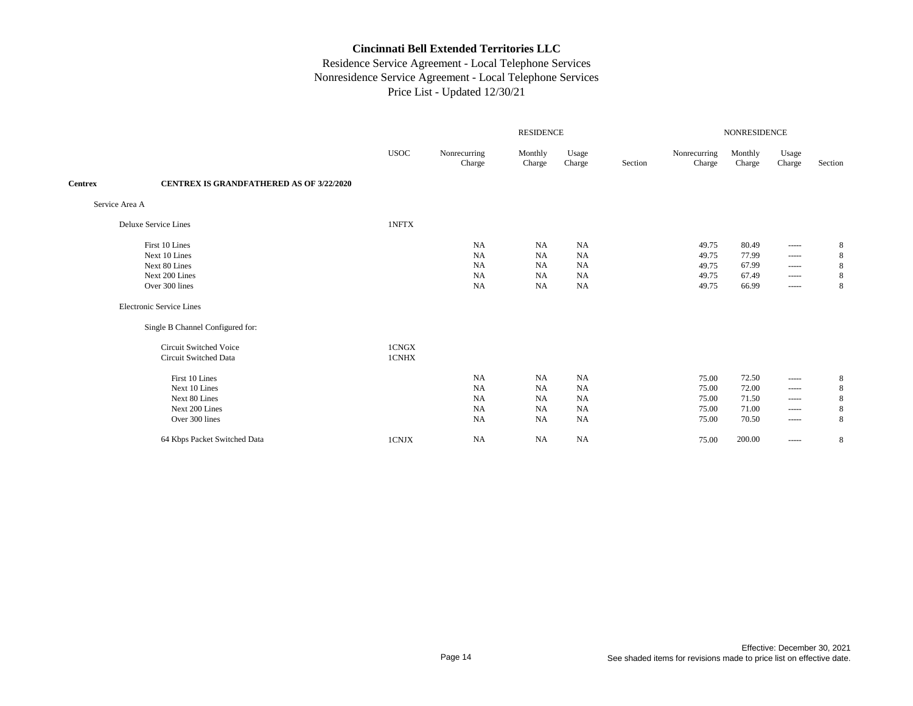# Cincinnati Bell Extended Territories LLC

## Residence Service Agreement - Local Telephone Services
## Nonresidence Service Agreement - Local Telephone Services
## Price List - Updated 12/30/21

| | USOC | RESIDENCE Nonrecurring Charge | RESIDENCE Monthly Charge | RESIDENCE Usage Charge | RESIDENCE Section | NONRESIDENCE Nonrecurring Charge | NONRESIDENCE Monthly Charge | NONRESIDENCE Usage Charge | NONRESIDENCE Section |
|---|---|---|---|---|---|---|---|---|---|
| **Centrex** — **CENTREX IS GRANDFATHERED AS OF 3/22/2020** | | | | | | | | | |
| Service Area A | | | | | | | | | |
| Deluxe Service Lines | 1NFTX | | | | | | | | |
| First 10 Lines | | NA | NA | NA | | 49.75 | 80.49 | ----- | 8 |
| Next 10 Lines | | NA | NA | NA | | 49.75 | 77.99 | ----- | 8 |
| Next 80 Lines | | NA | NA | NA | | 49.75 | 67.99 | ----- | 8 |
| Next 200 Lines | | NA | NA | NA | | 49.75 | 67.49 | ----- | 8 |
| Over 300 lines | | NA | NA | NA | | 49.75 | 66.99 | ----- | 8 |
| Electronic Service Lines | | | | | | | | | |
| Single B Channel Configured for: | | | | | | | | | |
| Circuit Switched Voice | 1CNGX | | | | | | | | |
| Circuit Switched Data | 1CNHX | | | | | | | | |
| First 10 Lines | | NA | NA | NA | | 75.00 | 72.50 | ----- | 8 |
| Next 10 Lines | | NA | NA | NA | | 75.00 | 72.00 | ----- | 8 |
| Next 80 Lines | | NA | NA | NA | | 75.00 | 71.50 | ----- | 8 |
| Next 200 Lines | | NA | NA | NA | | 75.00 | 71.00 | ----- | 8 |
| Over 300 lines | | NA | NA | NA | | 75.00 | 70.50 | ----- | 8 |
| 64 Kbps Packet Switched Data | 1CNJX | NA | NA | NA | | 75.00 | 200.00 | ----- | 8 |

Effective: December 30, 2021
See shaded items for revisions made to price list on effective date.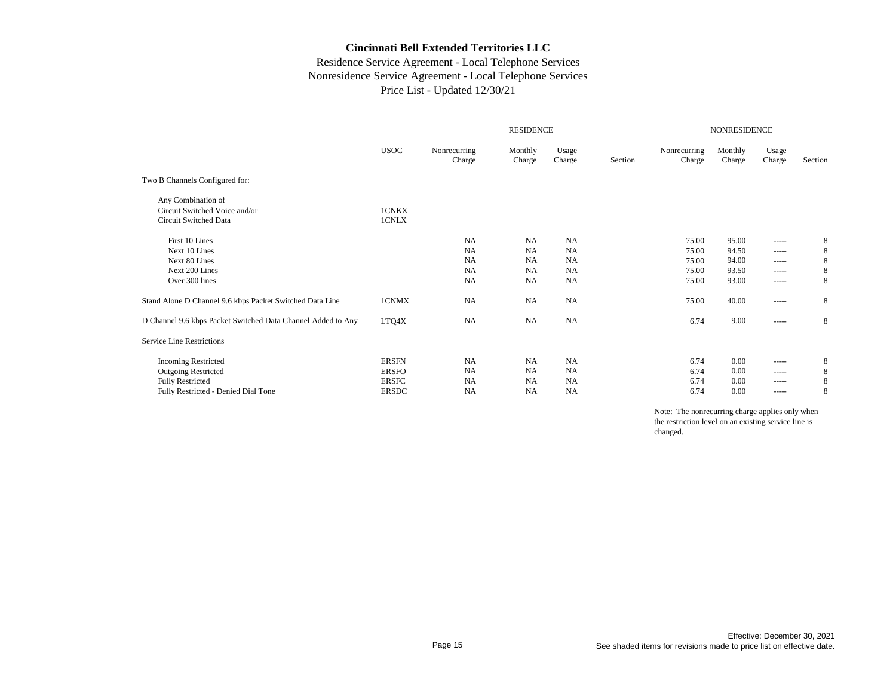**Cincinnati Bell Extended Territories LLC**

Residence Service Agreement - Local Telephone Services
Nonresidence Service Agreement - Local Telephone Services
Price List - Updated 12/30/21

| | | RESIDENCE | | | | NONRESIDENCE | | | |
|---|---|---|---|---|---|---|---|---|---|
| | USOC | Nonrecurring Charge | Monthly Charge | Usage Charge | Section | Nonrecurring Charge | Monthly Charge | Usage Charge | Section |
| Two B Channels Configured for: | | | | | | | | | |
| Any Combination of Circuit Switched Voice and/or Circuit Switched Data | 1CNKX 1CNLX | | | | | | | | |
| First 10 Lines | | NA | NA | NA | | 75.00 | 95.00 | ----- | 8 |
| Next 10 Lines | | NA | NA | NA | | 75.00 | 94.50 | ----- | 8 |
| Next 80 Lines | | NA | NA | NA | | 75.00 | 94.00 | ----- | 8 |
| Next 200 Lines | | NA | NA | NA | | 75.00 | 93.50 | ----- | 8 |
| Over 300 lines | | NA | NA | NA | | 75.00 | 93.00 | ----- | 8 |
| Stand Alone D Channel 9.6 kbps Packet Switched Data Line | 1CNMX | NA | NA | NA | | 75.00 | 40.00 | ----- | 8 |
| D Channel 9.6 kbps Packet Switched Data Channel Added to Any | LTQ4X | NA | NA | NA | | 6.74 | 9.00 | ----- | 8 |
| Service Line Restrictions | | | | | | | | | |
| Incoming Restricted | ERSFN | NA | NA | NA | | 6.74 | 0.00 | ----- | 8 |
| Outgoing Restricted | ERSFO | NA | NA | NA | | 6.74 | 0.00 | ----- | 8 |
| Fully Restricted | ERSFC | NA | NA | NA | | 6.74 | 0.00 | ----- | 8 |
| Fully Restricted - Denied Dial Tone | ERSDC | NA | NA | NA | | 6.74 | 0.00 | ----- | 8 |

Note: The nonrecurring charge applies only when the restriction level on an existing service line is changed.

Effective: December 30, 2021
See shaded items for revisions made to price list on effective date.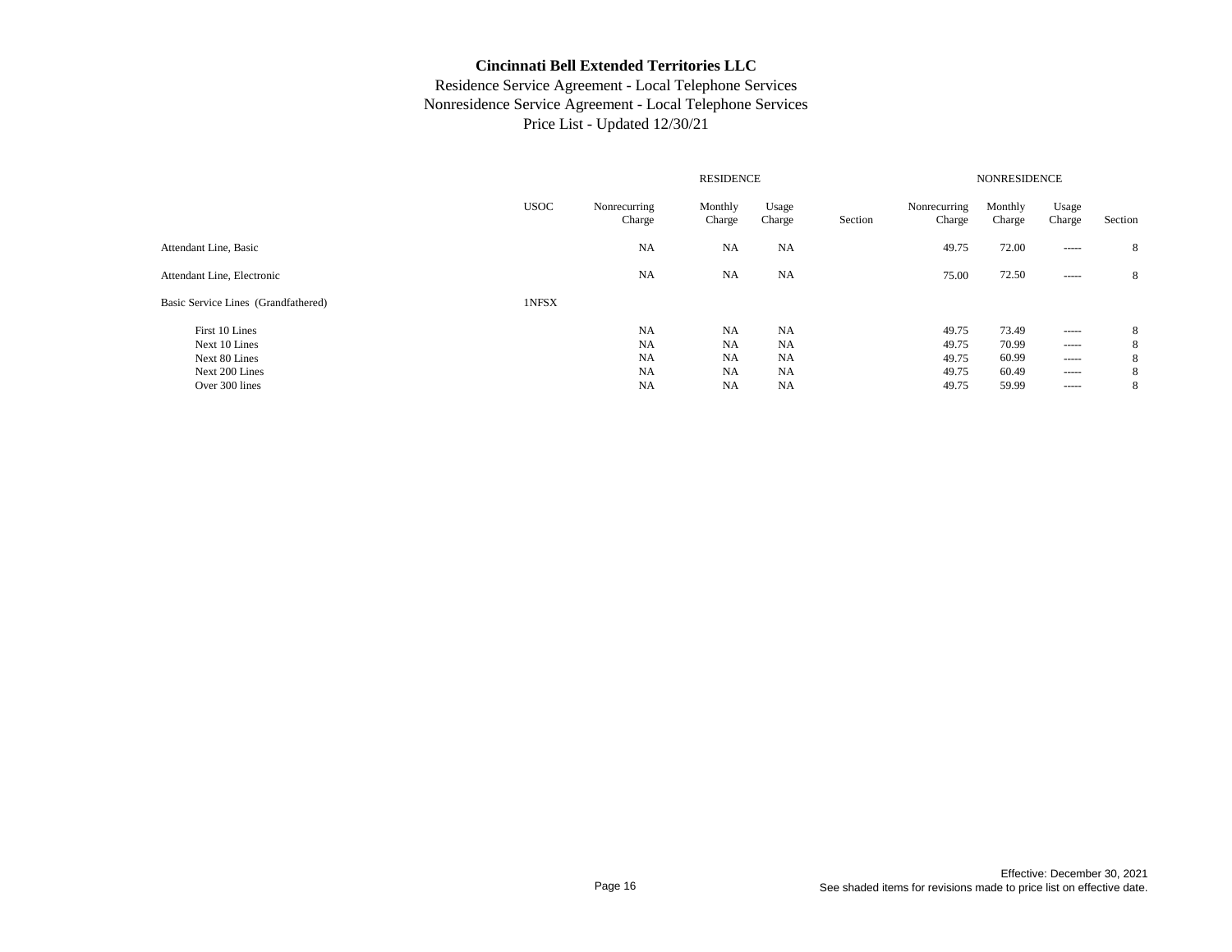# Cincinnati Bell Extended Territories LLC

Residence Service Agreement - Local Telephone Services
Nonresidence Service Agreement - Local Telephone Services
Price List - Updated 12/30/21

| | | RESIDENCE | | | | NONRESIDENCE | | | |
|---|---|---|---|---|---|---|---|---|---|
| | USOC | Nonrecurring Charge | Monthly Charge | Usage Charge | Section | Nonrecurring Charge | Monthly Charge | Usage Charge | Section |
| Attendant Line, Basic | | NA | NA | NA | | 49.75 | 72.00 | ----- | 8 |
| Attendant Line, Electronic | | NA | NA | NA | | 75.00 | 72.50 | ----- | 8 |
| Basic Service Lines (Grandfathered) | 1NFSX | | | | | | | | |
| First 10 Lines | | NA | NA | NA | | 49.75 | 73.49 | ----- | 8 |
| Next 10 Lines | | NA | NA | NA | | 49.75 | 70.99 | ----- | 8 |
| Next 80 Lines | | NA | NA | NA | | 49.75 | 60.99 | ----- | 8 |
| Next 200 Lines | | NA | NA | NA | | 49.75 | 60.49 | ----- | 8 |
| Over 300 lines | | NA | NA | NA | | 49.75 | 59.99 | ----- | 8 |

Effective: December 30, 2021
See shaded items for revisions made to price list on effective date.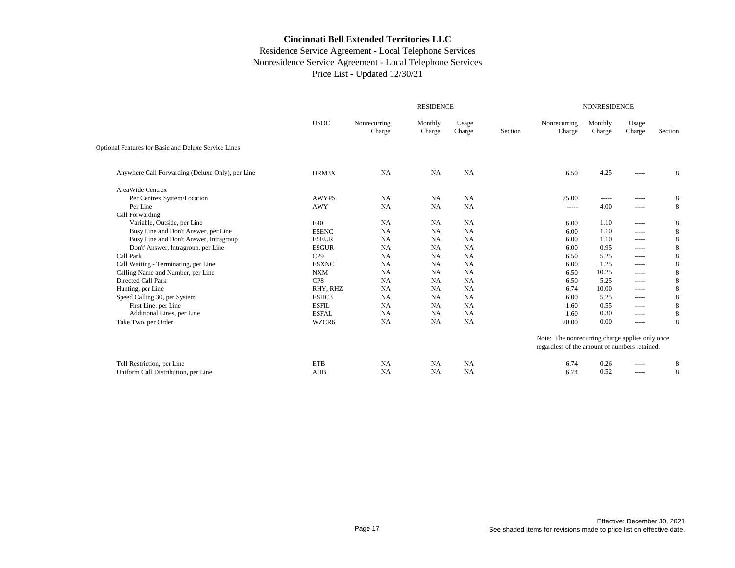**Cincinnati Bell Extended Territories LLC**

Residence Service Agreement - Local Telephone Services
Nonresidence Service Agreement - Local Telephone Services
Price List - Updated 12/30/21

| | USOC | RESIDENCE Nonrecurring Charge | RESIDENCE Monthly Charge | RESIDENCE Usage Charge | RESIDENCE Section | NONRESIDENCE Nonrecurring Charge | NONRESIDENCE Monthly Charge | NONRESIDENCE Usage Charge | NONRESIDENCE Section |
|---|---|---|---|---|---|---|---|---|---|
| Optional Features for Basic and Deluxe Service Lines | | | | | | | | | |
| Anywhere Call Forwarding (Deluxe Only), per Line | HRM3X | NA | NA | NA | | 6.50 | 4.25 | ----- | 8 |
| AreaWide Centrex | | | | | | | | | |
| Per Centrex System/Location | AWYPS | NA | NA | NA | | 75.00 | ----- | ----- | 8 |
| Per Line | AWY | NA | NA | NA | | ----- | 4.00 | ----- | 8 |
| Call Forwarding | | | | | | | | | |
| Variable, Outside, per Line | E40 | NA | NA | NA | | 6.00 | 1.10 | ----- | 8 |
| Busy Line and Don't Answer, per Line | E5ENC | NA | NA | NA | | 6.00 | 1.10 | ----- | 8 |
| Busy Line and Don't Answer, Intragroup | E5EUR | NA | NA | NA | | 6.00 | 1.10 | ----- | 8 |
| Don't' Answer, Intragroup, per Line | E9GUR | NA | NA | NA | | 6.00 | 0.95 | ----- | 8 |
| Call Park | CP9 | NA | NA | NA | | 6.50 | 5.25 | ----- | 8 |
| Call Waiting - Terminating, per Line | ESXNC | NA | NA | NA | | 6.00 | 1.25 | ----- | 8 |
| Calling Name and Number, per Line | NXM | NA | NA | NA | | 6.50 | 10.25 | ----- | 8 |
| Directed Call Park | CP8 | NA | NA | NA | | 6.50 | 5.25 | ----- | 8 |
| Hunting, per Line | RHY, RHZ | NA | NA | NA | | 6.74 | 10.00 | ----- | 8 |
| Speed Calling 30, per System | ESHC3 | NA | NA | NA | | 6.00 | 5.25 | ----- | 8 |
| First Line, per Line | ESFIL | NA | NA | NA | | 1.60 | 0.55 | ----- | 8 |
| Additional Lines, per Line | ESFAL | NA | NA | NA | | 1.60 | 0.30 | ----- | 8 |
| Take Two, per Order | WZCR6 | NA | NA | NA | | 20.00 | 0.00 | ----- | 8 |
| | | | | | | Note: The nonrecurring charge applies only once regardless of the amount of numbers retained. | | | |
| Toll Restriction, per Line | ETB | NA | NA | NA | | 6.74 | 0.26 | ----- | 8 |
| Uniform Call Distribution, per Line | AHB | NA | NA | NA | | 6.74 | 0.52 | ----- | 8 |

Effective: December 30, 2021
See shaded items for revisions made to price list on effective date.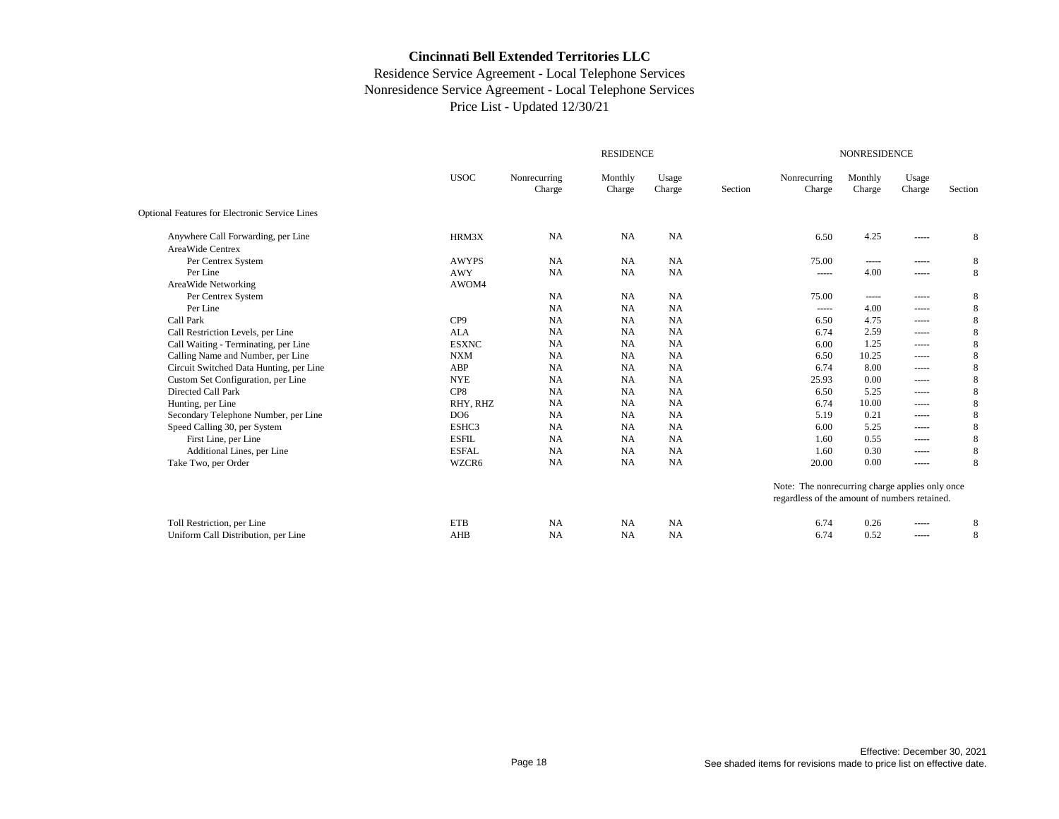# Cincinnati Bell Extended Territories LLC

Residence Service Agreement - Local Telephone Services
Nonresidence Service Agreement - Local Telephone Services
Price List - Updated 12/30/21

| | USOC | RESIDENCE Nonrecurring Charge | RESIDENCE Monthly Charge | RESIDENCE Usage Charge | RESIDENCE Section | NONRESIDENCE Nonrecurring Charge | NONRESIDENCE Monthly Charge | NONRESIDENCE Usage Charge | NONRESIDENCE Section |
|---|---|---|---|---|---|---|---|---|---|
| Optional Features for Electronic Service Lines | | | | | | | | | |
| Anywhere Call Forwarding, per Line | HRM3X | NA | NA | NA | | 6.50 | 4.25 | ----- | 8 |
| AreaWide Centrex | | | | | | | | | |
| Per Centrex System | AWYPS | NA | NA | NA | | 75.00 | ----- | ----- | 8 |
| Per Line | AWY | NA | NA | NA | | ----- | 4.00 | ----- | 8 |
| AreaWide Networking | AWOM4 | | | | | | | | |
| Per Centrex System | | NA | NA | NA | | 75.00 | ----- | ----- | 8 |
| Per Line | | NA | NA | NA | | ----- | 4.00 | ----- | 8 |
| Call Park | CP9 | NA | NA | NA | | 6.50 | 4.75 | ----- | 8 |
| Call Restriction Levels, per Line | ALA | NA | NA | NA | | 6.74 | 2.59 | ----- | 8 |
| Call Waiting - Terminating, per Line | ESXNC | NA | NA | NA | | 6.00 | 1.25 | ----- | 8 |
| Calling Name and Number, per Line | NXM | NA | NA | NA | | 6.50 | 10.25 | ----- | 8 |
| Circuit Switched Data Hunting, per Line | ABP | NA | NA | NA | | 6.74 | 8.00 | ----- | 8 |
| Custom Set Configuration, per Line | NYE | NA | NA | NA | | 25.93 | 0.00 | ----- | 8 |
| Directed Call Park | CP8 | NA | NA | NA | | 6.50 | 5.25 | ----- | 8 |
| Hunting, per Line | RHY, RHZ | NA | NA | NA | | 6.74 | 10.00 | ----- | 8 |
| Secondary Telephone Number, per Line | DO6 | NA | NA | NA | | 5.19 | 0.21 | ----- | 8 |
| Speed Calling 30, per System | ESHC3 | NA | NA | NA | | 6.00 | 5.25 | ----- | 8 |
| First Line, per Line | ESFIL | NA | NA | NA | | 1.60 | 0.55 | ----- | 8 |
| Additional Lines, per Line | ESFAL | NA | NA | NA | | 1.60 | 0.30 | ----- | 8 |
| Take Two, per Order | WZCR6 | NA | NA | NA | | 20.00 | 0.00 | ----- | 8 |
| Toll Restriction, per Line | ETB | NA | NA | NA | | 6.74 | 0.26 | ----- | 8 |
| Uniform Call Distribution, per Line | AHB | NA | NA | NA | | 6.74 | 0.52 | ----- | 8 |

Note: The nonrecurring charge applies only once regardless of the amount of numbers retained. (Take Two, per Order)

Effective: December 30, 2021
See shaded items for revisions made to price list on effective date.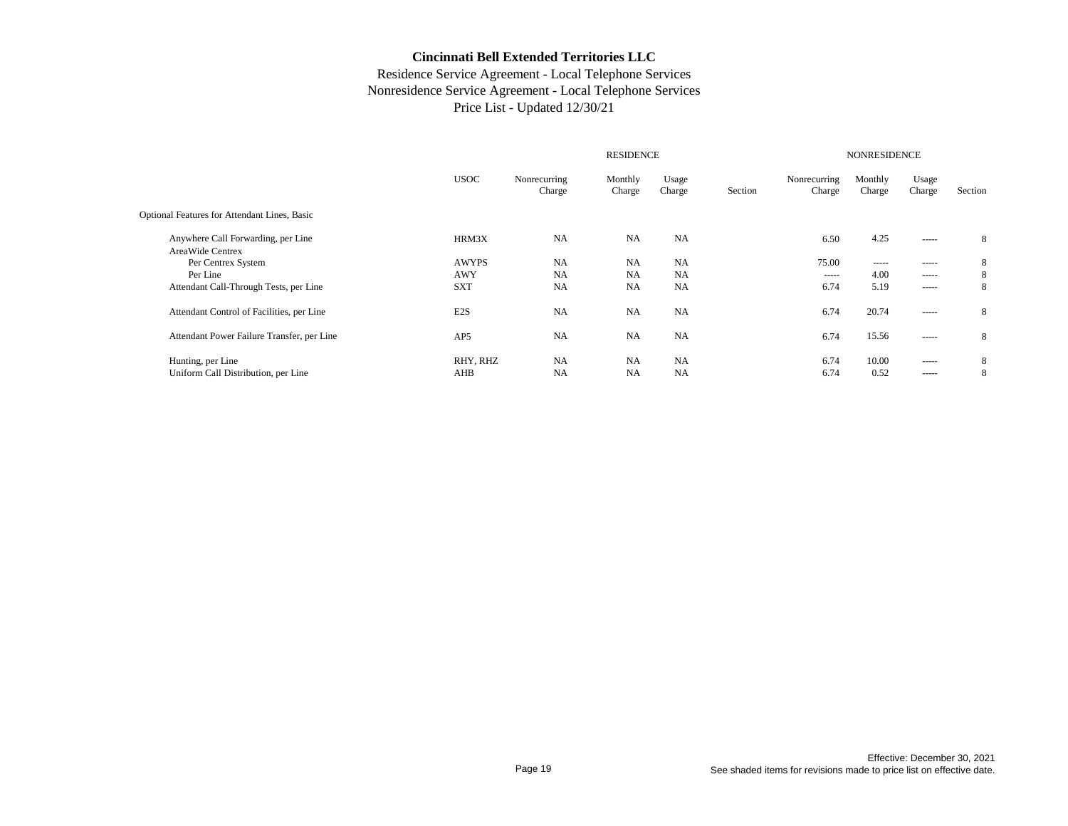**Cincinnati Bell Extended Territories LLC**

Residence Service Agreement - Local Telephone Services
Nonresidence Service Agreement - Local Telephone Services
Price List - Updated 12/30/21

| | USOC | RESIDENCE Nonrecurring Charge | RESIDENCE Monthly Charge | RESIDENCE Usage Charge | RESIDENCE Section | NONRESIDENCE Nonrecurring Charge | NONRESIDENCE Monthly Charge | NONRESIDENCE Usage Charge | NONRESIDENCE Section |
|---|---|---|---|---|---|---|---|---|---|
| Optional Features for Attendant Lines, Basic | | | | | | | | | |
| Anywhere Call Forwarding, per Line | HRM3X | NA | NA | NA | | 6.50 | 4.25 | ----- | 8 |
| AreaWide Centrex | | | | | | | | | |
| Per Centrex System | AWYPS | NA | NA | NA | | 75.00 | ----- | ----- | 8 |
| Per Line | AWY | NA | NA | NA | | ----- | 4.00 | ----- | 8 |
| Attendant Call-Through Tests, per Line | SXT | NA | NA | NA | | 6.74 | 5.19 | ----- | 8 |
| Attendant Control of Facilities, per Line | E2S | NA | NA | NA | | 6.74 | 20.74 | ----- | 8 |
| Attendant Power Failure Transfer, per Line | AP5 | NA | NA | NA | | 6.74 | 15.56 | ----- | 8 |
| Hunting, per Line | RHY, RHZ | NA | NA | NA | | 6.74 | 10.00 | ----- | 8 |
| Uniform Call Distribution, per Line | AHB | NA | NA | NA | | 6.74 | 0.52 | ----- | 8 |

Effective: December 30, 2021
See shaded items for revisions made to price list on effective date.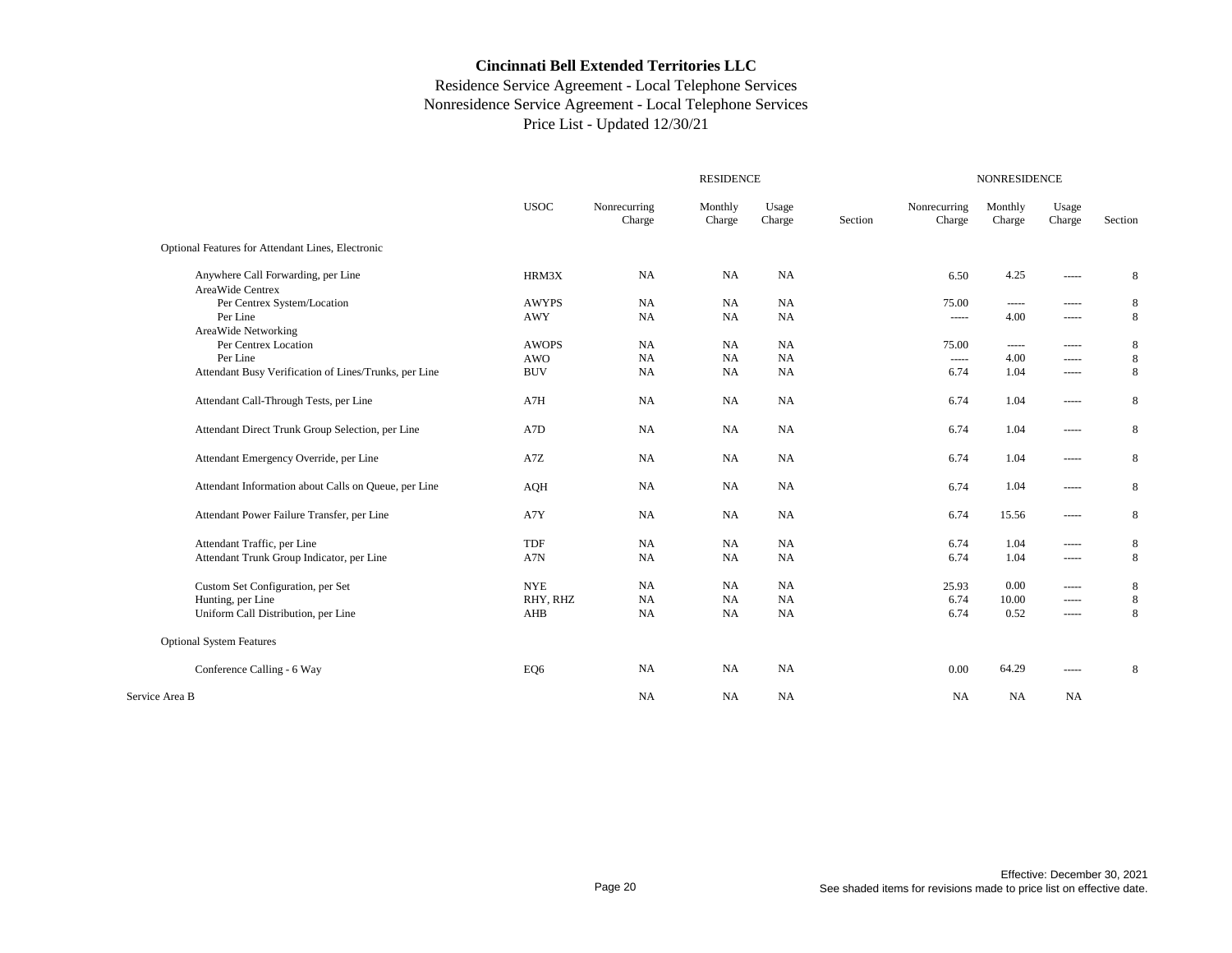# Cincinnati Bell Extended Territories LLC

Residence Service Agreement - Local Telephone Services
Nonresidence Service Agreement - Local Telephone Services
Price List - Updated 12/30/21

| | | RESIDENCE | | | | NONRESIDENCE | | | |
|---|---|---|---|---|---|---|---|---|---|
| | USOC | Nonrecurring Charge | Monthly Charge | Usage Charge | Section | Nonrecurring Charge | Monthly Charge | Usage Charge | Section |
| Optional Features for Attendant Lines, Electronic | | | | | | | | | |
| Anywhere Call Forwarding, per Line | HRM3X | NA | NA | NA | | 6.50 | 4.25 | ----- | 8 |
| AreaWide Centrex | | | | | | | | | |
| Per Centrex System/Location | AWYPS | NA | NA | NA | | 75.00 | ----- | ----- | 8 |
| Per Line | AWY | NA | NA | NA | | ----- | 4.00 | ----- | 8 |
| AreaWide Networking | | | | | | | | | |
| Per Centrex Location | AWOPS | NA | NA | NA | | 75.00 | ----- | ----- | 8 |
| Per Line | AWO | NA | NA | NA | | ----- | 4.00 | ----- | 8 |
| Attendant Busy Verification of Lines/Trunks, per Line | BUV | NA | NA | NA | | 6.74 | 1.04 | ----- | 8 |
| Attendant Call-Through Tests, per Line | A7H | NA | NA | NA | | 6.74 | 1.04 | ----- | 8 |
| Attendant Direct Trunk Group Selection, per Line | A7D | NA | NA | NA | | 6.74 | 1.04 | ----- | 8 |
| Attendant Emergency Override, per Line | A7Z | NA | NA | NA | | 6.74 | 1.04 | ----- | 8 |
| Attendant Information about Calls on Queue, per Line | AQH | NA | NA | NA | | 6.74 | 1.04 | ----- | 8 |
| Attendant Power Failure Transfer, per Line | A7Y | NA | NA | NA | | 6.74 | 15.56 | ----- | 8 |
| Attendant Traffic, per Line | TDF | NA | NA | NA | | 6.74 | 1.04 | ----- | 8 |
| Attendant Trunk Group Indicator, per Line | A7N | NA | NA | NA | | 6.74 | 1.04 | ----- | 8 |
| Custom Set Configuration, per Set | NYE | NA | NA | NA | | 25.93 | 0.00 | ----- | 8 |
| Hunting, per Line | RHY, RHZ | NA | NA | NA | | 6.74 | 10.00 | ----- | 8 |
| Uniform Call Distribution, per Line | AHB | NA | NA | NA | | 6.74 | 0.52 | ----- | 8 |
| Optional System Features | | | | | | | | | |
| Conference Calling - 6 Way | EQ6 | NA | NA | NA | | 0.00 | 64.29 | ----- | 8 |
| Service Area B | | NA | NA | NA | | NA | NA | NA | |

Effective: December 30, 2021
See shaded items for revisions made to price list on effective date.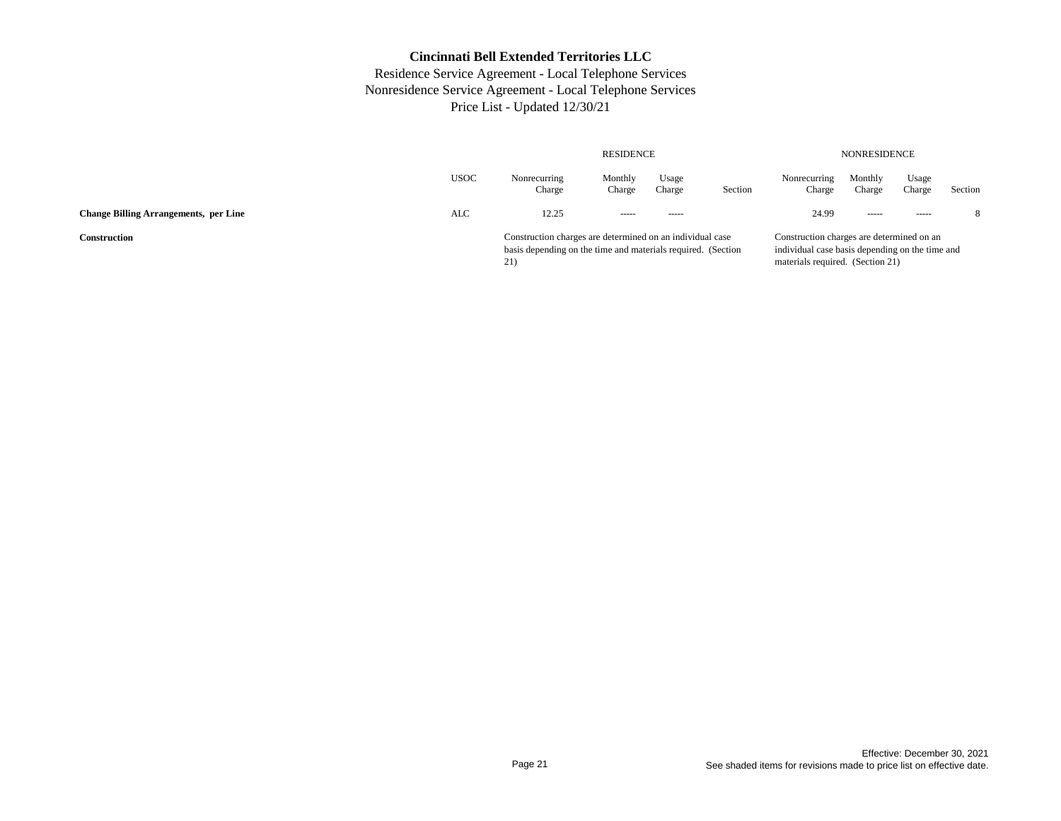# Cincinnati Bell Extended Territories LLC

Residence Service Agreement - Local Telephone Services
Nonresidence Service Agreement - Local Telephone Services
Price List - Updated 12/30/21

| | | RESIDENCE | | | | NONRESIDENCE | | | |
|---|---|---|---|---|---|---|---|---|---|
| | USOC | Nonrecurring Charge | Monthly Charge | Usage Charge | Section | Nonrecurring Charge | Monthly Charge | Usage Charge | Section |
| **Change Billing Arrangements, per Line** | ALC | 12.25 | ----- | ----- | | 24.99 | ----- | ----- | 8 |
| **Construction** | | Construction charges are determined on an individual case basis depending on the time and materials required. (Section 21) | | | | Construction charges are determined on an individual case basis depending on the time and materials required. (Section 21) | | | |

Effective: December 30, 2021
See shaded items for revisions made to price list on effective date.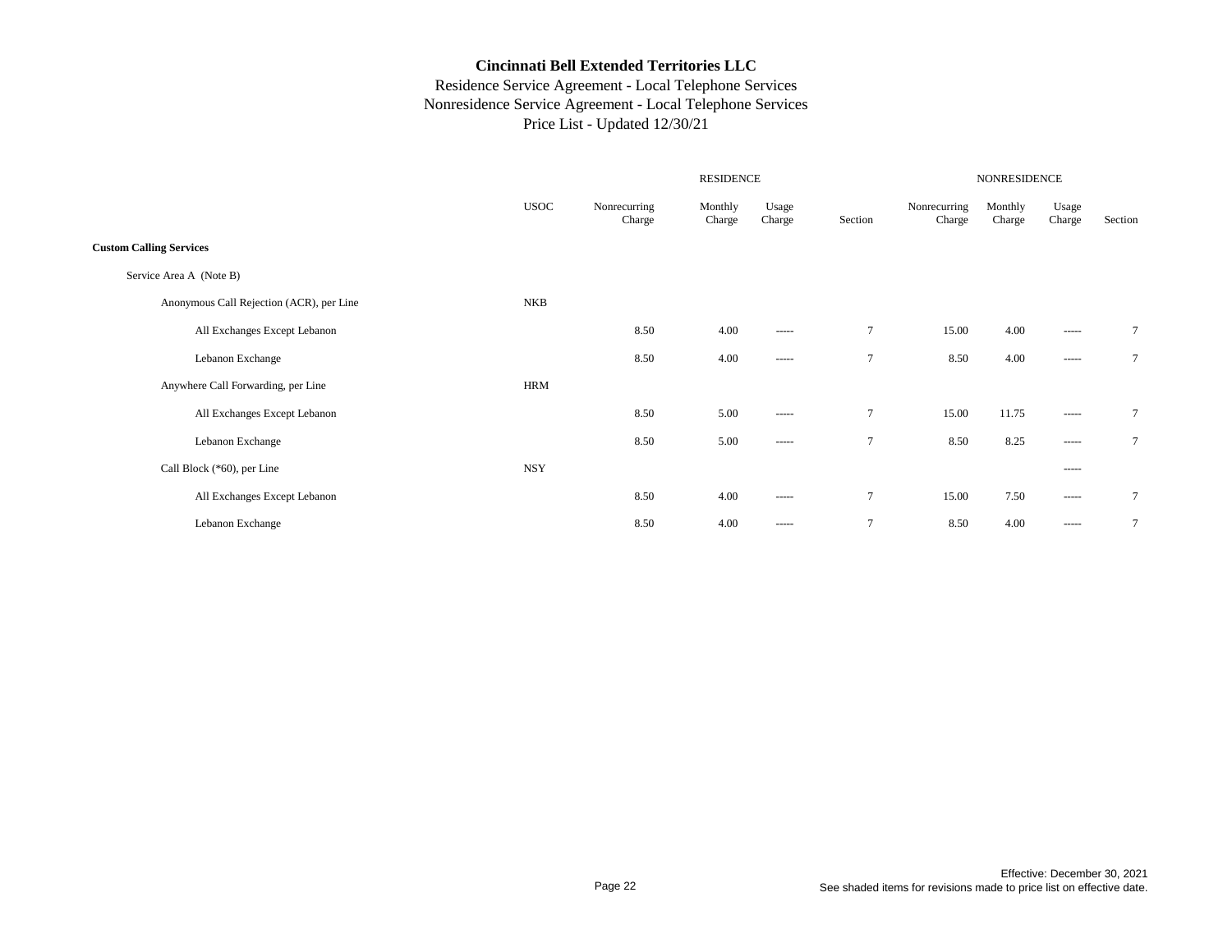# Cincinnati Bell Extended Territories LLC

Residence Service Agreement - Local Telephone Services
Nonresidence Service Agreement - Local Telephone Services
Price List - Updated 12/30/21

| | USOC | RESIDENCE Nonrecurring Charge | RESIDENCE Monthly Charge | RESIDENCE Usage Charge | RESIDENCE Section | NONRESIDENCE Nonrecurring Charge | NONRESIDENCE Monthly Charge | NONRESIDENCE Usage Charge | NONRESIDENCE Section |
|---|---|---|---|---|---|---|---|---|---|
| **Custom Calling Services** | | | | | | | | | |
| Service Area A (Note B) | | | | | | | | | |
| Anonymous Call Rejection (ACR), per Line | NKB | | | | | | | | |
| All Exchanges Except Lebanon | | 8.50 | 4.00 | ----- | 7 | 15.00 | 4.00 | ----- | 7 |
| Lebanon Exchange | | 8.50 | 4.00 | ----- | 7 | 8.50 | 4.00 | ----- | 7 |
| Anywhere Call Forwarding, per Line | HRM | | | | | | | | |
| All Exchanges Except Lebanon | | 8.50 | 5.00 | ----- | 7 | 15.00 | 11.75 | ----- | 7 |
| Lebanon Exchange | | 8.50 | 5.00 | ----- | 7 | 8.50 | 8.25 | ----- | 7 |
| Call Block (*60), per Line | NSY | | | | | | | ----- | |
| All Exchanges Except Lebanon | | 8.50 | 4.00 | ----- | 7 | 15.00 | 7.50 | ----- | 7 |
| Lebanon Exchange | | 8.50 | 4.00 | ----- | 7 | 8.50 | 4.00 | ----- | 7 |

Effective: December 30, 2021
See shaded items for revisions made to price list on effective date.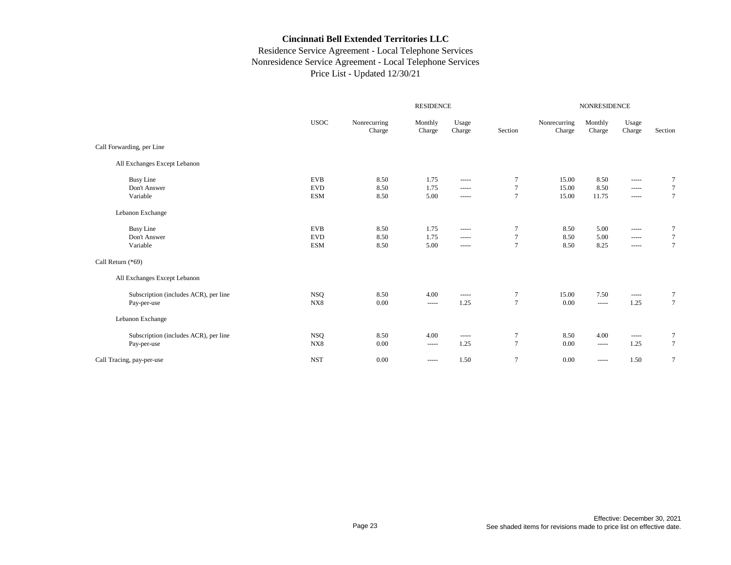# Cincinnati Bell Extended Territories LLC

Residence Service Agreement - Local Telephone Services
Nonresidence Service Agreement - Local Telephone Services
Price List - Updated 12/30/21

| | | RESIDENCE | | | | NONRESIDENCE | | | |
|---|---|---|---|---|---|---|---|---|---|
| | USOC | Nonrecurring Charge | Monthly Charge | Usage Charge | Section | Nonrecurring Charge | Monthly Charge | Usage Charge | Section |
| Call Forwarding, per Line | | | | | | | | | |
| All Exchanges Except Lebanon | | | | | | | | | |
| Busy Line | EVB | 8.50 | 1.75 | ----- | 7 | 15.00 | 8.50 | ----- | 7 |
| Don't Answer | EVD | 8.50 | 1.75 | ----- | 7 | 15.00 | 8.50 | ----- | 7 |
| Variable | ESM | 8.50 | 5.00 | ----- | 7 | 15.00 | 11.75 | ----- | 7 |
| Lebanon Exchange | | | | | | | | | |
| Busy Line | EVB | 8.50 | 1.75 | ----- | 7 | 8.50 | 5.00 | ----- | 7 |
| Don't Answer | EVD | 8.50 | 1.75 | ----- | 7 | 8.50 | 5.00 | ----- | 7 |
| Variable | ESM | 8.50 | 5.00 | ----- | 7 | 8.50 | 8.25 | ----- | 7 |
| Call Return (*69) | | | | | | | | | |
| All Exchanges Except Lebanon | | | | | | | | | |
| Subscription (includes ACR), per line | NSQ | 8.50 | 4.00 | ----- | 7 | 15.00 | 7.50 | ----- | 7 |
| Pay-per-use | NX8 | 0.00 | ----- | 1.25 | 7 | 0.00 | ----- | 1.25 | 7 |
| Lebanon Exchange | | | | | | | | | |
| Subscription (includes ACR), per line | NSQ | 8.50 | 4.00 | ----- | 7 | 8.50 | 4.00 | ----- | 7 |
| Pay-per-use | NX8 | 0.00 | ----- | 1.25 | 7 | 0.00 | ----- | 1.25 | 7 |
| Call Tracing, pay-per-use | NST | 0.00 | ----- | 1.50 | 7 | 0.00 | ----- | 1.50 | 7 |

Effective: December 30, 2021
See shaded items for revisions made to price list on effective date.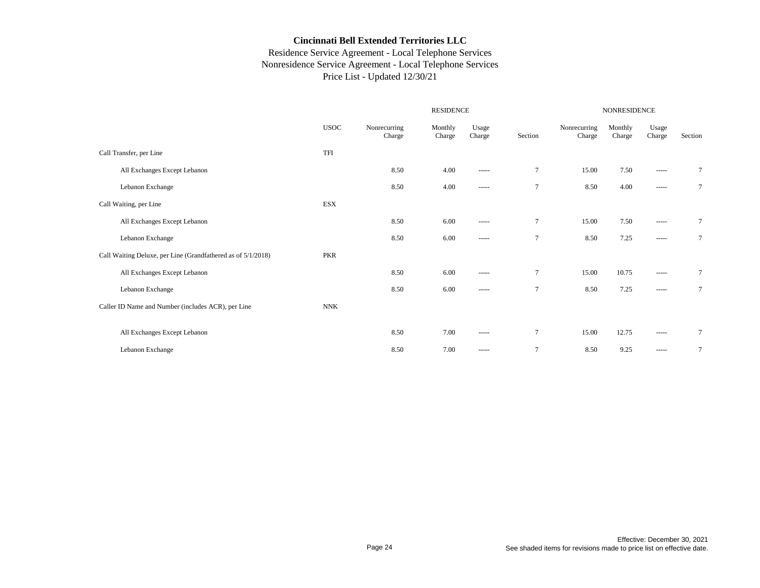# Cincinnati Bell Extended Territories LLC

Residence Service Agreement - Local Telephone Services
Nonresidence Service Agreement - Local Telephone Services
Price List - Updated 12/30/21

| | | RESIDENCE | | | | NONRESIDENCE | | | |
|---|---|---|---|---|---|---|---|---|---|
| | USOC | Nonrecurring Charge | Monthly Charge | Usage Charge | Section | Nonrecurring Charge | Monthly Charge | Usage Charge | Section |
| Call Transfer, per Line | TFI | | | | | | | | |
| All Exchanges Except Lebanon | | 8.50 | 4.00 | ----- | 7 | 15.00 | 7.50 | ----- | 7 |
| Lebanon Exchange | | 8.50 | 4.00 | ----- | 7 | 8.50 | 4.00 | ----- | 7 |
| Call Waiting, per Line | ESX | | | | | | | | |
| All Exchanges Except Lebanon | | 8.50 | 6.00 | ----- | 7 | 15.00 | 7.50 | ----- | 7 |
| Lebanon Exchange | | 8.50 | 6.00 | ----- | 7 | 8.50 | 7.25 | ----- | 7 |
| Call Waiting Deluxe, per Line (Grandfathered as of 5/1/2018) | PKR | | | | | | | | |
| All Exchanges Except Lebanon | | 8.50 | 6.00 | ----- | 7 | 15.00 | 10.75 | ----- | 7 |
| Lebanon Exchange | | 8.50 | 6.00 | ----- | 7 | 8.50 | 7.25 | ----- | 7 |
| Caller ID Name and Number (includes ACR), per Line | NNK | | | | | | | | |
| All Exchanges Except Lebanon | | 8.50 | 7.00 | ----- | 7 | 15.00 | 12.75 | ----- | 7 |
| Lebanon Exchange | | 8.50 | 7.00 | ----- | 7 | 8.50 | 9.25 | ----- | 7 |

Effective: December 30, 2021
See shaded items for revisions made to price list on effective date.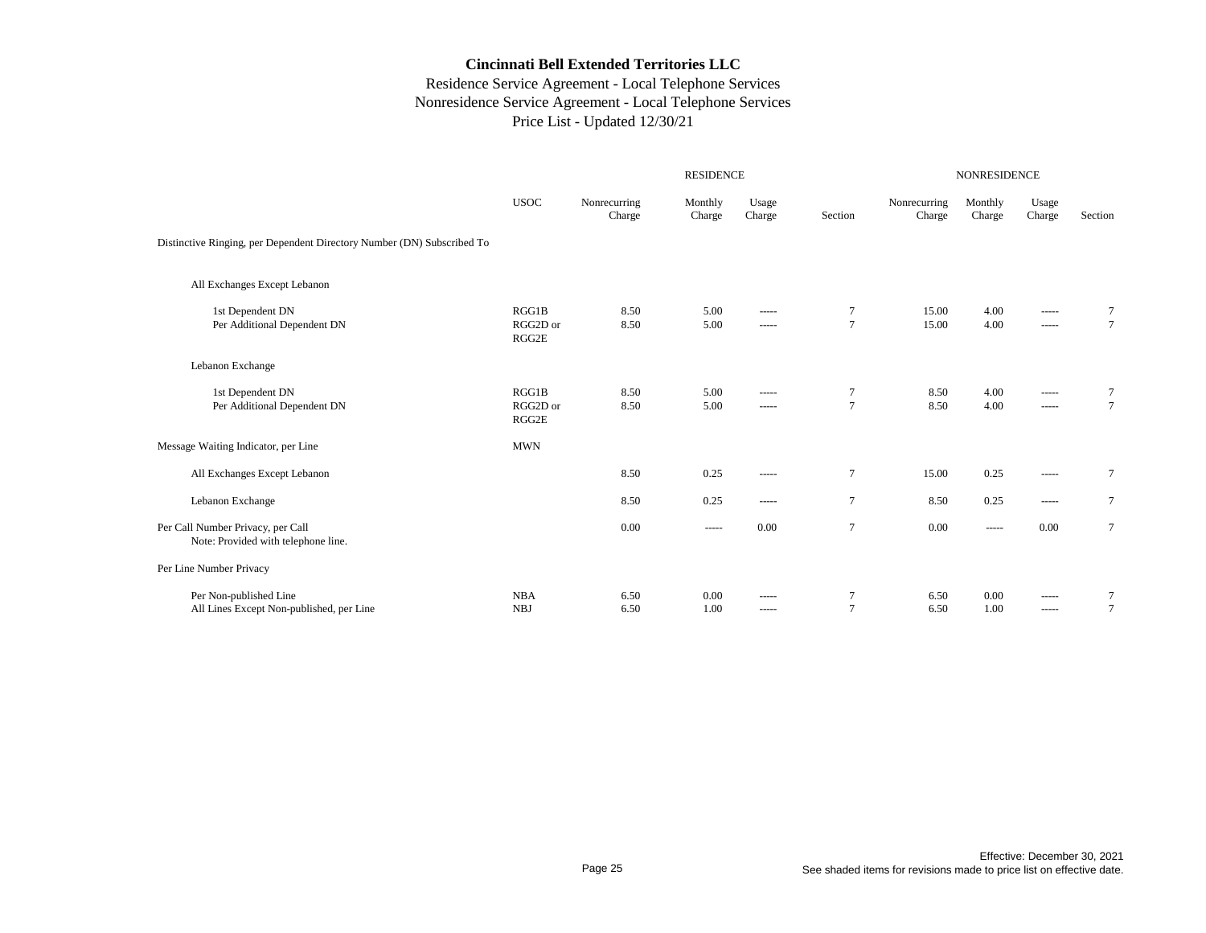# Cincinnati Bell Extended Territories LLC

Residence Service Agreement - Local Telephone Services
Nonresidence Service Agreement - Local Telephone Services
Price List - Updated 12/30/21

| | | RESIDENCE | | | | NONRESIDENCE | | | |
|---|---|---|---|---|---|---|---|---|---|
| | USOC | Nonrecurring Charge | Monthly Charge | Usage Charge | Section | Nonrecurring Charge | Monthly Charge | Usage Charge | Section |
| Distinctive Ringing, per Dependent Directory Number (DN) Subscribed To | | | | | | | | | |
| All Exchanges Except Lebanon | | | | | | | | | |
| 1st Dependent DN | RGG1B | 8.50 | 5.00 | ----- | 7 | 15.00 | 4.00 | ----- | 7 |
| Per Additional Dependent DN | RGG2D or RGG2E | 8.50 | 5.00 | ----- | 7 | 15.00 | 4.00 | ----- | 7 |
| Lebanon Exchange | | | | | | | | | |
| 1st Dependent DN | RGG1B | 8.50 | 5.00 | ----- | 7 | 8.50 | 4.00 | ----- | 7 |
| Per Additional Dependent DN | RGG2D or RGG2E | 8.50 | 5.00 | ----- | 7 | 8.50 | 4.00 | ----- | 7 |
| Message Waiting Indicator, per Line | MWN | | | | | | | | |
| All Exchanges Except Lebanon | | 8.50 | 0.25 | ----- | 7 | 15.00 | 0.25 | ----- | 7 |
| Lebanon Exchange | | 8.50 | 0.25 | ----- | 7 | 8.50 | 0.25 | ----- | 7 |
| Per Call Number Privacy, per Call<br>Note: Provided with telephone line. | | 0.00 | ----- | 0.00 | 7 | 0.00 | ----- | 0.00 | 7 |
| Per Line Number Privacy | | | | | | | | | |
| Per Non-published Line | NBA | 6.50 | 0.00 | ----- | 7 | 6.50 | 0.00 | ----- | 7 |
| All Lines Except Non-published, per Line | NBJ | 6.50 | 1.00 | ----- | 7 | 6.50 | 1.00 | ----- | 7 |

Effective: December 30, 2021
See shaded items for revisions made to price list on effective date.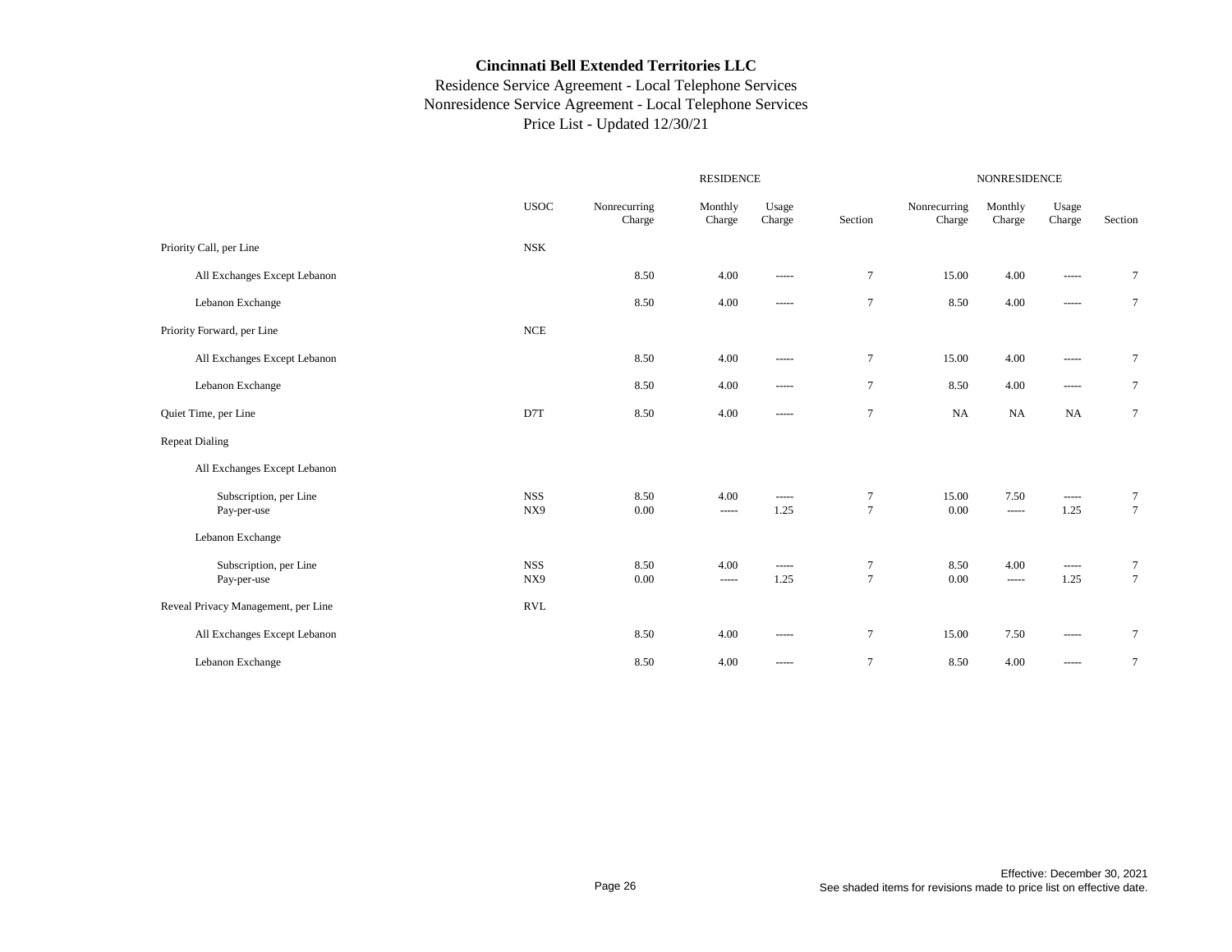**Cincinnati Bell Extended Territories LLC**

Residence Service Agreement - Local Telephone Services
Nonresidence Service Agreement - Local Telephone Services
Price List - Updated 12/30/21

| | USOC | RESIDENCE Nonrecurring Charge | RESIDENCE Monthly Charge | RESIDENCE Usage Charge | RESIDENCE Section | NONRESIDENCE Nonrecurring Charge | NONRESIDENCE Monthly Charge | NONRESIDENCE Usage Charge | NONRESIDENCE Section |
|---|---|---|---|---|---|---|---|---|---|
| Priority Call, per Line | NSK | | | | | | | | |
| All Exchanges Except Lebanon | | 8.50 | 4.00 | ----- | 7 | 15.00 | 4.00 | ----- | 7 |
| Lebanon Exchange | | 8.50 | 4.00 | ----- | 7 | 8.50 | 4.00 | ----- | 7 |
| Priority Forward, per Line | NCE | | | | | | | | |
| All Exchanges Except Lebanon | | 8.50 | 4.00 | ----- | 7 | 15.00 | 4.00 | ----- | 7 |
| Lebanon Exchange | | 8.50 | 4.00 | ----- | 7 | 8.50 | 4.00 | ----- | 7 |
| Quiet Time, per Line | D7T | 8.50 | 4.00 | ----- | 7 | NA | NA | NA | 7 |
| Repeat Dialing | | | | | | | | | |
| All Exchanges Except Lebanon | | | | | | | | | |
| Subscription, per Line | NSS | 8.50 | 4.00 | ----- | 7 | 15.00 | 7.50 | ----- | 7 |
| Pay-per-use | NX9 | 0.00 | ----- | 1.25 | 7 | 0.00 | ----- | 1.25 | 7 |
| Lebanon Exchange | | | | | | | | | |
| Subscription, per Line | NSS | 8.50 | 4.00 | ----- | 7 | 8.50 | 4.00 | ----- | 7 |
| Pay-per-use | NX9 | 0.00 | ----- | 1.25 | 7 | 0.00 | ----- | 1.25 | 7 |
| Reveal Privacy Management, per Line | RVL | | | | | | | | |
| All Exchanges Except Lebanon | | 8.50 | 4.00 | ----- | 7 | 15.00 | 7.50 | ----- | 7 |
| Lebanon Exchange | | 8.50 | 4.00 | ----- | 7 | 8.50 | 4.00 | ----- | 7 |

Effective: December 30, 2021
See shaded items for revisions made to price list on effective date.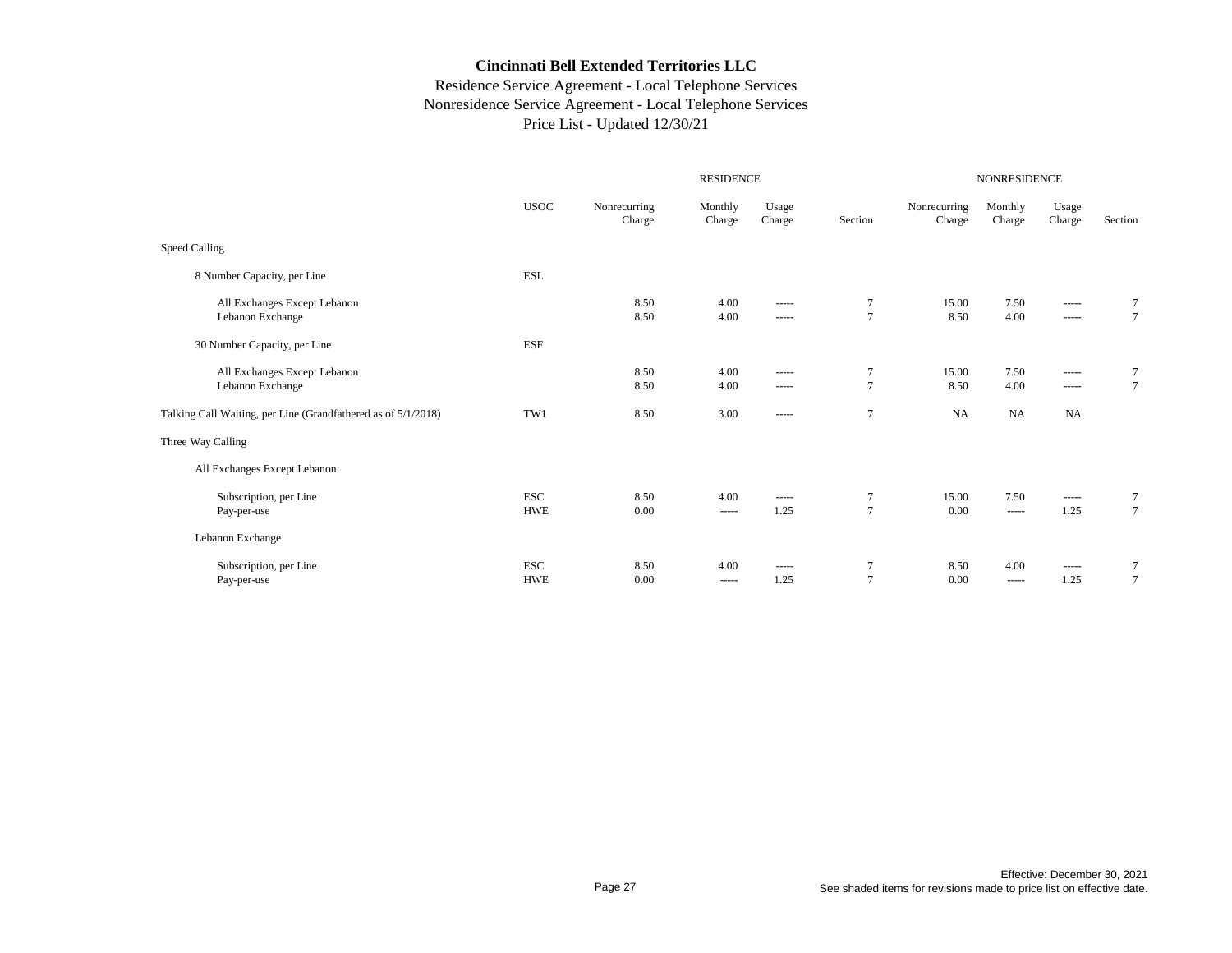# Cincinnati Bell Extended Territories LLC

Residence Service Agreement - Local Telephone Services
Nonresidence Service Agreement - Local Telephone Services
Price List - Updated 12/30/21

| | | RESIDENCE | | | | NONRESIDENCE | | | |
|---|---|---|---|---|---|---|---|---|---|
| | USOC | Nonrecurring Charge | Monthly Charge | Usage Charge | Section | Nonrecurring Charge | Monthly Charge | Usage Charge | Section |
| Speed Calling | | | | | | | | | |
| 8 Number Capacity, per Line | ESL | | | | | | | | |
| All Exchanges Except Lebanon | | 8.50 | 4.00 | ----- | 7 | 15.00 | 7.50 | ----- | 7 |
| Lebanon Exchange | | 8.50 | 4.00 | ----- | 7 | 8.50 | 4.00 | ----- | 7 |
| 30 Number Capacity, per Line | ESF | | | | | | | | |
| All Exchanges Except Lebanon | | 8.50 | 4.00 | ----- | 7 | 15.00 | 7.50 | ----- | 7 |
| Lebanon Exchange | | 8.50 | 4.00 | ----- | 7 | 8.50 | 4.00 | ----- | 7 |
| Talking Call Waiting, per Line (Grandfathered as of 5/1/2018) | TW1 | 8.50 | 3.00 | ----- | 7 | NA | NA | NA | |
| Three Way Calling | | | | | | | | | |
| All Exchanges Except Lebanon | | | | | | | | | |
| Subscription, per Line | ESC | 8.50 | 4.00 | ----- | 7 | 15.00 | 7.50 | ----- | 7 |
| Pay-per-use | HWE | 0.00 | ----- | 1.25 | 7 | 0.00 | ----- | 1.25 | 7 |
| Lebanon Exchange | | | | | | | | | |
| Subscription, per Line | ESC | 8.50 | 4.00 | ----- | 7 | 8.50 | 4.00 | ----- | 7 |
| Pay-per-use | HWE | 0.00 | ----- | 1.25 | 7 | 0.00 | ----- | 1.25 | 7 |

Effective: December 30, 2021
See shaded items for revisions made to price list on effective date.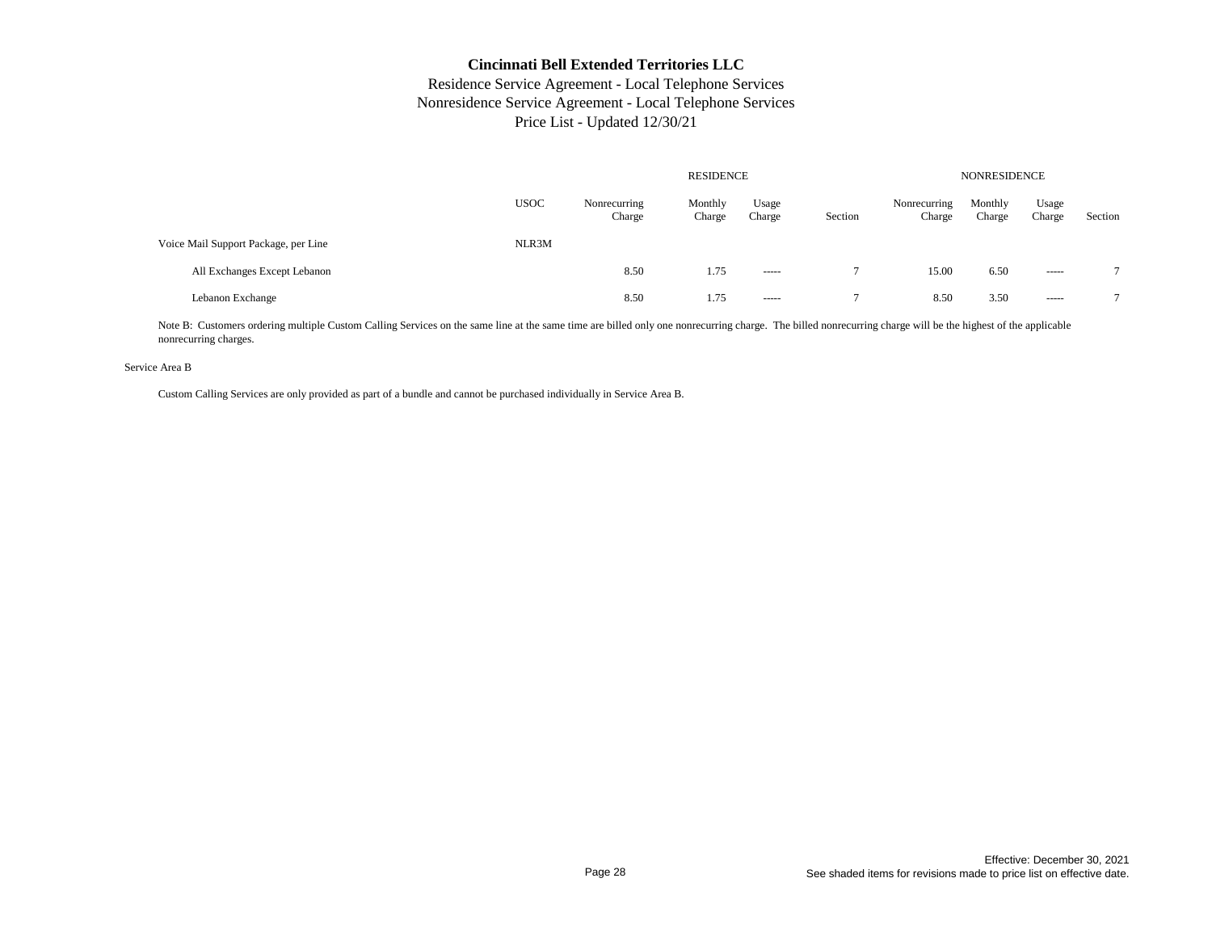# Cincinnati Bell Extended Territories LLC

Residence Service Agreement - Local Telephone Services
Nonresidence Service Agreement - Local Telephone Services
Price List - Updated 12/30/21

| | USOC | RESIDENCE Nonrecurring Charge | RESIDENCE Monthly Charge | RESIDENCE Usage Charge | RESIDENCE Section | NONRESIDENCE Nonrecurring Charge | NONRESIDENCE Monthly Charge | NONRESIDENCE Usage Charge | NONRESIDENCE Section |
|---|---|---|---|---|---|---|---|---|---|
| Voice Mail Support Package, per Line | NLR3M | | | | | | | | |
| All Exchanges Except Lebanon | | 8.50 | 1.75 | ----- | 7 | 15.00 | 6.50 | ----- | 7 |
| Lebanon Exchange | | 8.50 | 1.75 | ----- | 7 | 8.50 | 3.50 | ----- | 7 |

Note B: Customers ordering multiple Custom Calling Services on the same line at the same time are billed only one nonrecurring charge. The billed nonrecurring charge will be the highest of the applicable nonrecurring charges.

Service Area B

Custom Calling Services are only provided as part of a bundle and cannot be purchased individually in Service Area B.

Effective: December 30, 2021
See shaded items for revisions made to price list on effective date.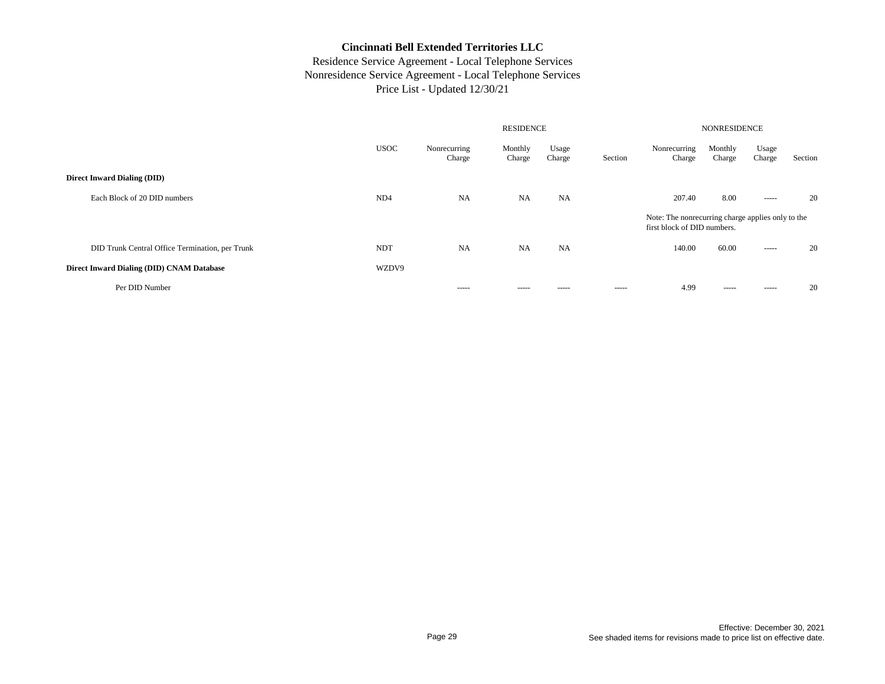# Cincinnati Bell Extended Territories LLC

Residence Service Agreement - Local Telephone Services
Nonresidence Service Agreement - Local Telephone Services
Price List - Updated 12/30/21

| | USOC | RESIDENCE Nonrecurring Charge | RESIDENCE Monthly Charge | RESIDENCE Usage Charge | RESIDENCE Section | NONRESIDENCE Nonrecurring Charge | NONRESIDENCE Monthly Charge | NONRESIDENCE Usage Charge | NONRESIDENCE Section |
|---|---|---|---|---|---|---|---|---|---|
| **Direct Inward Dialing (DID)** | | | | | | | | | |
| Each Block of 20 DID numbers | ND4 | NA | NA | NA | | 207.40 | 8.00 | ----- | 20 |
| | | | | | | Note: The nonrecurring charge applies only to the first block of DID numbers. | | | |
| DID Trunk Central Office Termination, per Trunk | NDT | NA | NA | NA | | 140.00 | 60.00 | ----- | 20 |
| **Direct Inward Dialing (DID) CNAM Database** | WZDV9 | | | | | | | | |
| Per DID Number | | ----- | ----- | ----- | ----- | 4.99 | ----- | ----- | 20 |

Effective: December 30, 2021
See shaded items for revisions made to price list on effective date.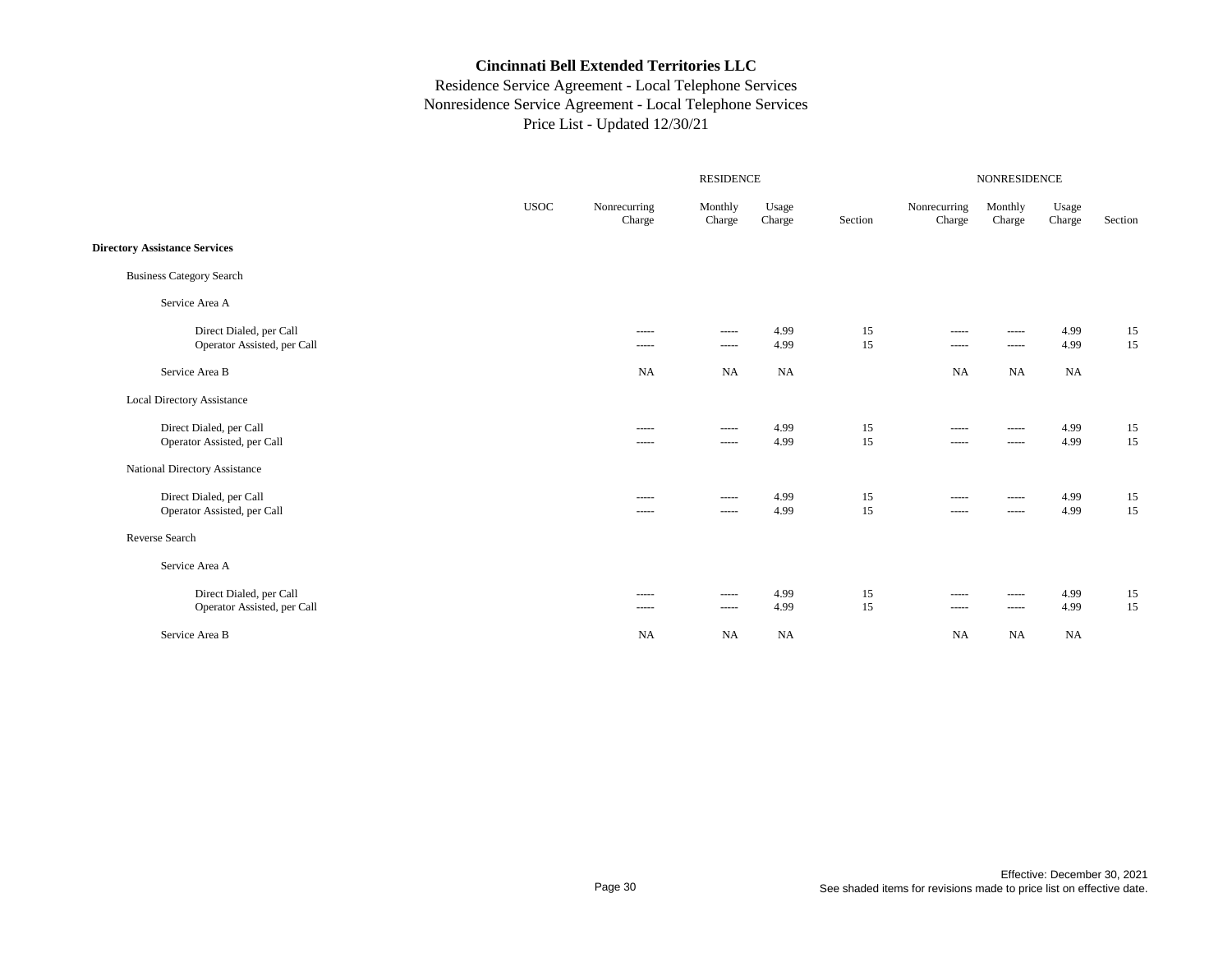# Cincinnati Bell Extended Territories LLC

Residence Service Agreement - Local Telephone Services
Nonresidence Service Agreement - Local Telephone Services
Price List - Updated 12/30/21

| | USOC | RESIDENCE Nonrecurring Charge | RESIDENCE Monthly Charge | RESIDENCE Usage Charge | RESIDENCE Section | NONRESIDENCE Nonrecurring Charge | NONRESIDENCE Monthly Charge | NONRESIDENCE Usage Charge | NONRESIDENCE Section |
|---|---|---|---|---|---|---|---|---|---|
| **Directory Assistance Services** | | | | | | | | | |
| Business Category Search | | | | | | | | | |
| Service Area A | | | | | | | | | |
| Direct Dialed, per Call | | ----- | ----- | 4.99 | 15 | ----- | ----- | 4.99 | 15 |
| Operator Assisted, per Call | | ----- | ----- | 4.99 | 15 | ----- | ----- | 4.99 | 15 |
| Service Area B | | NA | NA | NA | | NA | NA | NA | |
| Local Directory Assistance | | | | | | | | | |
| Direct Dialed, per Call | | ----- | ----- | 4.99 | 15 | ----- | ----- | 4.99 | 15 |
| Operator Assisted, per Call | | ----- | ----- | 4.99 | 15 | ----- | ----- | 4.99 | 15 |
| National Directory Assistance | | | | | | | | | |
| Direct Dialed, per Call | | ----- | ----- | 4.99 | 15 | ----- | ----- | 4.99 | 15 |
| Operator Assisted, per Call | | ----- | ----- | 4.99 | 15 | ----- | ----- | 4.99 | 15 |
| Reverse Search | | | | | | | | | |
| Service Area A | | | | | | | | | |
| Direct Dialed, per Call | | ----- | ----- | 4.99 | 15 | ----- | ----- | 4.99 | 15 |
| Operator Assisted, per Call | | ----- | ----- | 4.99 | 15 | ----- | ----- | 4.99 | 15 |
| Service Area B | | NA | NA | NA | | NA | NA | NA | |

Effective: December 30, 2021
See shaded items for revisions made to price list on effective date.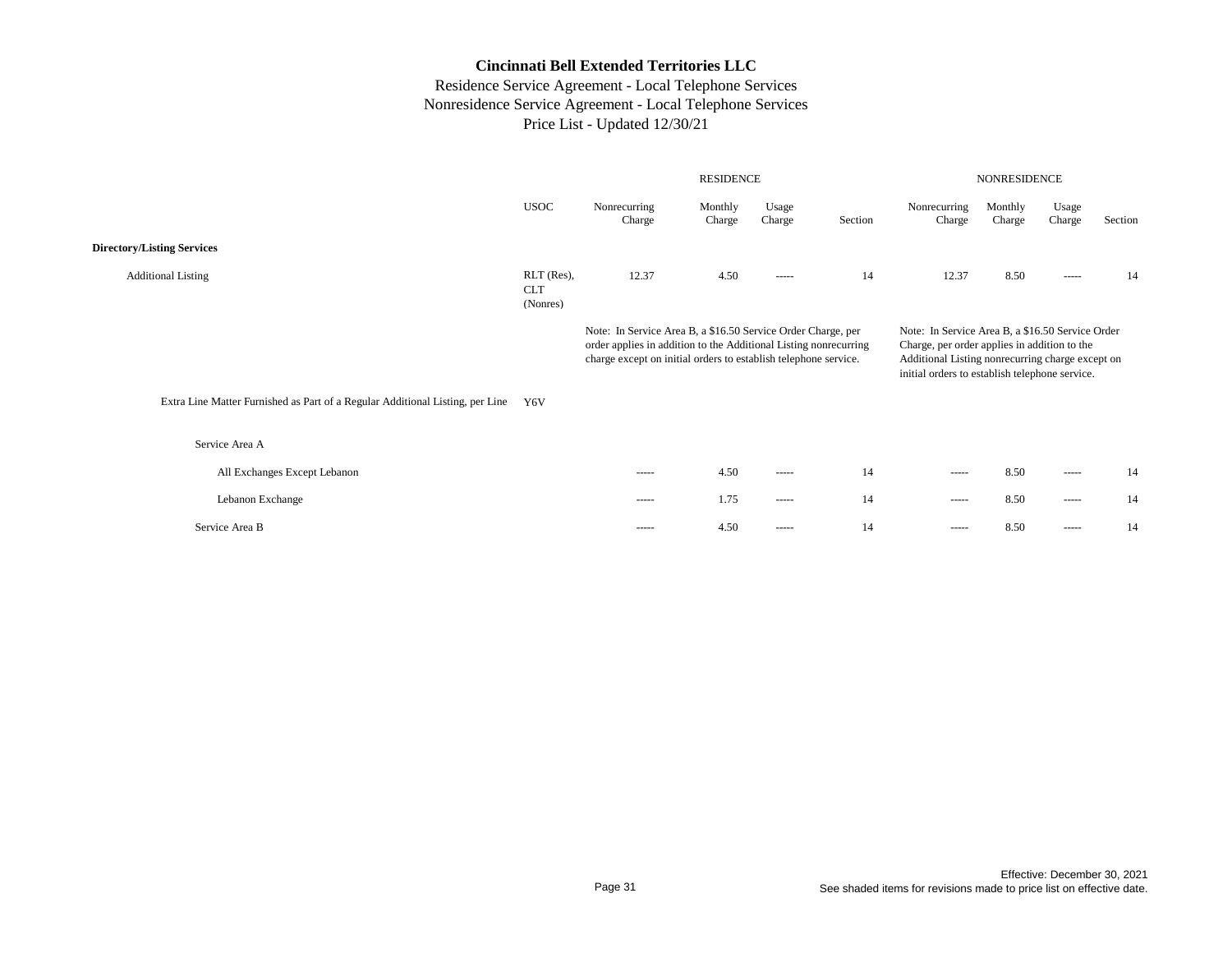**Cincinnati Bell Extended Territories LLC**
Residence Service Agreement - Local Telephone Services
Nonresidence Service Agreement - Local Telephone Services
Price List - Updated 12/30/21

| | USOC | RESIDENCE Nonrecurring Charge | Monthly Charge | Usage Charge | Section | NONRESIDENCE Nonrecurring Charge | Monthly Charge | Usage Charge | Section |
|---|---|---|---|---|---|---|---|---|---|
| **Directory/Listing Services** | | | | | | | | | |
| Additional Listing | RLT (Res), CLT (Nonres) | 12.37 | 4.50 | ----- | 14 | 12.37 | 8.50 | ----- | 14 |
| | | Note: In Service Area B, a $16.50 Service Order Charge, per order applies in addition to the Additional Listing nonrecurring charge except on initial orders to establish telephone service. | | | | Note: In Service Area B, a $16.50 Service Order Charge, per order applies in addition to the Additional Listing nonrecurring charge except on initial orders to establish telephone service. | | | |
| Extra Line Matter Furnished as Part of a Regular Additional Listing, per Line | Y6V | | | | | | | | |
| Service Area A | | | | | | | | | |
| All Exchanges Except Lebanon | | ----- | 4.50 | ----- | 14 | ----- | 8.50 | ----- | 14 |
| Lebanon Exchange | | ----- | 1.75 | ----- | 14 | ----- | 8.50 | ----- | 14 |
| Service Area B | | ----- | 4.50 | ----- | 14 | ----- | 8.50 | ----- | 14 |

Effective: December 30, 2021
See shaded items for revisions made to price list on effective date.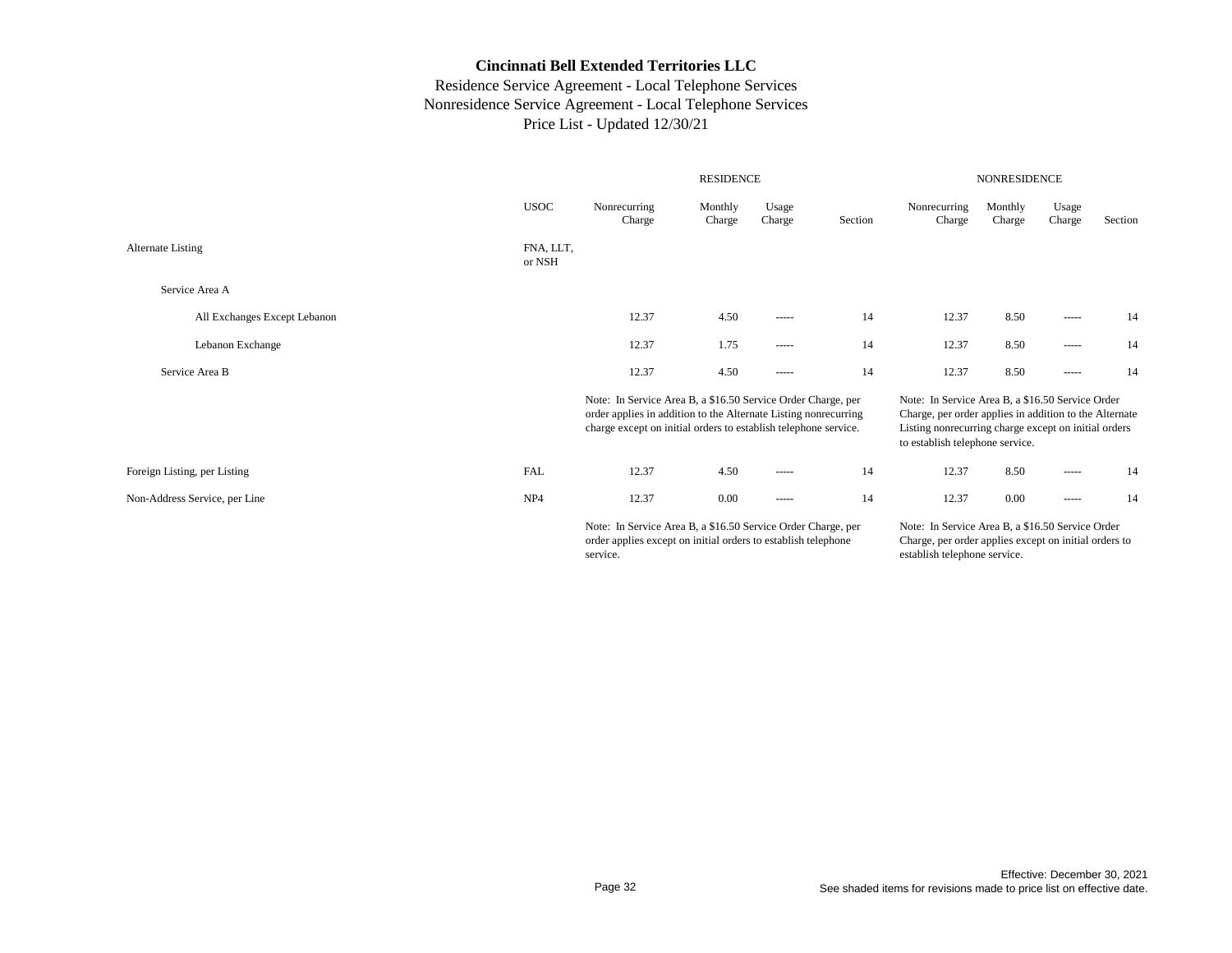**Cincinnati Bell Extended Territories LLC**

Residence Service Agreement - Local Telephone Services
Nonresidence Service Agreement - Local Telephone Services
Price List - Updated 12/30/21

| | USOC | RESIDENCE Nonrecurring Charge | RESIDENCE Monthly Charge | RESIDENCE Usage Charge | RESIDENCE Section | NONRESIDENCE Nonrecurring Charge | NONRESIDENCE Monthly Charge | NONRESIDENCE Usage Charge | NONRESIDENCE Section |
|---|---|---|---|---|---|---|---|---|---|
| Alternate Listing | FNA, LLT, or NSH | | | | | | | | |
| Service Area A | | | | | | | | | |
| All Exchanges Except Lebanon | | 12.37 | 4.50 | ----- | 14 | 12.37 | 8.50 | ----- | 14 |
| Lebanon Exchange | | 12.37 | 1.75 | ----- | 14 | 12.37 | 8.50 | ----- | 14 |
| Service Area B | | 12.37 | 4.50 | ----- | 14 | 12.37 | 8.50 | ----- | 14 |
| | | Note: In Service Area B, a $16.50 Service Order Charge, per order applies in addition to the Alternate Listing nonrecurring charge except on initial orders to establish telephone service. | | | | Note: In Service Area B, a $16.50 Service Order Charge, per order applies in addition to the Alternate Listing nonrecurring charge except on initial orders to establish telephone service. | | | |
| Foreign Listing, per Listing | FAL | 12.37 | 4.50 | ----- | 14 | 12.37 | 8.50 | ----- | 14 |
| Non-Address Service, per Line | NP4 | 12.37 | 0.00 | ----- | 14 | 12.37 | 0.00 | ----- | 14 |
| | | Note: In Service Area B, a $16.50 Service Order Charge, per order applies except on initial orders to establish telephone service. | | | | Note: In Service Area B, a $16.50 Service Order Charge, per order applies except on initial orders to establish telephone service. | | | |

Effective: December 30, 2021
See shaded items for revisions made to price list on effective date.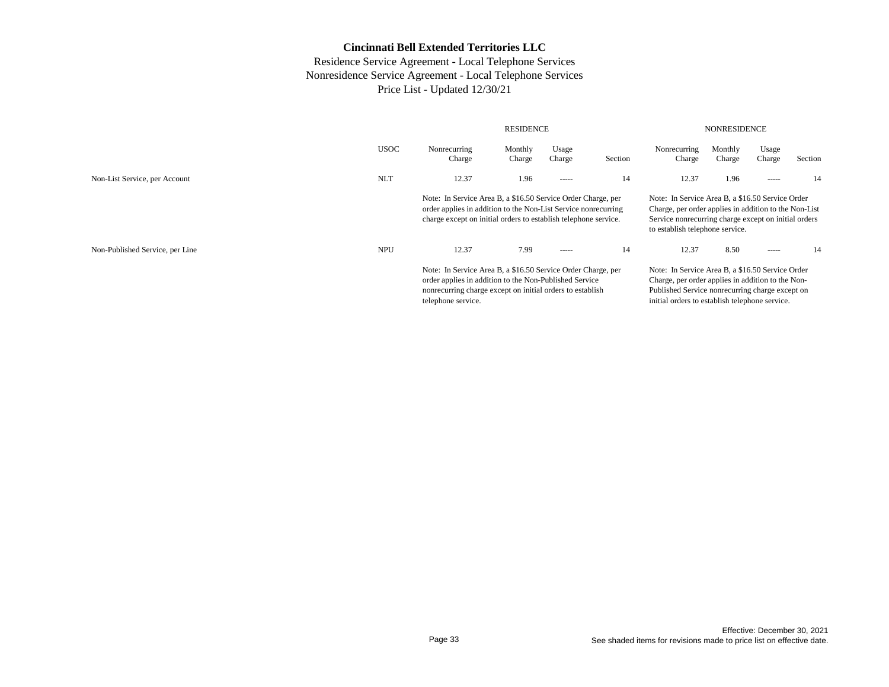# Cincinnati Bell Extended Territories LLC

Residence Service Agreement - Local Telephone Services
Nonresidence Service Agreement - Local Telephone Services
Price List - Updated 12/30/21

| | | RESIDENCE | | | | NONRESIDENCE | | | |
|---|---|---|---|---|---|---|---|---|---|
| | USOC | Nonrecurring Charge | Monthly Charge | Usage Charge | Section | Nonrecurring Charge | Monthly Charge | Usage Charge | Section |
| Non-List Service, per Account | NLT | 12.37 | 1.96 | ----- | 14 | 12.37 | 1.96 | ----- | 14 |
| | | Note: In Service Area B, a $16.50 Service Order Charge, per order applies in addition to the Non-List Service nonrecurring charge except on initial orders to establish telephone service. | | | | Note: In Service Area B, a $16.50 Service Order Charge, per order applies in addition to the Non-List Service nonrecurring charge except on initial orders to establish telephone service. | | | |
| Non-Published Service, per Line | NPU | 12.37 | 7.99 | ----- | 14 | 12.37 | 8.50 | ----- | 14 |
| | | Note: In Service Area B, a $16.50 Service Order Charge, per order applies in addition to the Non-Published Service nonrecurring charge except on initial orders to establish telephone service. | | | | Note: In Service Area B, a $16.50 Service Order Charge, per order applies in addition to the Non-Published Service nonrecurring charge except on initial orders to establish telephone service. | | | |

Effective: December 30, 2021
See shaded items for revisions made to price list on effective date.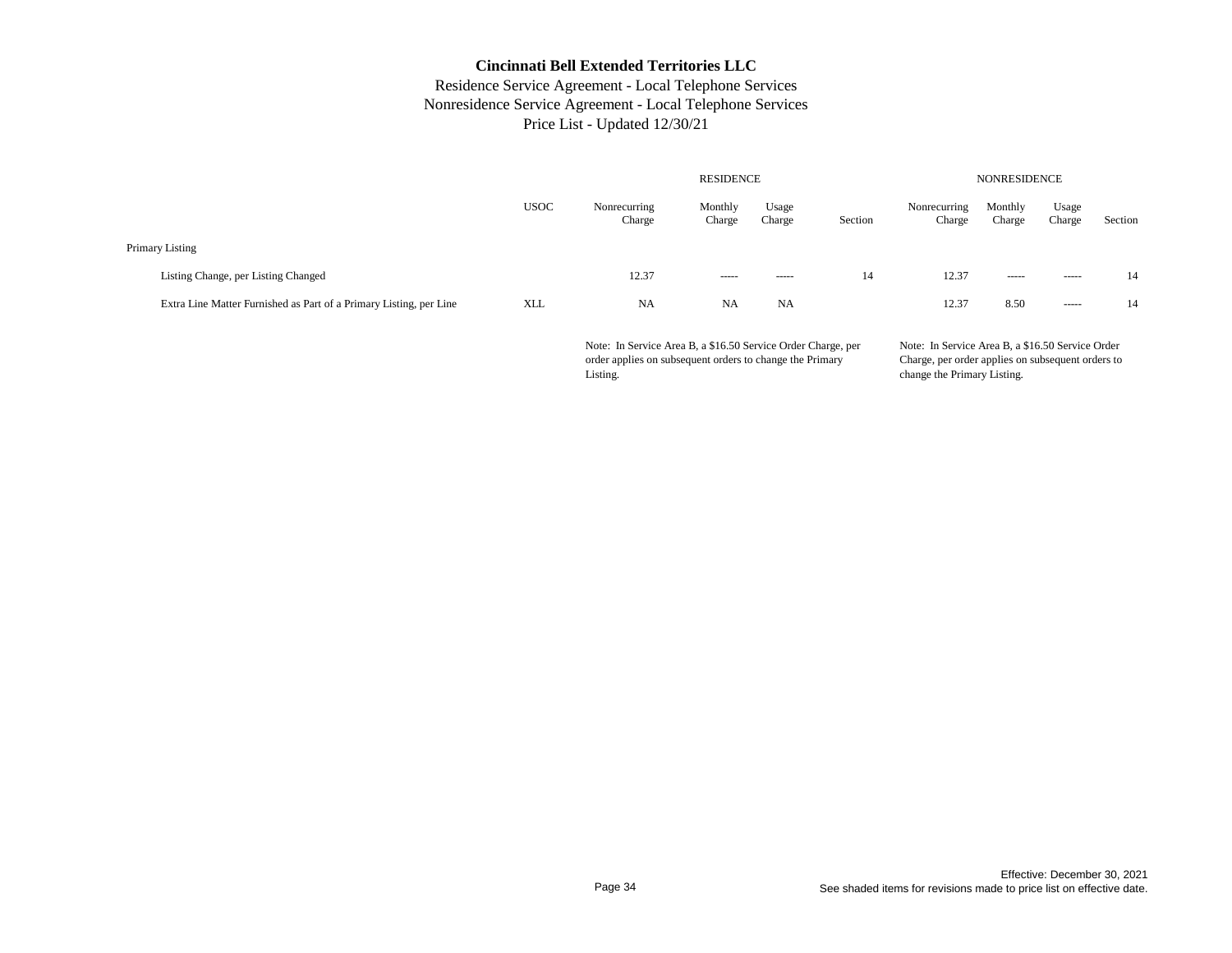**Cincinnati Bell Extended Territories LLC**

Residence Service Agreement - Local Telephone Services

Nonresidence Service Agreement - Local Telephone Services

Price List - Updated 12/30/21

| | | RESIDENCE | | | | NONRESIDENCE | | | |
|---|---|---|---|---|---|---|---|---|---|
| | USOC | Nonrecurring Charge | Monthly Charge | Usage Charge | Section | Nonrecurring Charge | Monthly Charge | Usage Charge | Section |
| Primary Listing | | | | | | | | | |
| Listing Change, per Listing Changed | | 12.37 | ----- | ----- | 14 | 12.37 | ----- | ----- | 14 |
| Extra Line Matter Furnished as Part of a Primary Listing, per Line | XLL | NA | NA | NA | | 12.37 | 8.50 | ----- | 14 |

Note: In Service Area B, a $16.50 Service Order Charge, per order applies on subsequent orders to change the Primary Listing.

Note: In Service Area B, a $16.50 Service Order Charge, per order applies on subsequent orders to change the Primary Listing.

Effective: December 30, 2021

See shaded items for revisions made to price list on effective date.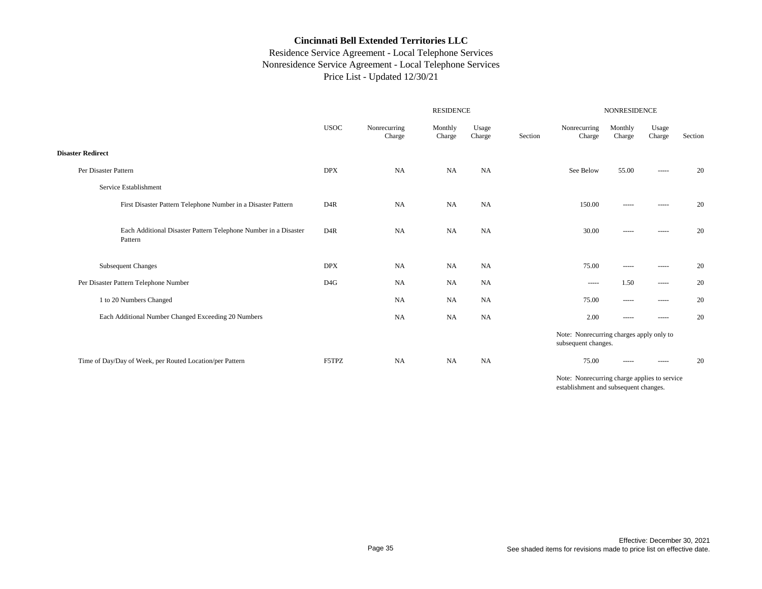# Cincinnati Bell Extended Territories LLC

Residence Service Agreement - Local Telephone Services
Nonresidence Service Agreement - Local Telephone Services
Price List - Updated 12/30/21

| | USOC | RESIDENCE Nonrecurring Charge | RESIDENCE Monthly Charge | RESIDENCE Usage Charge | RESIDENCE Section | NONRESIDENCE Nonrecurring Charge | NONRESIDENCE Monthly Charge | NONRESIDENCE Usage Charge | NONRESIDENCE Section |
|---|---|---|---|---|---|---|---|---|---|
| **Disaster Redirect** | | | | | | | | | |
| Per Disaster Pattern | DPX | NA | NA | NA | | See Below | 55.00 | ----- | 20 |
| Service Establishment | | | | | | | | | |
| First Disaster Pattern Telephone Number in a Disaster Pattern | D4R | NA | NA | NA | | 150.00 | ----- | ----- | 20 |
| Each Additional Disaster Pattern Telephone Number in a Disaster Pattern | D4R | NA | NA | NA | | 30.00 | ----- | ----- | 20 |
| Subsequent Changes | DPX | NA | NA | NA | | 75.00 | ----- | ----- | 20 |
| Per Disaster Pattern Telephone Number | D4G | NA | NA | NA | | ----- | 1.50 | ----- | 20 |
| 1 to 20 Numbers Changed | | NA | NA | NA | | 75.00 | ----- | ----- | 20 |
| Each Additional Number Changed Exceeding 20 Numbers | | NA | NA | NA | | 2.00 | ----- | ----- | 20 |
| | | | | | | Note: Nonrecurring charges apply only to subsequent changes. | | | |
| Time of Day/Day of Week, per Routed Location/per Pattern | F5TPZ | NA | NA | NA | | 75.00 | ----- | ----- | 20 |
| | | | | | | Note: Nonrecurring charge applies to service establishment and subsequent changes. | | | |

Effective: December 30, 2021
See shaded items for revisions made to price list on effective date.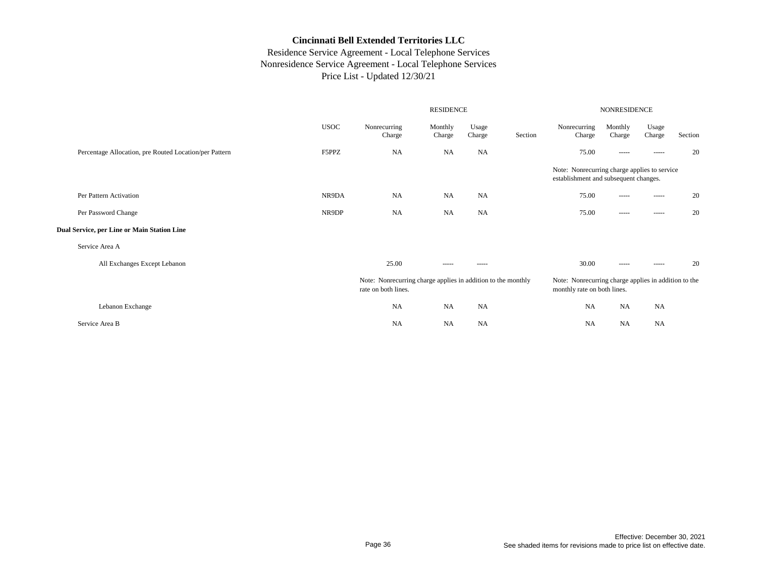# Cincinnati Bell Extended Territories LLC

Residence Service Agreement - Local Telephone Services
Nonresidence Service Agreement - Local Telephone Services
Price List - Updated 12/30/21

| | USOC | RESIDENCE Nonrecurring Charge | RESIDENCE Monthly Charge | RESIDENCE Usage Charge | RESIDENCE Section | NONRESIDENCE Nonrecurring Charge | NONRESIDENCE Monthly Charge | NONRESIDENCE Usage Charge | NONRESIDENCE Section |
|---|---|---|---|---|---|---|---|---|---|
| Percentage Allocation, pre Routed Location/per Pattern | F5PPZ | NA | NA | NA | | 75.00 | ----- | ----- | 20 |
| | | | | | | Note: Nonrecurring charge applies to service establishment and subsequent changes. | | | |
| Per Pattern Activation | NR9DA | NA | NA | NA | | 75.00 | ----- | ----- | 20 |
| Per Password Change | NR9DP | NA | NA | NA | | 75.00 | ----- | ----- | 20 |
| **Dual Service, per Line or Main Station Line** | | | | | | | | | |
| Service Area A | | | | | | | | | |
| All Exchanges Except Lebanon | | 25.00 | ----- | ----- | | 30.00 | ----- | ----- | 20 |
| | | Note: Nonrecurring charge applies in addition to the monthly rate on both lines. | | | | Note: Nonrecurring charge applies in addition to the monthly rate on both lines. | | | |
| Lebanon Exchange | | NA | NA | NA | | NA | NA | NA | |
| Service Area B | | NA | NA | NA | | NA | NA | NA | |

Effective: December 30, 2021
See shaded items for revisions made to price list on effective date.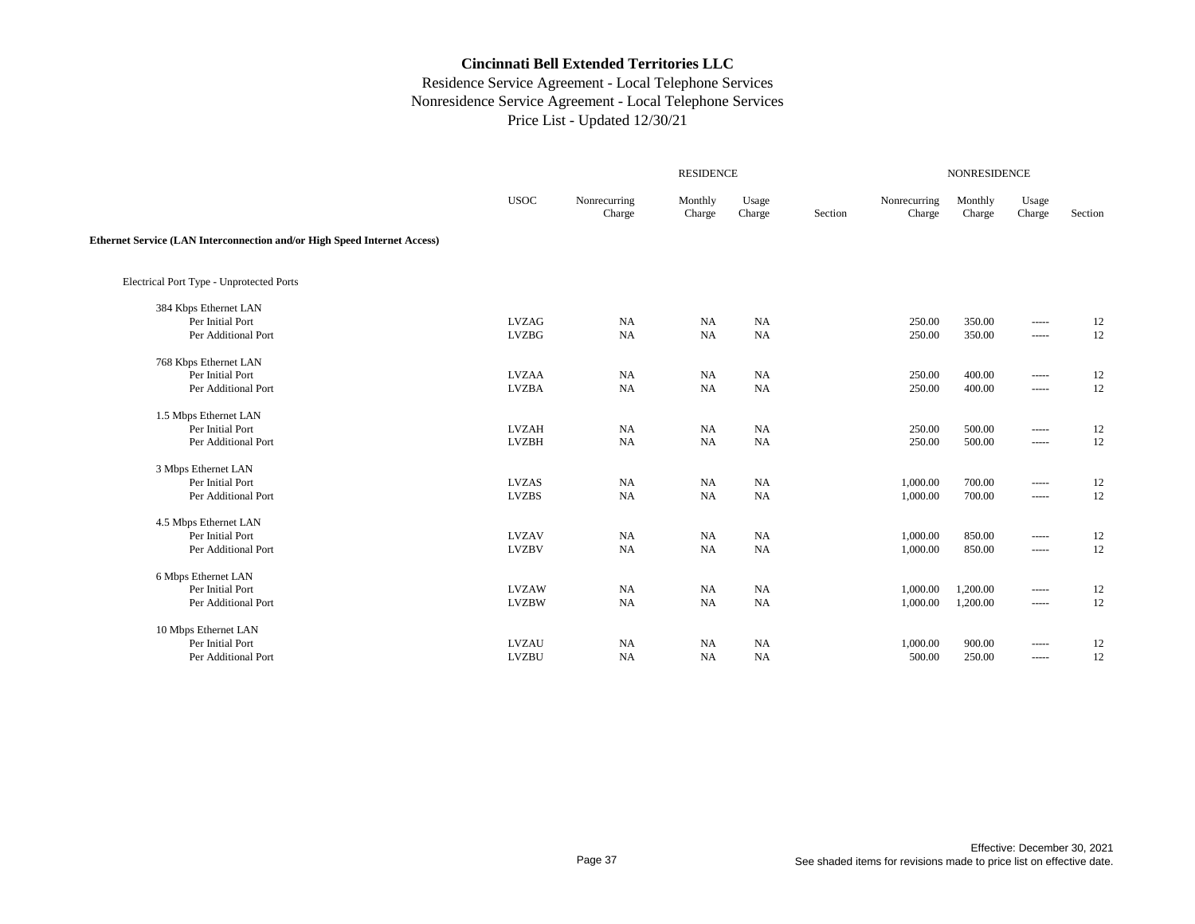# Cincinnati Bell Extended Territories LLC

Residence Service Agreement - Local Telephone Services
Nonresidence Service Agreement - Local Telephone Services
Price List - Updated 12/30/21

| | USOC | RESIDENCE Nonrecurring Charge | RESIDENCE Monthly Charge | RESIDENCE Usage Charge | RESIDENCE Section | NONRESIDENCE Nonrecurring Charge | NONRESIDENCE Monthly Charge | NONRESIDENCE Usage Charge | NONRESIDENCE Section |
|---|---|---|---|---|---|---|---|---|---|
| **Ethernet Service (LAN Interconnection and/or High Speed Internet Access)** | | | | | | | | | |
| Electrical Port Type - Unprotected Ports | | | | | | | | | |
| 384 Kbps Ethernet LAN | | | | | | | | | |
| Per Initial Port | LVZAG | NA | NA | NA | | 250.00 | 350.00 | ----- | 12 |
| Per Additional Port | LVZBG | NA | NA | NA | | 250.00 | 350.00 | ----- | 12 |
| 768 Kbps Ethernet LAN | | | | | | | | | |
| Per Initial Port | LVZAA | NA | NA | NA | | 250.00 | 400.00 | ----- | 12 |
| Per Additional Port | LVZBA | NA | NA | NA | | 250.00 | 400.00 | ----- | 12 |
| 1.5 Mbps Ethernet LAN | | | | | | | | | |
| Per Initial Port | LVZAH | NA | NA | NA | | 250.00 | 500.00 | ----- | 12 |
| Per Additional Port | LVZBH | NA | NA | NA | | 250.00 | 500.00 | ----- | 12 |
| 3 Mbps Ethernet LAN | | | | | | | | | |
| Per Initial Port | LVZAS | NA | NA | NA | | 1,000.00 | 700.00 | ----- | 12 |
| Per Additional Port | LVZBS | NA | NA | NA | | 1,000.00 | 700.00 | ----- | 12 |
| 4.5 Mbps Ethernet LAN | | | | | | | | | |
| Per Initial Port | LVZAV | NA | NA | NA | | 1,000.00 | 850.00 | ----- | 12 |
| Per Additional Port | LVZBV | NA | NA | NA | | 1,000.00 | 850.00 | ----- | 12 |
| 6 Mbps Ethernet LAN | | | | | | | | | |
| Per Initial Port | LVZAW | NA | NA | NA | | 1,000.00 | 1,200.00 | ----- | 12 |
| Per Additional Port | LVZBW | NA | NA | NA | | 1,000.00 | 1,200.00 | ----- | 12 |
| 10 Mbps Ethernet LAN | | | | | | | | | |
| Per Initial Port | LVZAU | NA | NA | NA | | 1,000.00 | 900.00 | ----- | 12 |
| Per Additional Port | LVZBU | NA | NA | NA | | 500.00 | 250.00 | ----- | 12 |

Effective: December 30, 2021
See shaded items for revisions made to price list on effective date.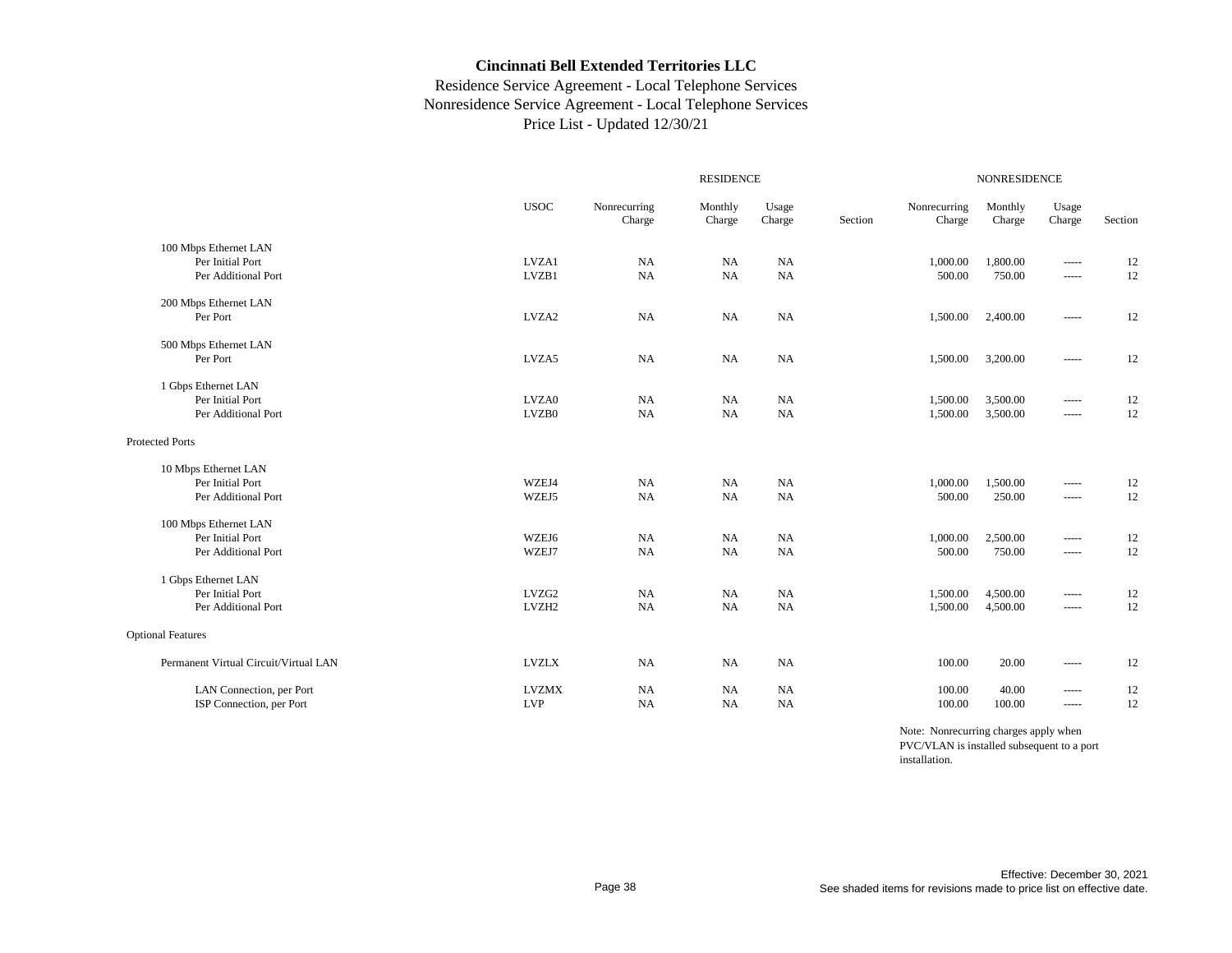# Cincinnati Bell Extended Territories LLC

Residence Service Agreement - Local Telephone Services
Nonresidence Service Agreement - Local Telephone Services
Price List - Updated 12/30/21

| | USOC | RESIDENCE Nonrecurring Charge | RESIDENCE Monthly Charge | RESIDENCE Usage Charge | RESIDENCE Section | NONRESIDENCE Nonrecurring Charge | NONRESIDENCE Monthly Charge | NONRESIDENCE Usage Charge | NONRESIDENCE Section |
|---|---|---|---|---|---|---|---|---|---|
| 100 Mbps Ethernet LAN | | | | | | | | | |
| Per Initial Port | LVZA1 | NA | NA | NA | | 1,000.00 | 1,800.00 | ----- | 12 |
| Per Additional Port | LVZB1 | NA | NA | NA | | 500.00 | 750.00 | ----- | 12 |
| 200 Mbps Ethernet LAN | | | | | | | | | |
| Per Port | LVZA2 | NA | NA | NA | | 1,500.00 | 2,400.00 | ----- | 12 |
| 500 Mbps Ethernet LAN | | | | | | | | | |
| Per Port | LVZA5 | NA | NA | NA | | 1,500.00 | 3,200.00 | ----- | 12 |
| 1 Gbps Ethernet LAN | | | | | | | | | |
| Per Initial Port | LVZA0 | NA | NA | NA | | 1,500.00 | 3,500.00 | ----- | 12 |
| Per Additional Port | LVZB0 | NA | NA | NA | | 1,500.00 | 3,500.00 | ----- | 12 |
| Protected Ports | | | | | | | | | |
| 10 Mbps Ethernet LAN | | | | | | | | | |
| Per Initial Port | WZEJ4 | NA | NA | NA | | 1,000.00 | 1,500.00 | ----- | 12 |
| Per Additional Port | WZEJ5 | NA | NA | NA | | 500.00 | 250.00 | ----- | 12 |
| 100 Mbps Ethernet LAN | | | | | | | | | |
| Per Initial Port | WZEJ6 | NA | NA | NA | | 1,000.00 | 2,500.00 | ----- | 12 |
| Per Additional Port | WZEJ7 | NA | NA | NA | | 500.00 | 750.00 | ----- | 12 |
| 1 Gbps Ethernet LAN | | | | | | | | | |
| Per Initial Port | LVZG2 | NA | NA | NA | | 1,500.00 | 4,500.00 | ----- | 12 |
| Per Additional Port | LVZH2 | NA | NA | NA | | 1,500.00 | 4,500.00 | ----- | 12 |
| Optional Features | | | | | | | | | |
| Permanent Virtual Circuit/Virtual LAN | LVZLX | NA | NA | NA | | 100.00 | 20.00 | ----- | 12 |
| LAN Connection, per Port | LVZMX | NA | NA | NA | | 100.00 | 40.00 | ----- | 12 |
| ISP Connection, per Port | LVP | NA | NA | NA | | 100.00 | 100.00 | ----- | 12 |

Note: Nonrecurring charges apply when PVC/VLAN is installed subsequent to a port installation.

Effective: December 30, 2021
See shaded items for revisions made to price list on effective date.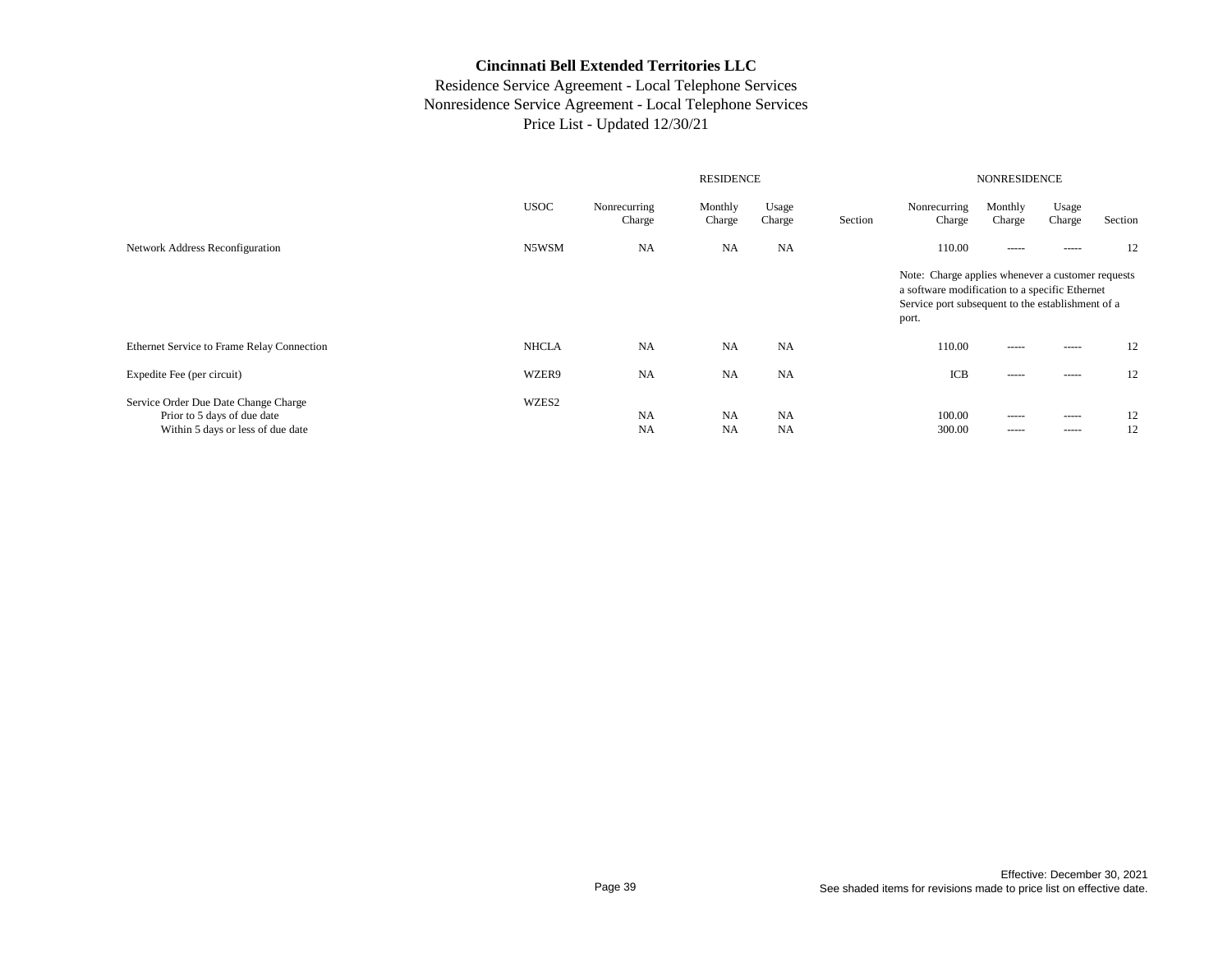**Cincinnati Bell Extended Territories LLC**

Residence Service Agreement - Local Telephone Services
Nonresidence Service Agreement - Local Telephone Services
Price List - Updated 12/30/21

| | | RESIDENCE | | | | NONRESIDENCE | | | |
|---|---|---|---|---|---|---|---|---|---|
| | USOC | Nonrecurring Charge | Monthly Charge | Usage Charge | Section | Nonrecurring Charge | Monthly Charge | Usage Charge | Section |
| Network Address Reconfiguration | N5WSM | NA | NA | NA | | 110.00 | ----- | ----- | 12 |
| | | | | | | Note: Charge applies whenever a customer requests a software modification to a specific Ethernet Service port subsequent to the establishment of a port. | | | |
| Ethernet Service to Frame Relay Connection | NHCLA | NA | NA | NA | | 110.00 | ----- | ----- | 12 |
| Expedite Fee (per circuit) | WZER9 | NA | NA | NA | | ICB | ----- | ----- | 12 |
| Service Order Due Date Change Charge | WZES2 | | | | | | | | |
| Prior to 5 days of due date | | NA | NA | NA | | 100.00 | ----- | ----- | 12 |
| Within 5 days or less of due date | | NA | NA | NA | | 300.00 | ----- | ----- | 12 |

Effective: December 30, 2021
See shaded items for revisions made to price list on effective date.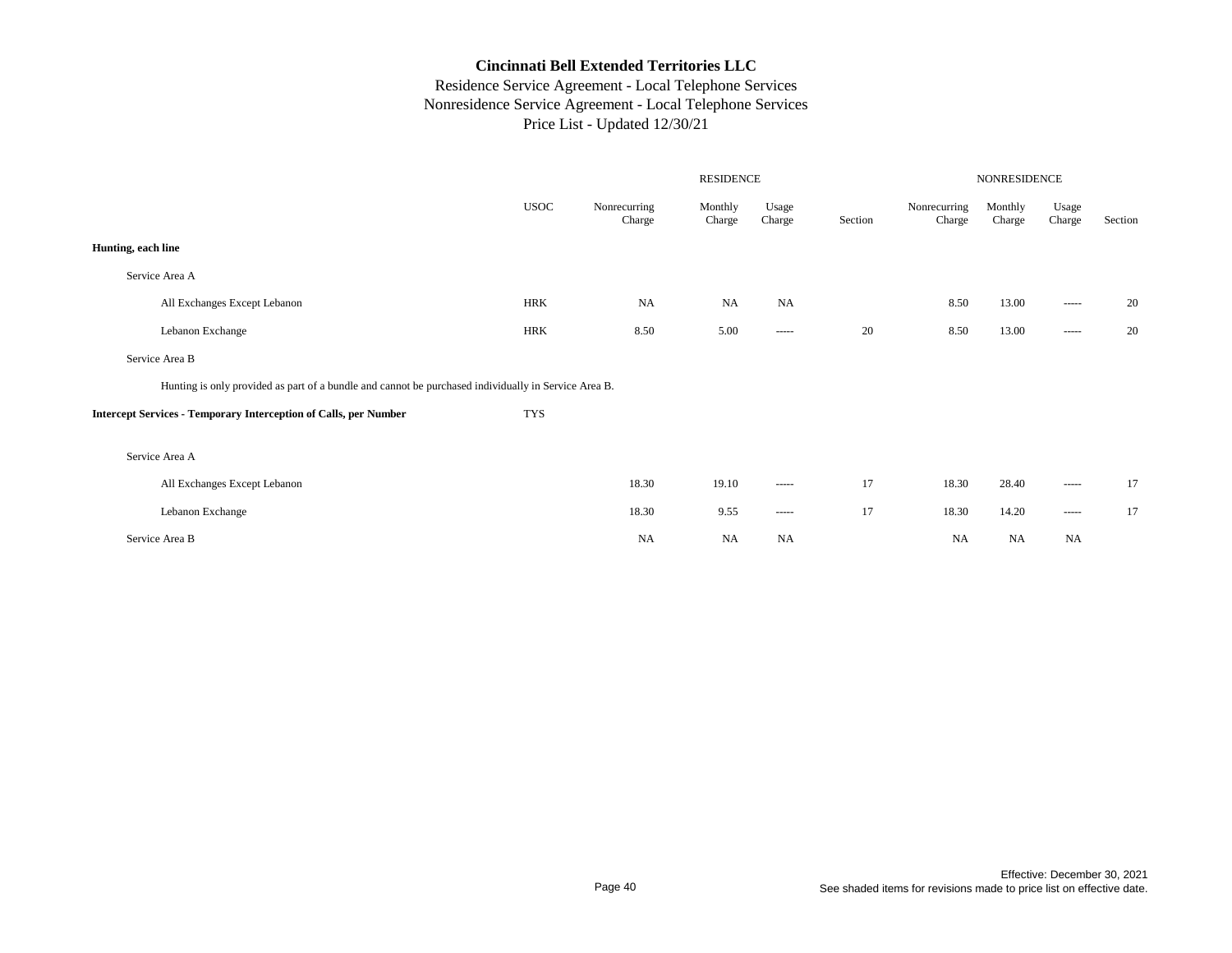# Cincinnati Bell Extended Territories LLC

Residence Service Agreement - Local Telephone Services
Nonresidence Service Agreement - Local Telephone Services
Price List - Updated 12/30/21

| | USOC | RESIDENCE Nonrecurring Charge | RESIDENCE Monthly Charge | RESIDENCE Usage Charge | RESIDENCE Section | NONRESIDENCE Nonrecurring Charge | NONRESIDENCE Monthly Charge | NONRESIDENCE Usage Charge | NONRESIDENCE Section |
|---|---|---|---|---|---|---|---|---|---|
| **Hunting, each line** | | | | | | | | | |
| Service Area A | | | | | | | | | |
| All Exchanges Except Lebanon | HRK | NA | NA | NA | | 8.50 | 13.00 | ----- | 20 |
| Lebanon Exchange | HRK | 8.50 | 5.00 | ----- | 20 | 8.50 | 13.00 | ----- | 20 |
| Service Area B | | | | | | | | | |
| Hunting is only provided as part of a bundle and cannot be purchased individually in Service Area B. | | | | | | | | | |
| **Intercept Services - Temporary Interception of Calls, per Number** | TYS | | | | | | | | |
| Service Area A | | | | | | | | | |
| All Exchanges Except Lebanon | | 18.30 | 19.10 | ----- | 17 | 18.30 | 28.40 | ----- | 17 |
| Lebanon Exchange | | 18.30 | 9.55 | ----- | 17 | 18.30 | 14.20 | ----- | 17 |
| Service Area B | | NA | NA | NA | | NA | NA | NA | |

Effective: December 30, 2021
See shaded items for revisions made to price list on effective date.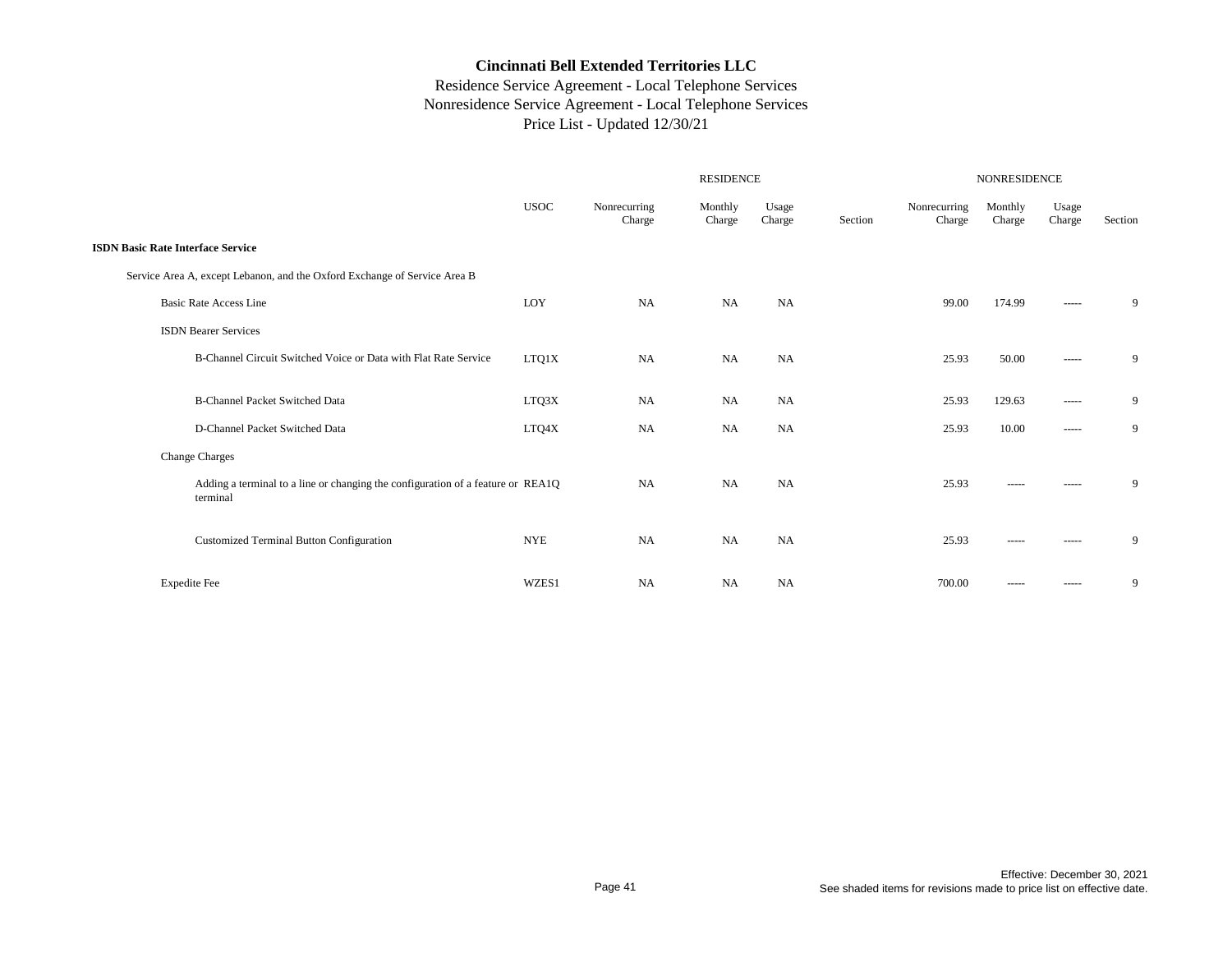# Cincinnati Bell Extended Territories LLC

Residence Service Agreement - Local Telephone Services
Nonresidence Service Agreement - Local Telephone Services
Price List - Updated 12/30/21

| | USOC | RESIDENCE Nonrecurring Charge | RESIDENCE Monthly Charge | RESIDENCE Usage Charge | RESIDENCE Section | NONRESIDENCE Nonrecurring Charge | NONRESIDENCE Monthly Charge | NONRESIDENCE Usage Charge | NONRESIDENCE Section |
|---|---|---|---|---|---|---|---|---|---|
| **ISDN Basic Rate Interface Service** | | | | | | | | | |
| Service Area A, except Lebanon, and the Oxford Exchange of Service Area B | | | | | | | | | |
| Basic Rate Access Line | LOY | NA | NA | NA | | 99.00 | 174.99 | ----- | 9 |
| ISDN Bearer Services | | | | | | | | | |
| B-Channel Circuit Switched Voice or Data with Flat Rate Service | LTQ1X | NA | NA | NA | | 25.93 | 50.00 | ----- | 9 |
| B-Channel Packet Switched Data | LTQ3X | NA | NA | NA | | 25.93 | 129.63 | ----- | 9 |
| D-Channel Packet Switched Data | LTQ4X | NA | NA | NA | | 25.93 | 10.00 | ----- | 9 |
| Change Charges | | | | | | | | | |
| Adding a terminal to a line or changing the configuration of a feature or terminal | REA1Q | NA | NA | NA | | 25.93 | ----- | ----- | 9 |
| Customized Terminal Button Configuration | NYE | NA | NA | NA | | 25.93 | ----- | ----- | 9 |
| Expedite Fee | WZES1 | NA | NA | NA | | 700.00 | ----- | ----- | 9 |

Effective: December 30, 2021
See shaded items for revisions made to price list on effective date.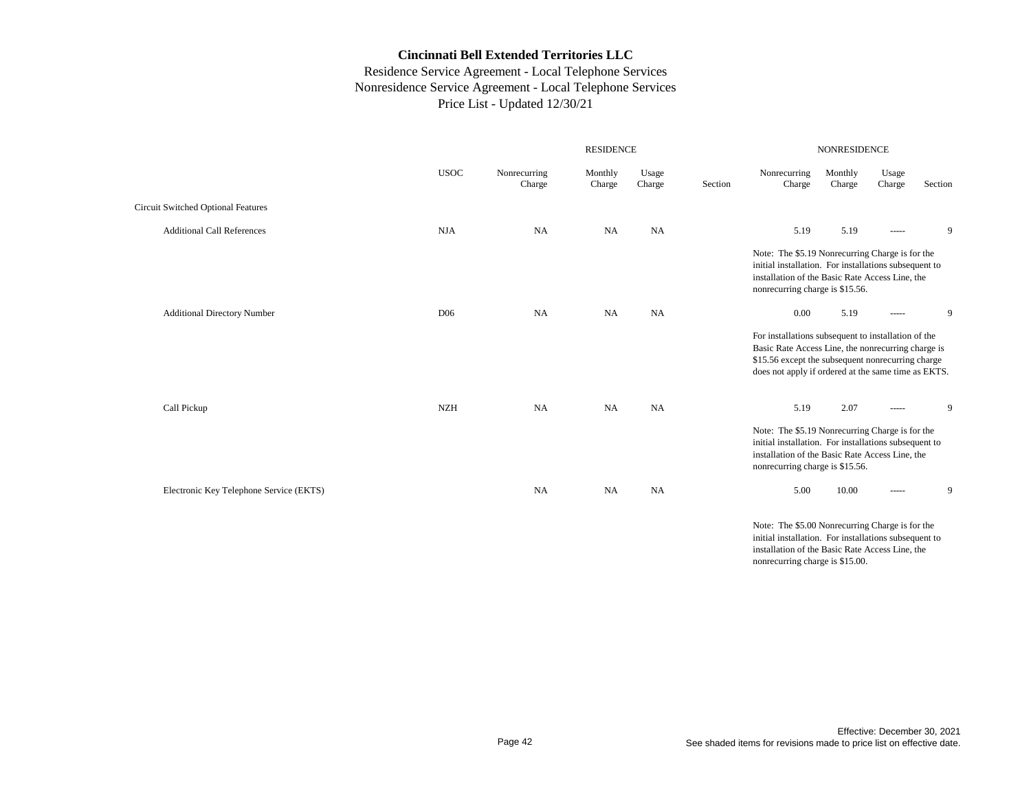**Cincinnati Bell Extended Territories LLC**
Residence Service Agreement - Local Telephone Services
Nonresidence Service Agreement - Local Telephone Services
Price List - Updated 12/30/21

| | | RESIDENCE | | | | NONRESIDENCE | | | |
|---|---|---|---|---|---|---|---|---|---|
| | USOC | Nonrecurring Charge | Monthly Charge | Usage Charge | Section | Nonrecurring Charge | Monthly Charge | Usage Charge | Section |
| Circuit Switched Optional Features | | | | | | | | | |
| Additional Call References | NJA | NA | NA | NA | | 5.19 | 5.19 | ----- | 9 |
| | | | | | | Note: The $5.19 Nonrecurring Charge is for the initial installation. For installations subsequent to installation of the Basic Rate Access Line, the nonrecurring charge is $15.56. | | | |
| Additional Directory Number | D06 | NA | NA | NA | | 0.00 | 5.19 | ----- | 9 |
| | | | | | | For installations subsequent to installation of the Basic Rate Access Line, the nonrecurring charge is $15.56 except the subsequent nonrecurring charge does not apply if ordered at the same time as EKTS. | | | |
| Call Pickup | NZH | NA | NA | NA | | 5.19 | 2.07 | ----- | 9 |
| | | | | | | Note: The $5.19 Nonrecurring Charge is for the initial installation. For installations subsequent to installation of the Basic Rate Access Line, the nonrecurring charge is $15.56. | | | |
| Electronic Key Telephone Service (EKTS) | | NA | NA | NA | | 5.00 | 10.00 | ----- | 9 |
| | | | | | | Note: The $5.00 Nonrecurring Charge is for the initial installation. For installations subsequent to installation of the Basic Rate Access Line, the nonrecurring charge is $15.00. | | | |

Effective: December 30, 2021
See shaded items for revisions made to price list on effective date.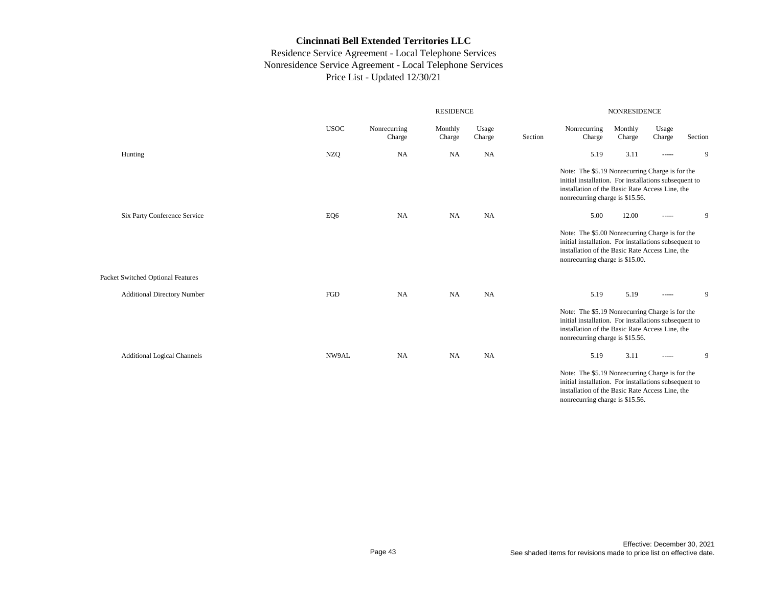**Cincinnati Bell Extended Territories LLC**

Residence Service Agreement - Local Telephone Services
Nonresidence Service Agreement - Local Telephone Services
Price List - Updated 12/30/21

| | USOC | RESIDENCE Nonrecurring Charge | RESIDENCE Monthly Charge | RESIDENCE Usage Charge | RESIDENCE Section | NONRESIDENCE Nonrecurring Charge | NONRESIDENCE Monthly Charge | NONRESIDENCE Usage Charge | NONRESIDENCE Section |
|---|---|---|---|---|---|---|---|---|---|
| Hunting | NZQ | NA | NA | NA | | 5.19 | 3.11 | ----- | 9 |
| | | | | | | Note: The $5.19 Nonrecurring Charge is for the initial installation. For installations subsequent to installation of the Basic Rate Access Line, the nonrecurring charge is $15.56. | | | |
| Six Party Conference Service | EQ6 | NA | NA | NA | | 5.00 | 12.00 | ----- | 9 |
| | | | | | | Note: The $5.00 Nonrecurring Charge is for the initial installation. For installations subsequent to installation of the Basic Rate Access Line, the nonrecurring charge is $15.00. | | | |
| Packet Switched Optional Features | | | | | | | | | |
| Additional Directory Number | FGD | NA | NA | NA | | 5.19 | 5.19 | ----- | 9 |
| | | | | | | Note: The $5.19 Nonrecurring Charge is for the initial installation. For installations subsequent to installation of the Basic Rate Access Line, the nonrecurring charge is $15.56. | | | |
| Additional Logical Channels | NW9AL | NA | NA | NA | | 5.19 | 3.11 | ----- | 9 |
| | | | | | | Note: The $5.19 Nonrecurring Charge is for the initial installation. For installations subsequent to installation of the Basic Rate Access Line, the nonrecurring charge is $15.56. | | | |

Effective: December 30, 2021
See shaded items for revisions made to price list on effective date.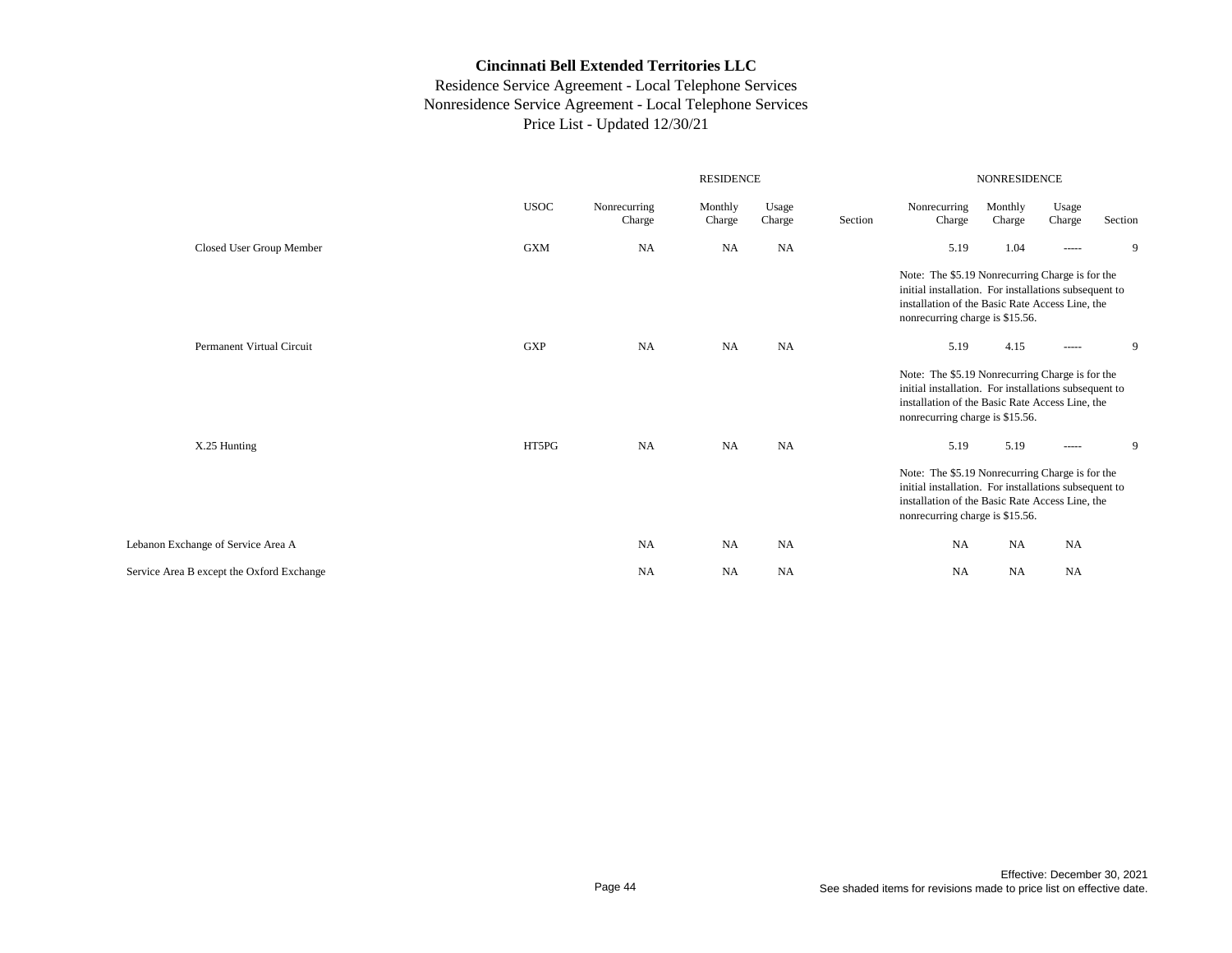# Cincinnati Bell Extended Territories LLC

Residence Service Agreement - Local Telephone Services
Nonresidence Service Agreement - Local Telephone Services
Price List - Updated 12/30/21

| | | RESIDENCE | | | | NONRESIDENCE | | | |
|---|---|---|---|---|---|---|---|---|---|
| | USOC | Nonrecurring Charge | Monthly Charge | Usage Charge | Section | Nonrecurring Charge | Monthly Charge | Usage Charge | Section |
| Closed User Group Member | GXM | NA | NA | NA | | 5.19 | 1.04 | ----- | 9 |
| | | | | | | Note: The $5.19 Nonrecurring Charge is for the initial installation. For installations subsequent to installation of the Basic Rate Access Line, the nonrecurring charge is $15.56. | | | |
| Permanent Virtual Circuit | GXP | NA | NA | NA | | 5.19 | 4.15 | ----- | 9 |
| | | | | | | Note: The $5.19 Nonrecurring Charge is for the initial installation. For installations subsequent to installation of the Basic Rate Access Line, the nonrecurring charge is $15.56. | | | |
| X.25 Hunting | HT5PG | NA | NA | NA | | 5.19 | 5.19 | ----- | 9 |
| | | | | | | Note: The $5.19 Nonrecurring Charge is for the initial installation. For installations subsequent to installation of the Basic Rate Access Line, the nonrecurring charge is $15.56. | | | |
| Lebanon Exchange of Service Area A | | NA | NA | NA | | NA | NA | NA | |
| Service Area B except the Oxford Exchange | | NA | NA | NA | | NA | NA | NA | |

Effective: December 30, 2021
See shaded items for revisions made to price list on effective date.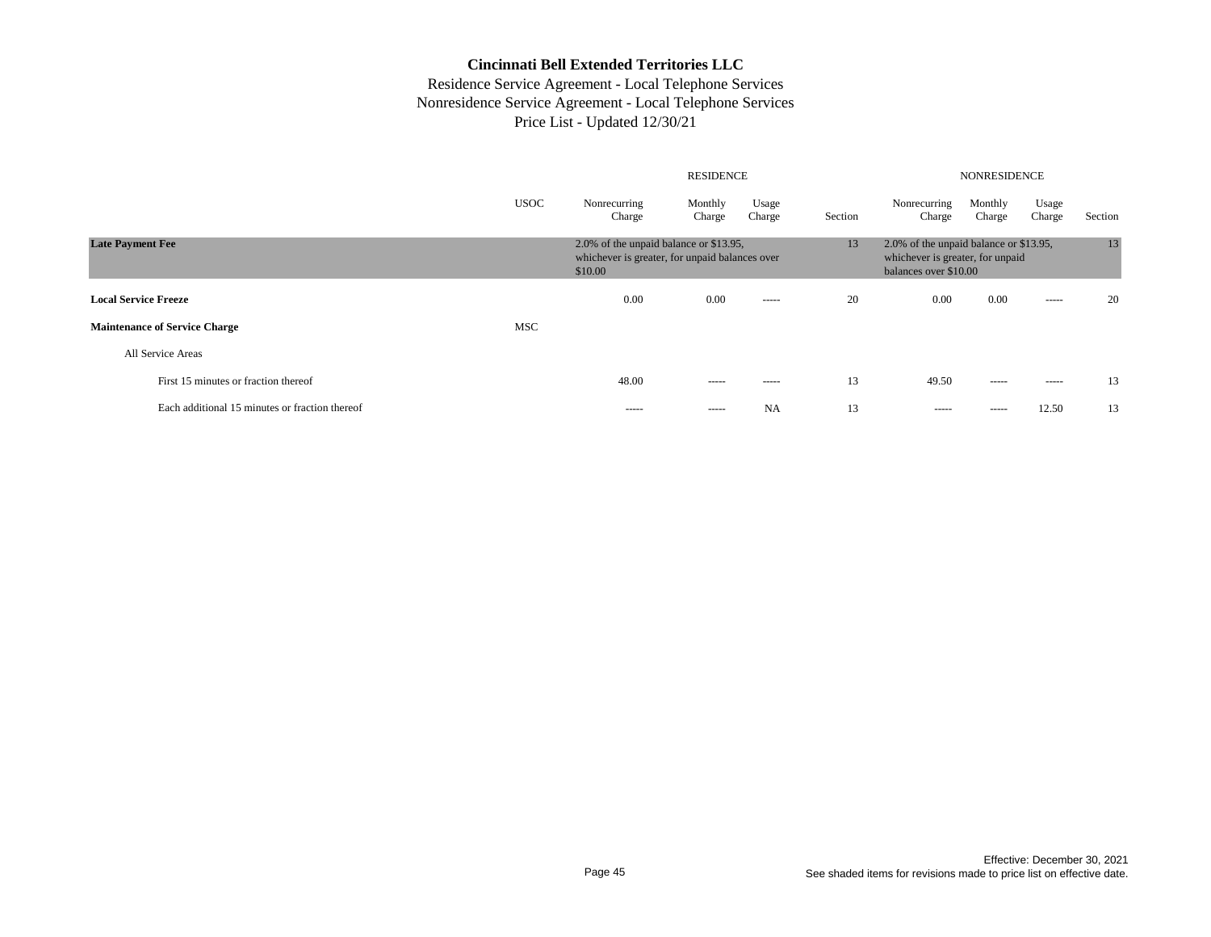# Cincinnati Bell Extended Territories LLC

Residence Service Agreement - Local Telephone Services
Nonresidence Service Agreement - Local Telephone Services
Price List - Updated 12/30/21

| | USOC | RESIDENCE Nonrecurring Charge | RESIDENCE Monthly Charge | RESIDENCE Usage Charge | RESIDENCE Section | NONRESIDENCE Nonrecurring Charge | NONRESIDENCE Monthly Charge | NONRESIDENCE Usage Charge | NONRESIDENCE Section |
|---|---|---|---|---|---|---|---|---|---|
| **Late Payment Fee** | | 2.0% of the unpaid balance or $13.95, whichever is greater, for unpaid balances over $10.00 | | | 13 | 2.0% of the unpaid balance or $13.95, whichever is greater, for unpaid balances over $10.00 | | | 13 |
| **Local Service Freeze** | | 0.00 | 0.00 | ----- | 20 | 0.00 | 0.00 | ----- | 20 |
| **Maintenance of Service Charge** | MSC | | | | | | | | |
| All Service Areas | | | | | | | | | |
| First 15 minutes or fraction thereof | | 48.00 | ----- | ----- | 13 | 49.50 | ----- | ----- | 13 |
| Each additional 15 minutes or fraction thereof | | ----- | ----- | NA | 13 | ----- | ----- | 12.50 | 13 |

Effective: December 30, 2021
See shaded items for revisions made to price list on effective date.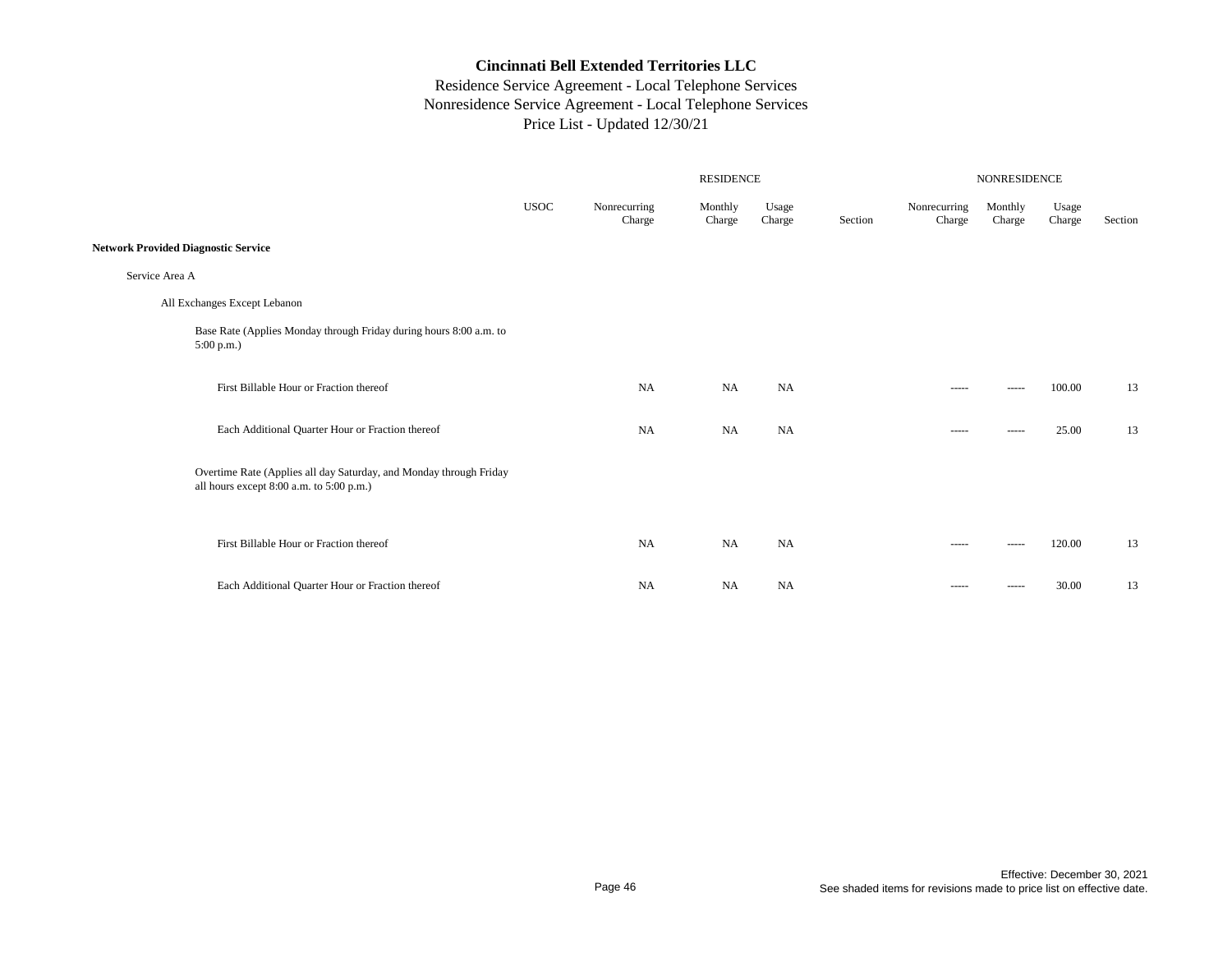# Cincinnati Bell Extended Territories LLC

## Residence Service Agreement - Local Telephone Services
## Nonresidence Service Agreement - Local Telephone Services
## Price List - Updated 12/30/21

| | | RESIDENCE | | | | NONRESIDENCE | | | |
|---|---|---|---|---|---|---|---|---|---|
| | USOC | Nonrecurring Charge | Monthly Charge | Usage Charge | Section | Nonrecurring Charge | Monthly Charge | Usage Charge | Section |
| **Network Provided Diagnostic Service** | | | | | | | | | |
| Service Area A | | | | | | | | | |
| All Exchanges Except Lebanon | | | | | | | | | |
| Base Rate (Applies Monday through Friday during hours 8:00 a.m. to 5:00 p.m.) | | | | | | | | | |
| First Billable Hour or Fraction thereof | | NA | NA | NA | | ----- | ----- | 100.00 | 13 |
| Each Additional Quarter Hour or Fraction thereof | | NA | NA | NA | | ----- | ----- | 25.00 | 13 |
| Overtime Rate (Applies all day Saturday, and Monday through Friday all hours except 8:00 a.m. to 5:00 p.m.) | | | | | | | | | |
| First Billable Hour or Fraction thereof | | NA | NA | NA | | ----- | ----- | 120.00 | 13 |
| Each Additional Quarter Hour or Fraction thereof | | NA | NA | NA | | ----- | ----- | 30.00 | 13 |

Effective: December 30, 2021
See shaded items for revisions made to price list on effective date.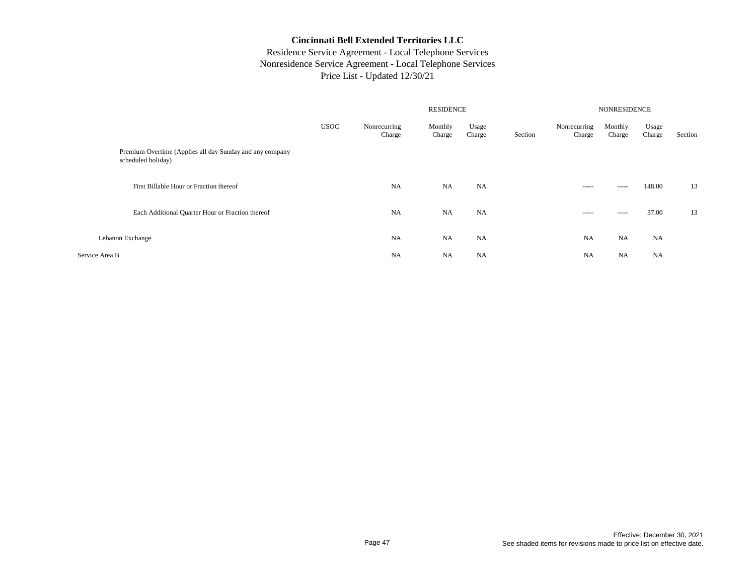# Cincinnati Bell Extended Territories LLC

Residence Service Agreement - Local Telephone Services
Nonresidence Service Agreement - Local Telephone Services
Price List - Updated 12/30/21

| | USOC | RESIDENCE Nonrecurring Charge | RESIDENCE Monthly Charge | RESIDENCE Usage Charge | RESIDENCE Section | NONRESIDENCE Nonrecurring Charge | NONRESIDENCE Monthly Charge | NONRESIDENCE Usage Charge | NONRESIDENCE Section |
|---|---|---|---|---|---|---|---|---|---|
| Premium Overtime (Applies all day Sunday and any company scheduled holiday) | | | | | | | | | |
| First Billable Hour or Fraction thereof | | NA | NA | NA | | ----- | ----- | 148.00 | 13 |
| Each Additional Quarter Hour or Fraction thereof | | NA | NA | NA | | ----- | ----- | 37.00 | 13 |
| Lebanon Exchange | | NA | NA | NA | | NA | NA | NA | |
| Service Area B | | NA | NA | NA | | NA | NA | NA | |

Effective: December 30, 2021
See shaded items for revisions made to price list on effective date.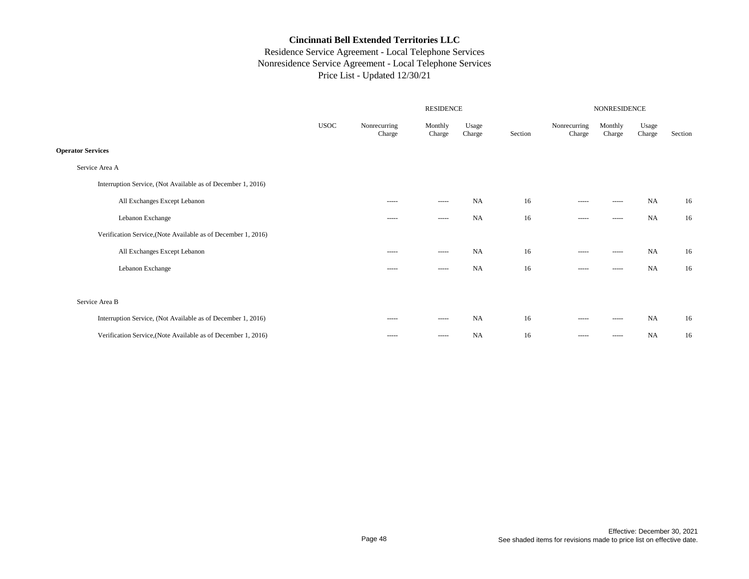**Cincinnati Bell Extended Territories LLC**
Residence Service Agreement - Local Telephone Services
Nonresidence Service Agreement - Local Telephone Services
Price List - Updated 12/30/21

| | USOC | RESIDENCE Nonrecurring Charge | RESIDENCE Monthly Charge | RESIDENCE Usage Charge | RESIDENCE Section | NONRESIDENCE Nonrecurring Charge | NONRESIDENCE Monthly Charge | NONRESIDENCE Usage Charge | NONRESIDENCE Section |
|---|---|---|---|---|---|---|---|---|---|
| **Operator Services** | | | | | | | | | |
| Service Area A | | | | | | | | | |
| Interruption Service, (Not Available as of December 1, 2016) | | | | | | | | | |
| All Exchanges Except Lebanon | | ----- | ----- | NA | 16 | ----- | ----- | NA | 16 |
| Lebanon Exchange | | ----- | ----- | NA | 16 | ----- | ----- | NA | 16 |
| Verification Service,(Note Available as of December 1, 2016) | | | | | | | | | |
| All Exchanges Except Lebanon | | ----- | ----- | NA | 16 | ----- | ----- | NA | 16 |
| Lebanon Exchange | | ----- | ----- | NA | 16 | ----- | ----- | NA | 16 |
| Service Area B | | | | | | | | | |
| Interruption Service, (Not Available as of December 1, 2016) | | ----- | ----- | NA | 16 | ----- | ----- | NA | 16 |
| Verification Service,(Note Available as of December 1, 2016) | | ----- | ----- | NA | 16 | ----- | ----- | NA | 16 |

Effective: December 30, 2021
See shaded items for revisions made to price list on effective date.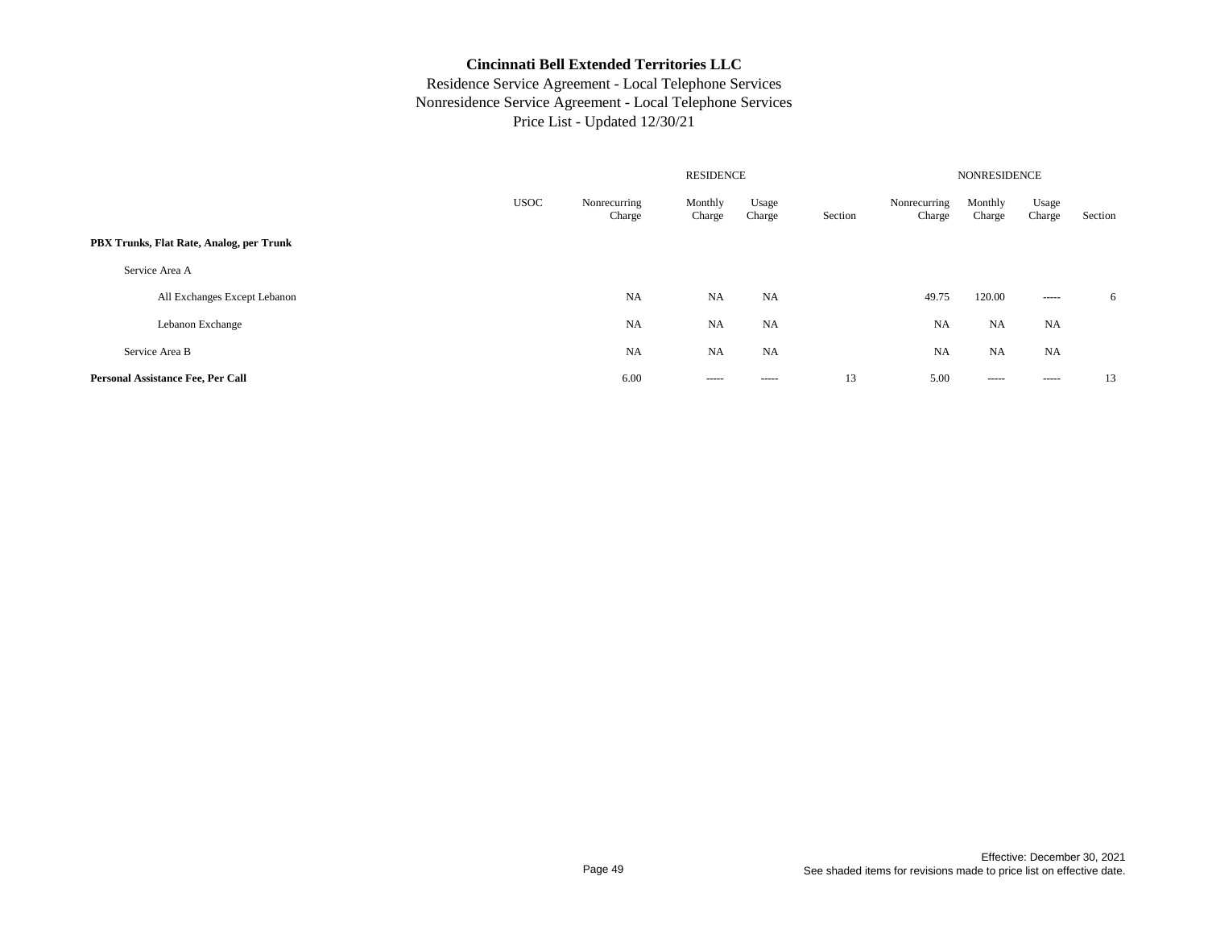**Cincinnati Bell Extended Territories LLC**
Residence Service Agreement - Local Telephone Services
Nonresidence Service Agreement - Local Telephone Services
Price List - Updated 12/30/21

| | | RESIDENCE | | | | NONRESIDENCE | | | |
|---|---|---|---|---|---|---|---|---|---|
| | USOC | Nonrecurring Charge | Monthly Charge | Usage Charge | Section | Nonrecurring Charge | Monthly Charge | Usage Charge | Section |
| **PBX Trunks, Flat Rate, Analog, per Trunk** | | | | | | | | | |
| Service Area A | | | | | | | | | |
| All Exchanges Except Lebanon | | NA | NA | NA | | 49.75 | 120.00 | ----- | 6 |
| Lebanon Exchange | | NA | NA | NA | | NA | NA | NA | |
| Service Area B | | NA | NA | NA | | NA | NA | NA | |
| **Personal Assistance Fee, Per Call** | | 6.00 | ----- | ----- | 13 | 5.00 | ----- | ----- | 13 |

Effective: December 30, 2021
See shaded items for revisions made to price list on effective date.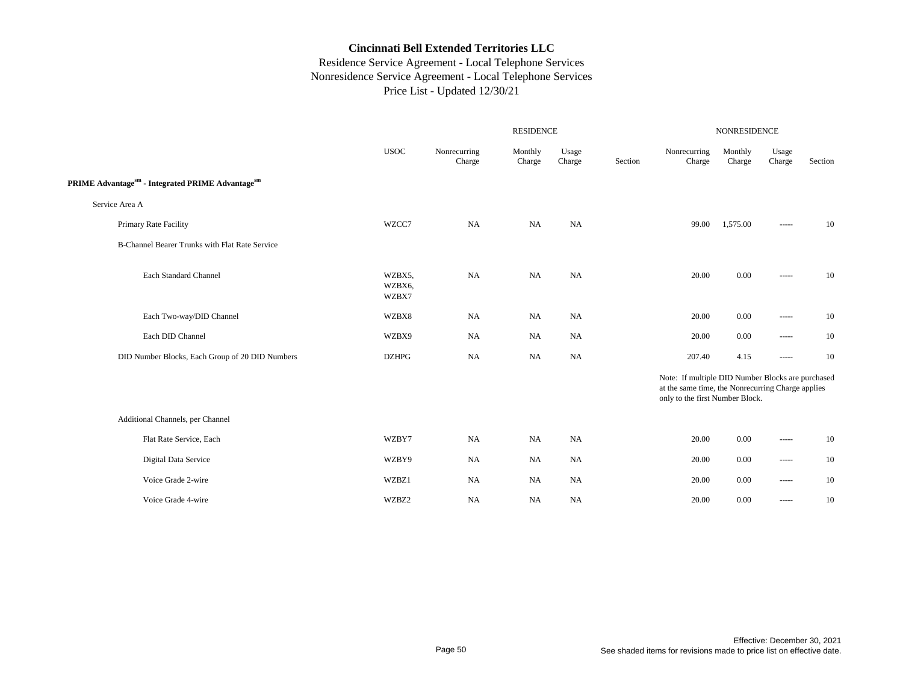# Cincinnati Bell Extended Territories LLC

Residence Service Agreement - Local Telephone Services
Nonresidence Service Agreement - Local Telephone Services
Price List - Updated 12/30/21

| | USOC | RESIDENCE Nonrecurring Charge | RESIDENCE Monthly Charge | RESIDENCE Usage Charge | RESIDENCE Section | NONRESIDENCE Nonrecurring Charge | NONRESIDENCE Monthly Charge | NONRESIDENCE Usage Charge | NONRESIDENCE Section |
|---|---|---|---|---|---|---|---|---|---|
| **PRIME Advantage[sm] - Integrated PRIME Advantage[sm]** | | | | | | | | | |
| Service Area A | | | | | | | | | |
| Primary Rate Facility | WZCC7 | NA | NA | NA | | 99.00 | 1,575.00 | ----- | 10 |
| B-Channel Bearer Trunks with Flat Rate Service | | | | | | | | | |
| Each Standard Channel | WZBX5, WZBX6, WZBX7 | NA | NA | NA | | 20.00 | 0.00 | ----- | 10 |
| Each Two-way/DID Channel | WZBX8 | NA | NA | NA | | 20.00 | 0.00 | ----- | 10 |
| Each DID Channel | WZBX9 | NA | NA | NA | | 20.00 | 0.00 | ----- | 10 |
| DID Number Blocks, Each Group of 20 DID Numbers | DZHPG | NA | NA | NA | | 207.40 | 4.15 | ----- | 10 |
| | | | | | | Note: If multiple DID Number Blocks are purchased at the same time, the Nonrecurring Charge applies only to the first Number Block. | | | |
| Additional Channels, per Channel | | | | | | | | | |
| Flat Rate Service, Each | WZBY7 | NA | NA | NA | | 20.00 | 0.00 | ----- | 10 |
| Digital Data Service | WZBY9 | NA | NA | NA | | 20.00 | 0.00 | ----- | 10 |
| Voice Grade 2-wire | WZBZ1 | NA | NA | NA | | 20.00 | 0.00 | ----- | 10 |
| Voice Grade 4-wire | WZBZ2 | NA | NA | NA | | 20.00 | 0.00 | ----- | 10 |

Effective: December 30, 2021
See shaded items for revisions made to price list on effective date.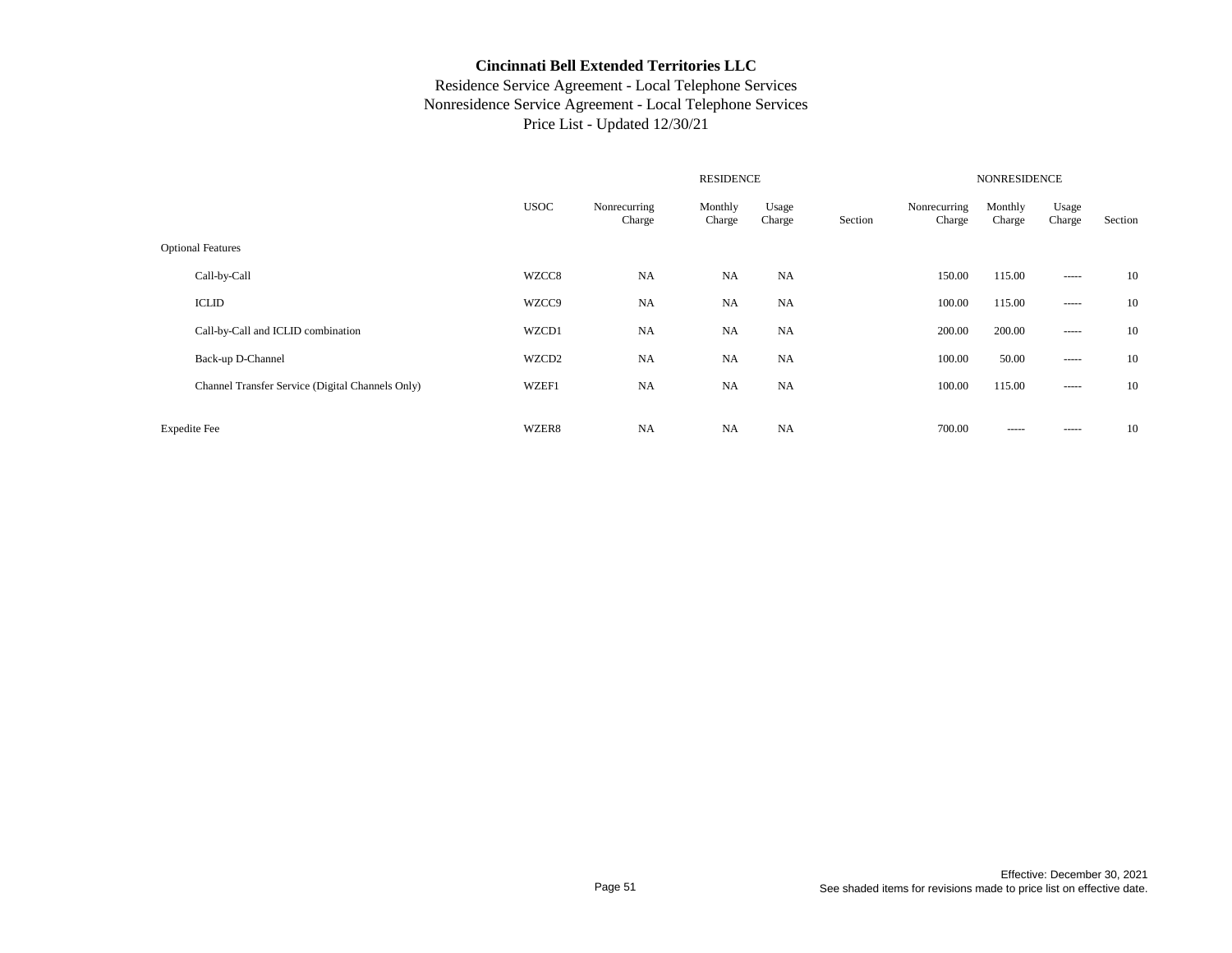**Cincinnati Bell Extended Territories LLC**

Residence Service Agreement - Local Telephone Services

Nonresidence Service Agreement - Local Telephone Services

Price List - Updated 12/30/21

| | | RESIDENCE | | | | NONRESIDENCE | | | |
|---|---|---|---|---|---|---|---|---|---|
| | USOC | Nonrecurring Charge | Monthly Charge | Usage Charge | Section | Nonrecurring Charge | Monthly Charge | Usage Charge | Section |
| Optional Features | | | | | | | | | |
| Call-by-Call | WZCC8 | NA | NA | NA | | 150.00 | 115.00 | ----- | 10 |
| ICLID | WZCC9 | NA | NA | NA | | 100.00 | 115.00 | ----- | 10 |
| Call-by-Call and ICLID combination | WZCD1 | NA | NA | NA | | 200.00 | 200.00 | ----- | 10 |
| Back-up D-Channel | WZCD2 | NA | NA | NA | | 100.00 | 50.00 | ----- | 10 |
| Channel Transfer Service (Digital Channels Only) | WZEF1 | NA | NA | NA | | 100.00 | 115.00 | ----- | 10 |
| Expedite Fee | WZER8 | NA | NA | NA | | 700.00 | ----- | ----- | 10 |

Effective: December 30, 2021

See shaded items for revisions made to price list on effective date.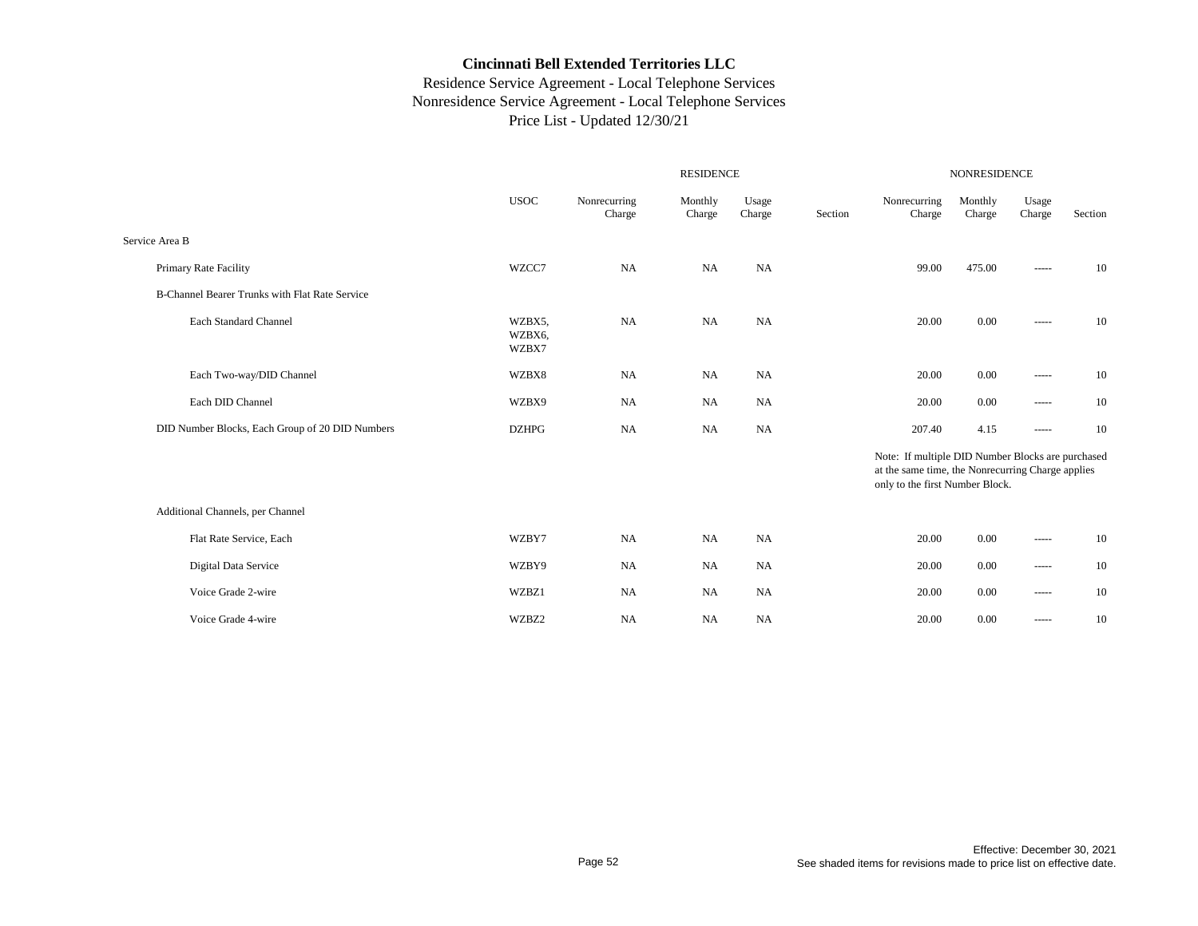# Cincinnati Bell Extended Territories LLC

Residence Service Agreement - Local Telephone Services
Nonresidence Service Agreement - Local Telephone Services
Price List - Updated 12/30/21

| | | RESIDENCE | | | | NONRESIDENCE | | | |
|---|---|---|---|---|---|---|---|---|---|
| | USOC | Nonrecurring Charge | Monthly Charge | Usage Charge | Section | Nonrecurring Charge | Monthly Charge | Usage Charge | Section |
| Service Area B | | | | | | | | | |
| Primary Rate Facility | WZCC7 | NA | NA | NA | | 99.00 | 475.00 | ----- | 10 |
| B-Channel Bearer Trunks with Flat Rate Service | | | | | | | | | |
| Each Standard Channel | WZBX5, WZBX6, WZBX7 | NA | NA | NA | | 20.00 | 0.00 | ----- | 10 |
| Each Two-way/DID Channel | WZBX8 | NA | NA | NA | | 20.00 | 0.00 | ----- | 10 |
| Each DID Channel | WZBX9 | NA | NA | NA | | 20.00 | 0.00 | ----- | 10 |
| DID Number Blocks, Each Group of 20 DID Numbers | DZHPG | NA | NA | NA | | 207.40 | 4.15 | ----- | 10 |
| | | | | | | Note: If multiple DID Number Blocks are purchased at the same time, the Nonrecurring Charge applies only to the first Number Block. | | | |
| Additional Channels, per Channel | | | | | | | | | |
| Flat Rate Service, Each | WZBY7 | NA | NA | NA | | 20.00 | 0.00 | ----- | 10 |
| Digital Data Service | WZBY9 | NA | NA | NA | | 20.00 | 0.00 | ----- | 10 |
| Voice Grade 2-wire | WZBZ1 | NA | NA | NA | | 20.00 | 0.00 | ----- | 10 |
| Voice Grade 4-wire | WZBZ2 | NA | NA | NA | | 20.00 | 0.00 | ----- | 10 |

Effective: December 30, 2021
See shaded items for revisions made to price list on effective date.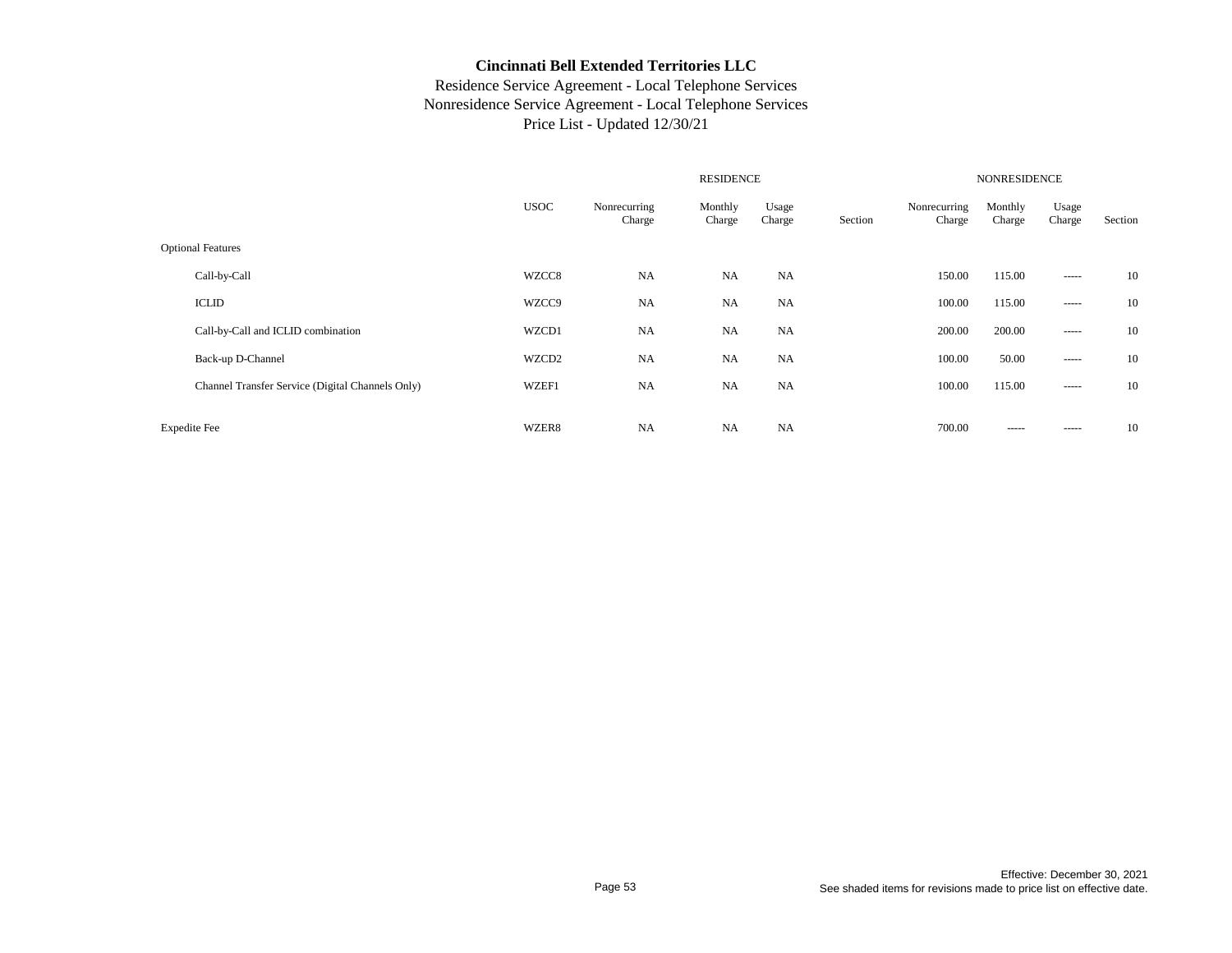# Cincinnati Bell Extended Territories LLC

Residence Service Agreement - Local Telephone Services
Nonresidence Service Agreement - Local Telephone Services
Price List - Updated 12/30/21

| | USOC | RESIDENCE Nonrecurring Charge | Monthly Charge | Usage Charge | Section | NONRESIDENCE Nonrecurring Charge | Monthly Charge | Usage Charge | Section |
|---|---|---|---|---|---|---|---|---|---|
| Optional Features | | | | | | | | | |
| Call-by-Call | WZCC8 | NA | NA | NA | | 150.00 | 115.00 | ----- | 10 |
| ICLID | WZCC9 | NA | NA | NA | | 100.00 | 115.00 | ----- | 10 |
| Call-by-Call and ICLID combination | WZCD1 | NA | NA | NA | | 200.00 | 200.00 | ----- | 10 |
| Back-up D-Channel | WZCD2 | NA | NA | NA | | 100.00 | 50.00 | ----- | 10 |
| Channel Transfer Service (Digital Channels Only) | WZEF1 | NA | NA | NA | | 100.00 | 115.00 | ----- | 10 |
| Expedite Fee | WZER8 | NA | NA | NA | | 700.00 | ----- | ----- | 10 |

Effective: December 30, 2021
See shaded items for revisions made to price list on effective date.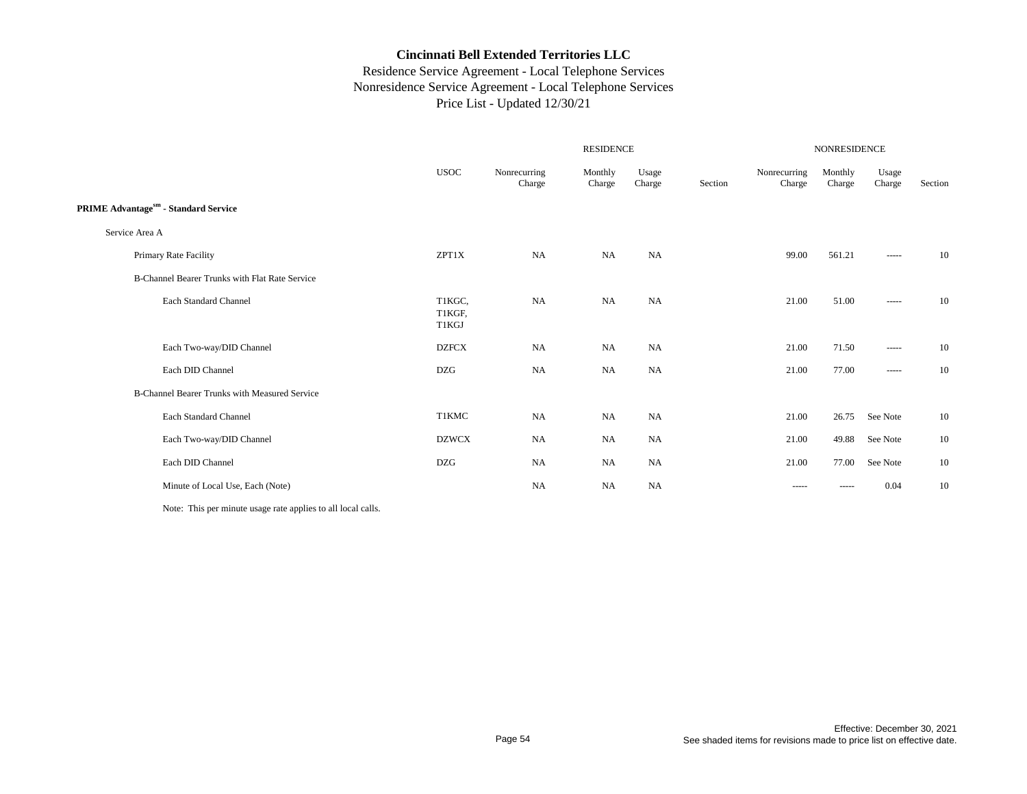# Cincinnati Bell Extended Territories LLC

Residence Service Agreement - Local Telephone Services
Nonresidence Service Agreement - Local Telephone Services
Price List - Updated 12/30/21

| | | RESIDENCE | | | | NONRESIDENCE | | | |
|---|---|---|---|---|---|---|---|---|---|
| | USOC | Nonrecurring Charge | Monthly Charge | Usage Charge | Section | Nonrecurring Charge | Monthly Charge | Usage Charge | Section |
| **PRIME Advantage[sm] - Standard Service** | | | | | | | | | |
| Service Area A | | | | | | | | | |
| Primary Rate Facility | ZPT1X | NA | NA | NA | | 99.00 | 561.21 | ----- | 10 |
| B-Channel Bearer Trunks with Flat Rate Service | | | | | | | | | |
| Each Standard Channel | T1KGC, T1KGF, T1KGJ | NA | NA | NA | | 21.00 | 51.00 | ----- | 10 |
| Each Two-way/DID Channel | DZFCX | NA | NA | NA | | 21.00 | 71.50 | ----- | 10 |
| Each DID Channel | DZG | NA | NA | NA | | 21.00 | 77.00 | ----- | 10 |
| B-Channel Bearer Trunks with Measured Service | | | | | | | | | |
| Each Standard Channel | T1KMC | NA | NA | NA | | 21.00 | 26.75 | See Note | 10 |
| Each Two-way/DID Channel | DZWCX | NA | NA | NA | | 21.00 | 49.88 | See Note | 10 |
| Each DID Channel | DZG | NA | NA | NA | | 21.00 | 77.00 | See Note | 10 |
| Minute of Local Use, Each (Note) | | NA | NA | NA | | ----- | ----- | 0.04 | 10 |

Note: This per minute usage rate applies to all local calls.

Effective: December 30, 2021
See shaded items for revisions made to price list on effective date.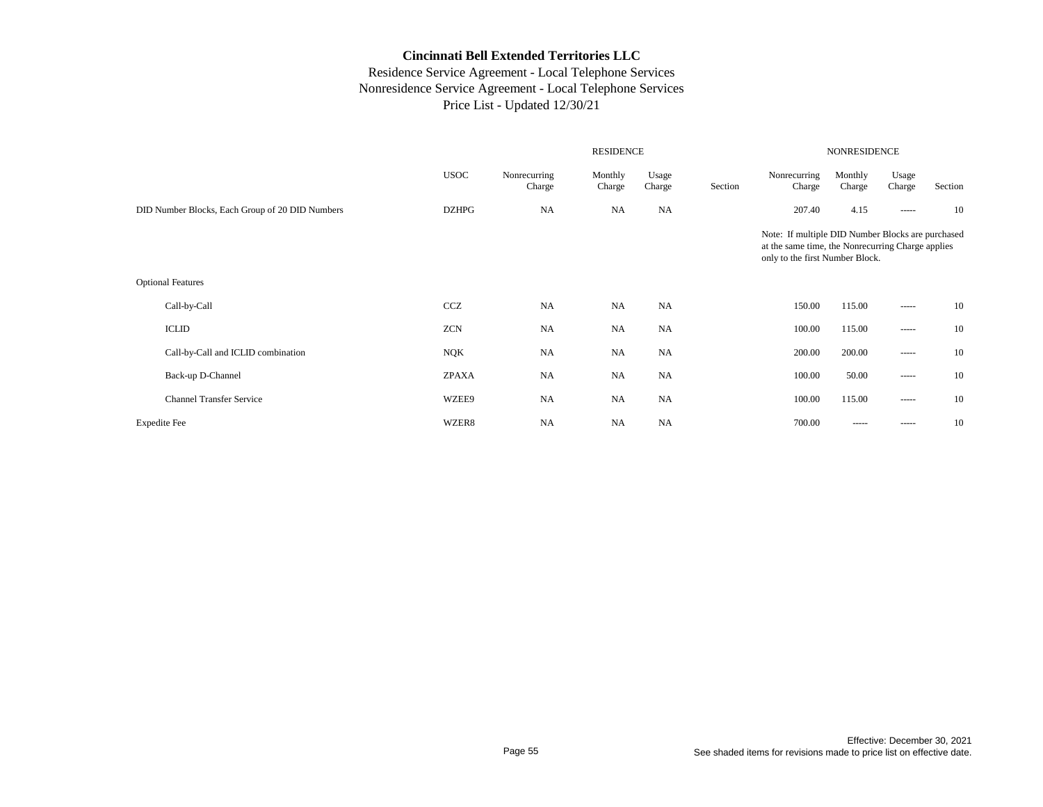# Cincinnati Bell Extended Territories LLC

Residence Service Agreement - Local Telephone Services
Nonresidence Service Agreement - Local Telephone Services
Price List - Updated 12/30/21

| | | RESIDENCE | | | | NONRESIDENCE | | | |
|---|---|---|---|---|---|---|---|---|---|
| | USOC | Nonrecurring Charge | Monthly Charge | Usage Charge | Section | Nonrecurring Charge | Monthly Charge | Usage Charge | Section |
| DID Number Blocks, Each Group of 20 DID Numbers | DZHPG | NA | NA | NA | | 207.40 | 4.15 | ----- | 10 |
| | | | | | | Note: If multiple DID Number Blocks are purchased at the same time, the Nonrecurring Charge applies only to the first Number Block. | | | |
| Optional Features | | | | | | | | | |
| Call-by-Call | CCZ | NA | NA | NA | | 150.00 | 115.00 | ----- | 10 |
| ICLID | ZCN | NA | NA | NA | | 100.00 | 115.00 | ----- | 10 |
| Call-by-Call and ICLID combination | NQK | NA | NA | NA | | 200.00 | 200.00 | ----- | 10 |
| Back-up D-Channel | ZPAXA | NA | NA | NA | | 100.00 | 50.00 | ----- | 10 |
| Channel Transfer Service | WZEE9 | NA | NA | NA | | 100.00 | 115.00 | ----- | 10 |
| Expedite Fee | WZER8 | NA | NA | NA | | 700.00 | ----- | ----- | 10 |

Effective: December 30, 2021
See shaded items for revisions made to price list on effective date.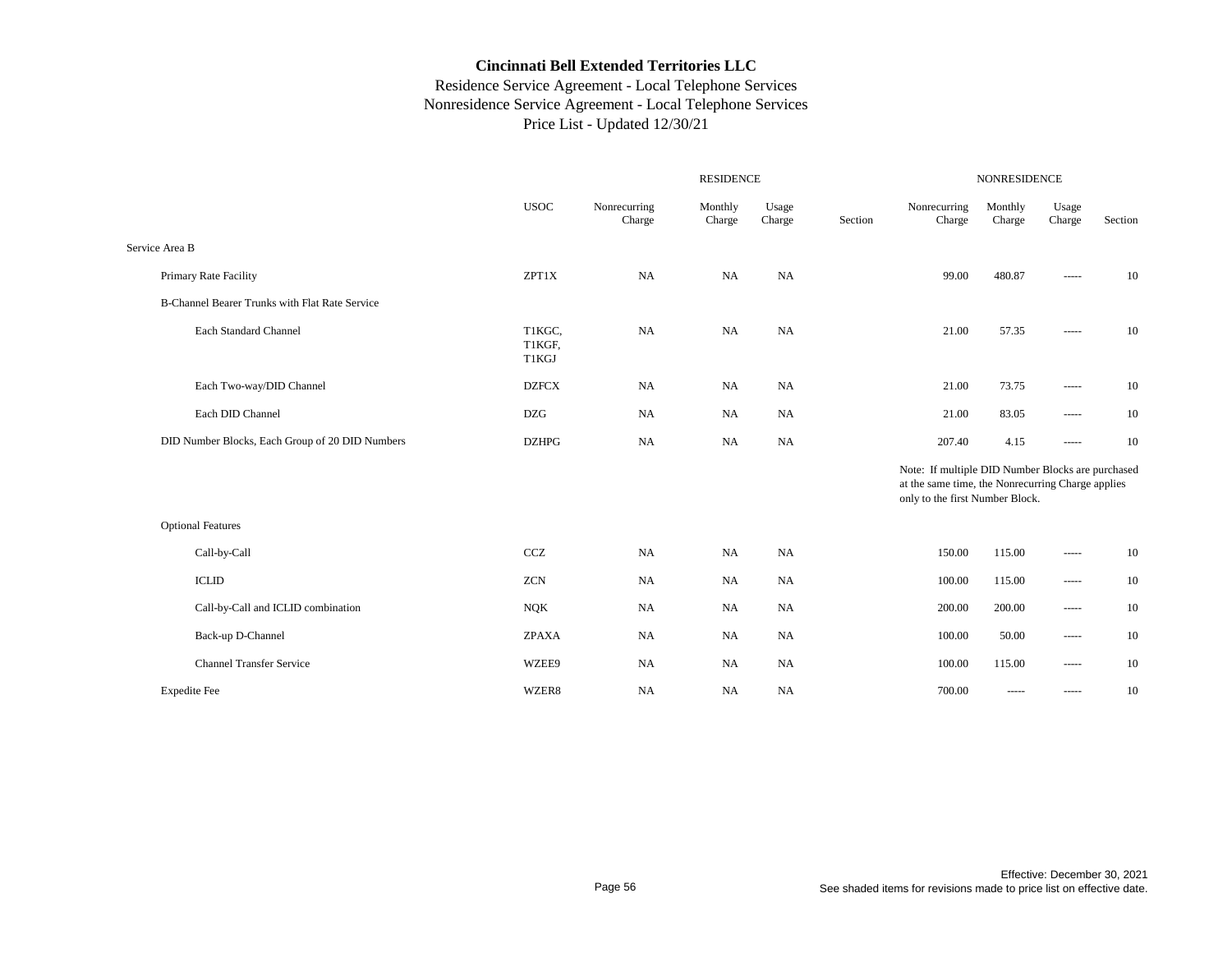# Cincinnati Bell Extended Territories LLC

Residence Service Agreement - Local Telephone Services
Nonresidence Service Agreement - Local Telephone Services
Price List - Updated 12/30/21

| | USOC | RESIDENCE Nonrecurring Charge | RESIDENCE Monthly Charge | RESIDENCE Usage Charge | RESIDENCE Section | NONRESIDENCE Nonrecurring Charge | NONRESIDENCE Monthly Charge | NONRESIDENCE Usage Charge | NONRESIDENCE Section |
|---|---|---|---|---|---|---|---|---|---|
| Service Area B | | | | | | | | | |
| Primary Rate Facility | ZPT1X | NA | NA | NA | | 99.00 | 480.87 | ----- | 10 |
| B-Channel Bearer Trunks with Flat Rate Service | | | | | | | | | |
| Each Standard Channel | T1KGC, T1KGF, T1KGJ | NA | NA | NA | | 21.00 | 57.35 | ----- | 10 |
| Each Two-way/DID Channel | DZFCX | NA | NA | NA | | 21.00 | 73.75 | ----- | 10 |
| Each DID Channel | DZG | NA | NA | NA | | 21.00 | 83.05 | ----- | 10 |
| DID Number Blocks, Each Group of 20 DID Numbers | DZHPG | NA | NA | NA | | 207.40 | 4.15 | ----- | 10 |
| | | | | | | Note: If multiple DID Number Blocks are purchased at the same time, the Nonrecurring Charge applies only to the first Number Block. | | | |
| Optional Features | | | | | | | | | |
| Call-by-Call | CCZ | NA | NA | NA | | 150.00 | 115.00 | ----- | 10 |
| ICLID | ZCN | NA | NA | NA | | 100.00 | 115.00 | ----- | 10 |
| Call-by-Call and ICLID combination | NQK | NA | NA | NA | | 200.00 | 200.00 | ----- | 10 |
| Back-up D-Channel | ZPAXA | NA | NA | NA | | 100.00 | 50.00 | ----- | 10 |
| Channel Transfer Service | WZEE9 | NA | NA | NA | | 100.00 | 115.00 | ----- | 10 |
| Expedite Fee | WZER8 | NA | NA | NA | | 700.00 | ----- | ----- | 10 |

Effective: December 30, 2021
See shaded items for revisions made to price list on effective date.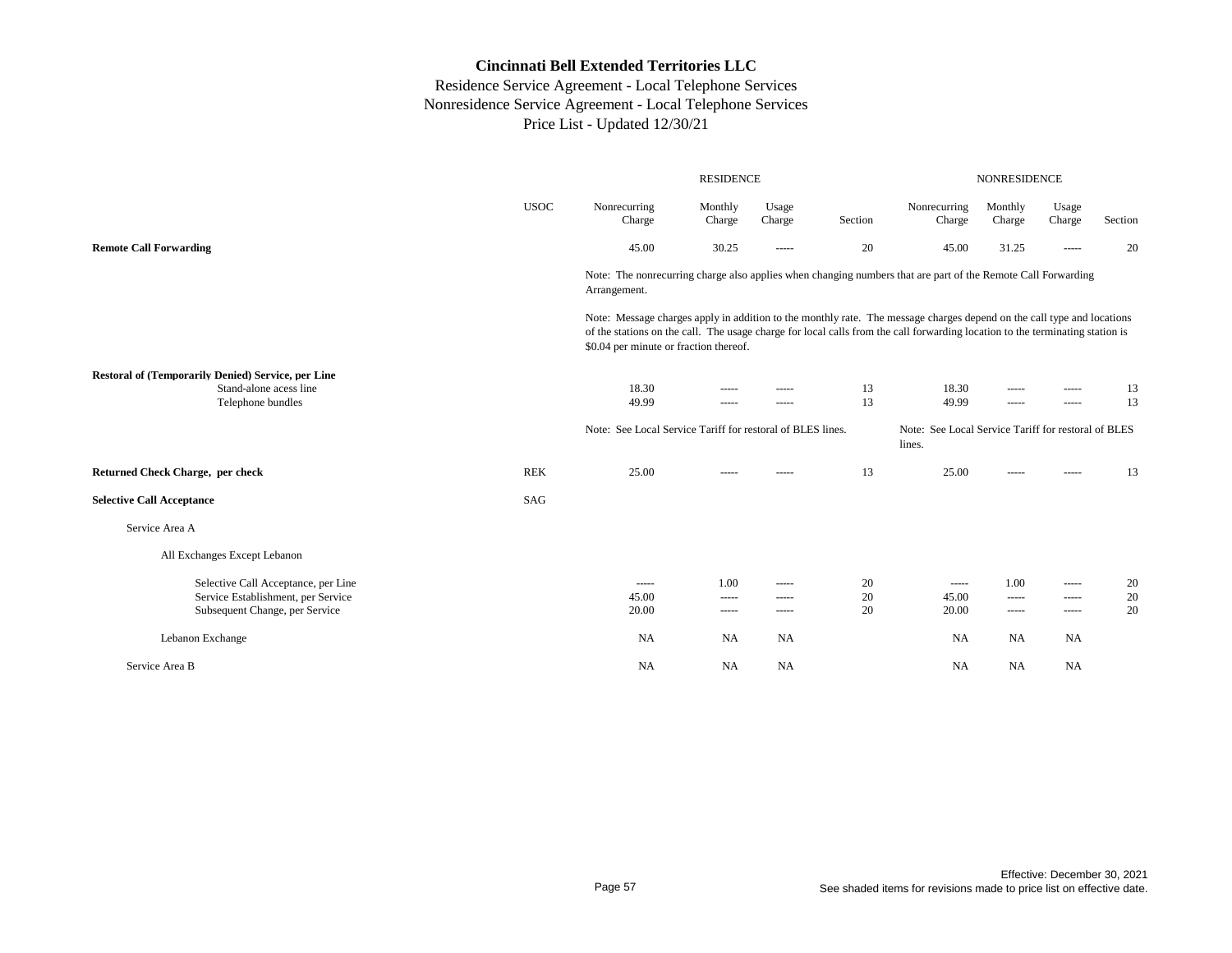# Cincinnati Bell Extended Territories LLC

Residence Service Agreement - Local Telephone Services
Nonresidence Service Agreement - Local Telephone Services
Price List - Updated 12/30/21

| | USOC | RESIDENCE Nonrecurring Charge | Monthly Charge | Usage Charge | Section | NONRESIDENCE Nonrecurring Charge | Monthly Charge | Usage Charge | Section |
|---|---|---|---|---|---|---|---|---|---|
| **Remote Call Forwarding** | | 45.00 | 30.25 | ----- | 20 | 45.00 | 31.25 | ----- | 20 |
| | | Note: The nonrecurring charge also applies when changing numbers that are part of the Remote Call Forwarding Arrangement. | | | | | | | |
| | | Note: Message charges apply in addition to the monthly rate. The message charges depend on the call type and locations of the stations on the call. The usage charge for local calls from the call forwarding location to the terminating station is $0.04 per minute or fraction thereof. | | | | | | | |
| **Restoral of (Temporarily Denied) Service, per Line** | | | | | | | | | |
| Stand-alone acess line | | 18.30 | ----- | ----- | 13 | 18.30 | ----- | ----- | 13 |
| Telephone bundles | | 49.99 | ----- | ----- | 13 | 49.99 | ----- | ----- | 13 |
| | | Note: See Local Service Tariff for restoral of BLES lines. | | | | Note: See Local Service Tariff for restoral of BLES lines. | | | |
| **Returned Check Charge, per check** | REK | 25.00 | ----- | ----- | 13 | 25.00 | ----- | ----- | 13 |
| **Selective Call Acceptance** | SAG | | | | | | | | |
| Service Area A | | | | | | | | | |
| All Exchanges Except Lebanon | | | | | | | | | |
| Selective Call Acceptance, per Line | | ----- | 1.00 | ----- | 20 | ----- | 1.00 | ----- | 20 |
| Service Establishment, per Service | | 45.00 | ----- | ----- | 20 | 45.00 | ----- | ----- | 20 |
| Subsequent Change, per Service | | 20.00 | ----- | ----- | 20 | 20.00 | ----- | ----- | 20 |
| Lebanon Exchange | | NA | NA | NA | | NA | NA | NA | |
| Service Area B | | NA | NA | NA | | NA | NA | NA | |

Effective: December 30, 2021
See shaded items for revisions made to price list on effective date.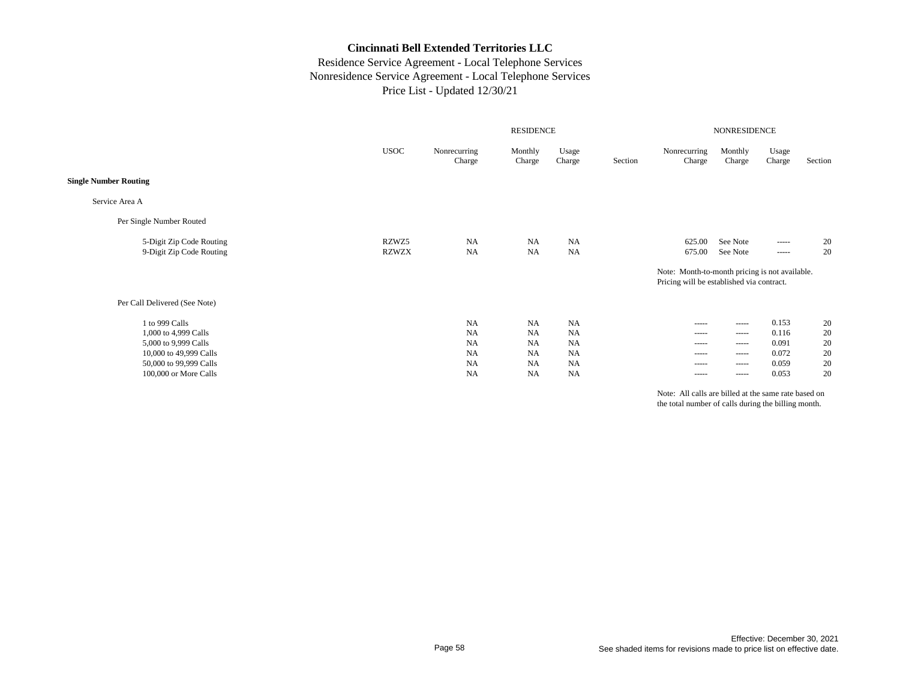# Cincinnati Bell Extended Territories LLC

Residence Service Agreement - Local Telephone Services
Nonresidence Service Agreement - Local Telephone Services
Price List - Updated 12/30/21

| | USOC | RESIDENCE Nonrecurring Charge | RESIDENCE Monthly Charge | RESIDENCE Usage Charge | RESIDENCE Section | NONRESIDENCE Nonrecurring Charge | NONRESIDENCE Monthly Charge | NONRESIDENCE Usage Charge | NONRESIDENCE Section |
|---|---|---|---|---|---|---|---|---|---|
| **Single Number Routing** | | | | | | | | | |
| Service Area A | | | | | | | | | |
| Per Single Number Routed | | | | | | | | | |
| 5-Digit Zip Code Routing | RZWZ5 | NA | NA | NA | | 625.00 | See Note | ----- | 20 |
| 9-Digit Zip Code Routing | RZWZX | NA | NA | NA | | 675.00 | See Note | ----- | 20 |
| | | | | | | Note: Month-to-month pricing is not available. Pricing will be established via contract. | | | |
| Per Call Delivered (See Note) | | | | | | | | | |
| 1 to 999 Calls | | NA | NA | NA | | ----- | ----- | 0.153 | 20 |
| 1,000 to 4,999 Calls | | NA | NA | NA | | ----- | ----- | 0.116 | 20 |
| 5,000 to 9,999 Calls | | NA | NA | NA | | ----- | ----- | 0.091 | 20 |
| 10,000 to 49,999 Calls | | NA | NA | NA | | ----- | ----- | 0.072 | 20 |
| 50,000 to 99,999 Calls | | NA | NA | NA | | ----- | ----- | 0.059 | 20 |
| 100,000 or More Calls | | NA | NA | NA | | ----- | ----- | 0.053 | 20 |

Note: All calls are billed at the same rate based on the total number of calls during the billing month.

Effective: December 30, 2021
See shaded items for revisions made to price list on effective date.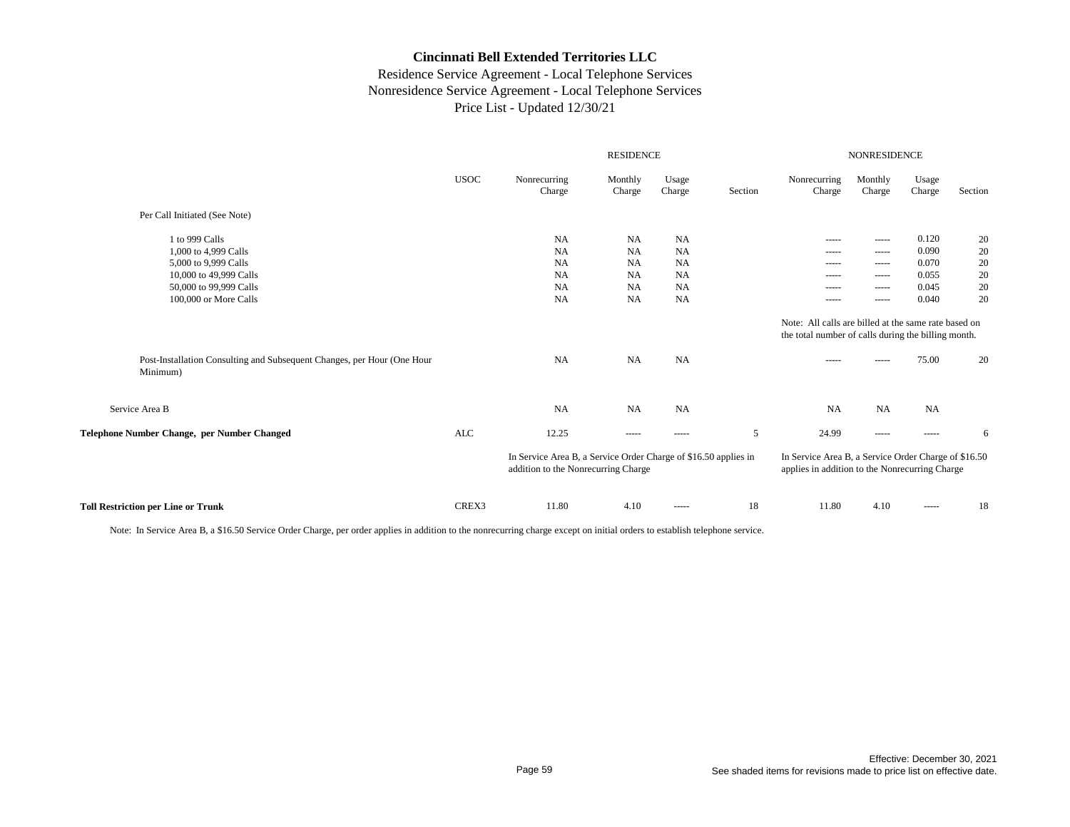# Cincinnati Bell Extended Territories LLC

Residence Service Agreement - Local Telephone Services
Nonresidence Service Agreement - Local Telephone Services
Price List - Updated 12/30/21

| | USOC | RESIDENCE Nonrecurring Charge | Monthly Charge | Usage Charge | Section | NONRESIDENCE Nonrecurring Charge | Monthly Charge | Usage Charge | Section |
|---|---|---|---|---|---|---|---|---|---|
| Per Call Initiated (See Note) | | | | | | | | | |
| 1 to 999 Calls | | NA | NA | NA | | ----- | ----- | 0.120 | 20 |
| 1,000 to 4,999 Calls | | NA | NA | NA | | ----- | ----- | 0.090 | 20 |
| 5,000 to 9,999 Calls | | NA | NA | NA | | ----- | ----- | 0.070 | 20 |
| 10,000 to 49,999 Calls | | NA | NA | NA | | ----- | ----- | 0.055 | 20 |
| 50,000 to 99,999 Calls | | NA | NA | NA | | ----- | ----- | 0.045 | 20 |
| 100,000 or More Calls | | NA | NA | NA | | ----- | ----- | 0.040 | 20 |
| | | | | | | Note: All calls are billed at the same rate based on the total number of calls during the billing month. | | | |
| Post-Installation Consulting and Subsequent Changes, per Hour (One Hour Minimum) | | NA | NA | NA | | ----- | ----- | 75.00 | 20 |
| Service Area B | | NA | NA | NA | | NA | NA | NA | |
| **Telephone Number Change, per Number Changed** | ALC | 12.25 | ----- | ----- | 5 | 24.99 | ----- | ----- | 6 |
| | | In Service Area B, a Service Order Charge of $16.50 applies in addition to the Nonrecurring Charge | | | | In Service Area B, a Service Order Charge of $16.50 applies in addition to the Nonrecurring Charge | | | |
| **Toll Restriction per Line or Trunk** | CREX3 | 11.80 | 4.10 | ----- | 18 | 11.80 | 4.10 | ----- | 18 |

Note: In Service Area B, a $16.50 Service Order Charge, per order applies in addition to the nonrecurring charge except on initial orders to establish telephone service.

Effective: December 30, 2021
See shaded items for revisions made to price list on effective date.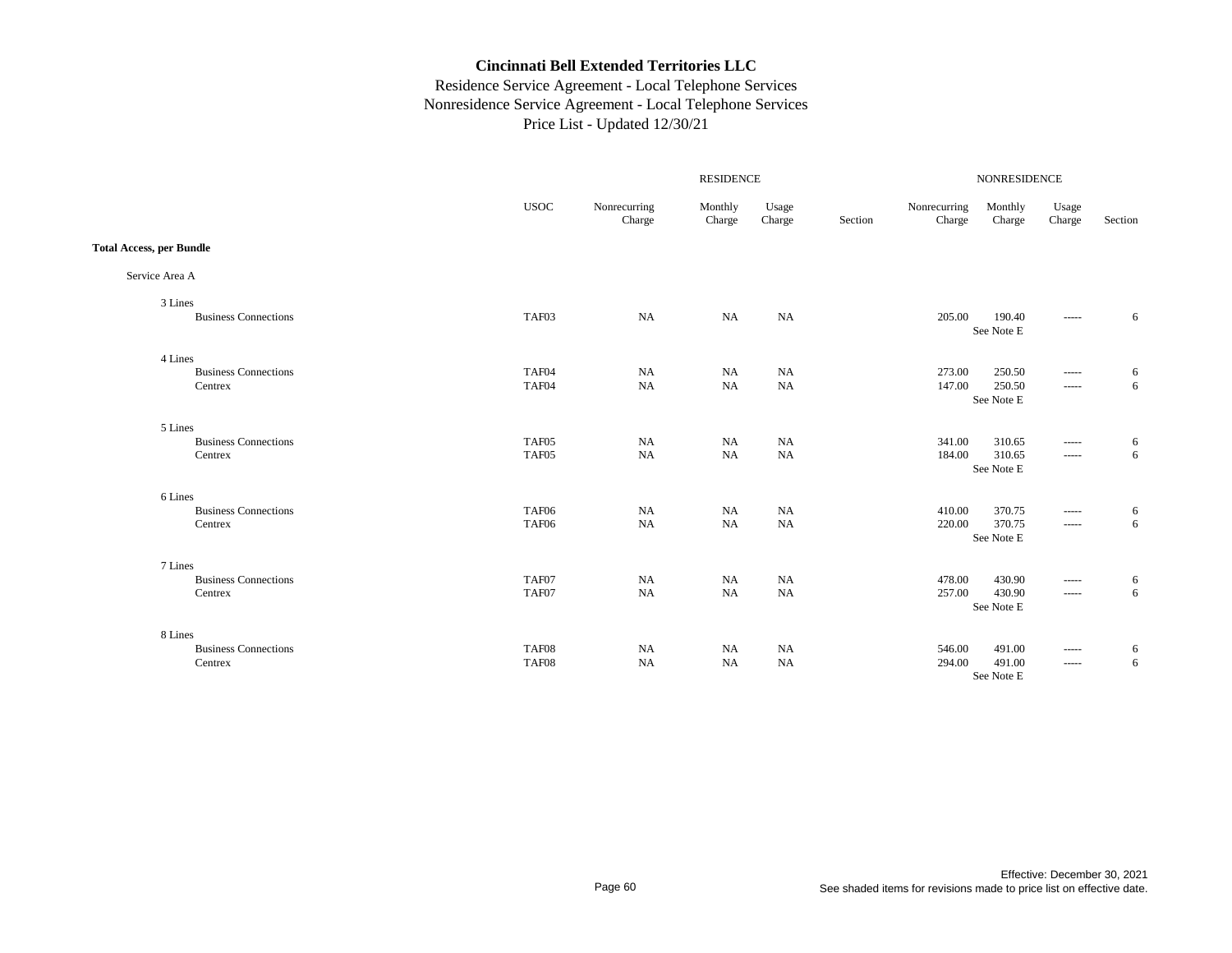# Cincinnati Bell Extended Territories LLC

## Residence Service Agreement - Local Telephone Services
## Nonresidence Service Agreement - Local Telephone Services
## Price List - Updated 12/30/21

| | USOC | RESIDENCE Nonrecurring Charge | RESIDENCE Monthly Charge | RESIDENCE Usage Charge | RESIDENCE Section | NONRESIDENCE Nonrecurring Charge | NONRESIDENCE Monthly Charge | NONRESIDENCE Usage Charge | NONRESIDENCE Section |
|---|---|---|---|---|---|---|---|---|---|
| **Total Access, per Bundle** | | | | | | | | | |
| Service Area A | | | | | | | | | |
| 3 Lines | | | | | | | | | |
| Business Connections | TAF03 | NA | NA | NA | | 205.00 | 190.40 | ----- | 6 |
| | | | | | | | See Note E | | |
| 4 Lines | | | | | | | | | |
| Business Connections | TAF04 | NA | NA | NA | | 273.00 | 250.50 | ----- | 6 |
| Centrex | TAF04 | NA | NA | NA | | 147.00 | 250.50 | ----- | 6 |
| | | | | | | | See Note E | | |
| 5 Lines | | | | | | | | | |
| Business Connections | TAF05 | NA | NA | NA | | 341.00 | 310.65 | ----- | 6 |
| Centrex | TAF05 | NA | NA | NA | | 184.00 | 310.65 | ----- | 6 |
| | | | | | | | See Note E | | |
| 6 Lines | | | | | | | | | |
| Business Connections | TAF06 | NA | NA | NA | | 410.00 | 370.75 | ----- | 6 |
| Centrex | TAF06 | NA | NA | NA | | 220.00 | 370.75 | ----- | 6 |
| | | | | | | | See Note E | | |
| 7 Lines | | | | | | | | | |
| Business Connections | TAF07 | NA | NA | NA | | 478.00 | 430.90 | ----- | 6 |
| Centrex | TAF07 | NA | NA | NA | | 257.00 | 430.90 | ----- | 6 |
| | | | | | | | See Note E | | |
| 8 Lines | | | | | | | | | |
| Business Connections | TAF08 | NA | NA | NA | | 546.00 | 491.00 | ----- | 6 |
| Centrex | TAF08 | NA | NA | NA | | 294.00 | 491.00 | ----- | 6 |
| | | | | | | | See Note E | | |

Effective: December 30, 2021
See shaded items for revisions made to price list on effective date.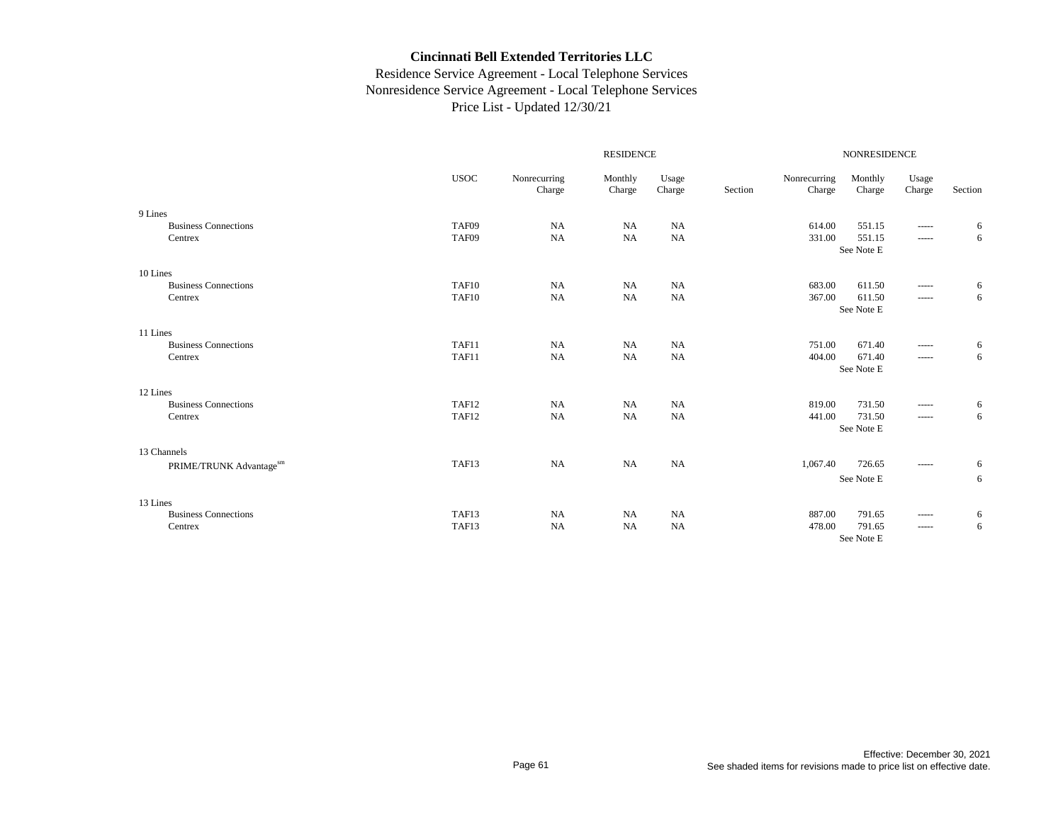**Cincinnati Bell Extended Territories LLC**

Residence Service Agreement - Local Telephone Services
Nonresidence Service Agreement - Local Telephone Services
Price List - Updated 12/30/21

| | USOC | RESIDENCE Nonrecurring Charge | RESIDENCE Monthly Charge | RESIDENCE Usage Charge | RESIDENCE Section | NONRESIDENCE Nonrecurring Charge | NONRESIDENCE Monthly Charge | NONRESIDENCE Usage Charge | NONRESIDENCE Section |
|---|---|---|---|---|---|---|---|---|---|
| 9 Lines | | | | | | | | | |
| Business Connections | TAF09 | NA | NA | NA | | 614.00 | 551.15 | ----- | 6 |
| Centrex | TAF09 | NA | NA | NA | | 331.00 | 551.15 | ----- | 6 |
| | | | | | | | See Note E | | |
| 10 Lines | | | | | | | | | |
| Business Connections | TAF10 | NA | NA | NA | | 683.00 | 611.50 | ----- | 6 |
| Centrex | TAF10 | NA | NA | NA | | 367.00 | 611.50 | ----- | 6 |
| | | | | | | | See Note E | | |
| 11 Lines | | | | | | | | | |
| Business Connections | TAF11 | NA | NA | NA | | 751.00 | 671.40 | ----- | 6 |
| Centrex | TAF11 | NA | NA | NA | | 404.00 | 671.40 | ----- | 6 |
| | | | | | | | See Note E | | |
| 12 Lines | | | | | | | | | |
| Business Connections | TAF12 | NA | NA | NA | | 819.00 | 731.50 | ----- | 6 |
| Centrex | TAF12 | NA | NA | NA | | 441.00 | 731.50 | ----- | 6 |
| | | | | | | | See Note E | | |
| 13 Channels | | | | | | | | | |
| PRIME/TRUNK Advantage[sm] | TAF13 | NA | NA | NA | | 1,067.40 | 726.65 | ----- | 6 |
| | | | | | | | See Note E | | 6 |
| 13 Lines | | | | | | | | | |
| Business Connections | TAF13 | NA | NA | NA | | 887.00 | 791.65 | ----- | 6 |
| Centrex | TAF13 | NA | NA | NA | | 478.00 | 791.65 | ----- | 6 |
| | | | | | | | See Note E | | |

Effective: December 30, 2021
See shaded items for revisions made to price list on effective date.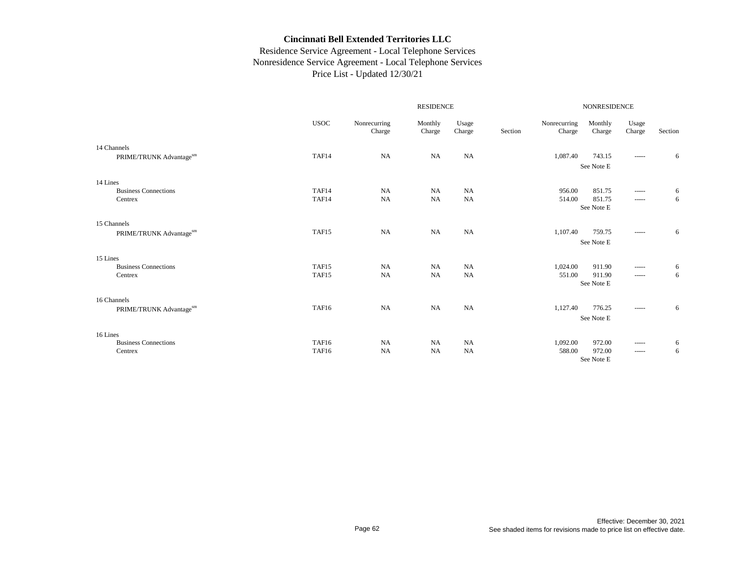# Cincinnati Bell Extended Territories LLC

Residence Service Agreement - Local Telephone Services
Nonresidence Service Agreement - Local Telephone Services
Price List - Updated 12/30/21

| | | RESIDENCE | | | | NONRESIDENCE | | | |
|---|---|---|---|---|---|---|---|---|---|
| | USOC | Nonrecurring Charge | Monthly Charge | Usage Charge | Section | Nonrecurring Charge | Monthly Charge | Usage Charge | Section |
| 14 Channels | | | | | | | | | |
| PRIME/TRUNK Advantage[sm] | TAF14 | NA | NA | NA | | 1,087.40 | 743.15 | ----- | 6 |
| | | | | | | | See Note E | | |
| 14 Lines | | | | | | | | | |
| Business Connections | TAF14 | NA | NA | NA | | 956.00 | 851.75 | ----- | 6 |
| Centrex | TAF14 | NA | NA | NA | | 514.00 | 851.75 | ----- | 6 |
| | | | | | | | See Note E | | |
| 15 Channels | | | | | | | | | |
| PRIME/TRUNK Advantage[sm] | TAF15 | NA | NA | NA | | 1,107.40 | 759.75 | ----- | 6 |
| | | | | | | | See Note E | | |
| 15 Lines | | | | | | | | | |
| Business Connections | TAF15 | NA | NA | NA | | 1,024.00 | 911.90 | ----- | 6 |
| Centrex | TAF15 | NA | NA | NA | | 551.00 | 911.90 | ----- | 6 |
| | | | | | | | See Note E | | |
| 16 Channels | | | | | | | | | |
| PRIME/TRUNK Advantage[sm] | TAF16 | NA | NA | NA | | 1,127.40 | 776.25 | ----- | 6 |
| | | | | | | | See Note E | | |
| 16 Lines | | | | | | | | | |
| Business Connections | TAF16 | NA | NA | NA | | 1,092.00 | 972.00 | ----- | 6 |
| Centrex | TAF16 | NA | NA | NA | | 588.00 | 972.00 | ----- | 6 |
| | | | | | | | See Note E | | |

Effective: December 30, 2021
See shaded items for revisions made to price list on effective date.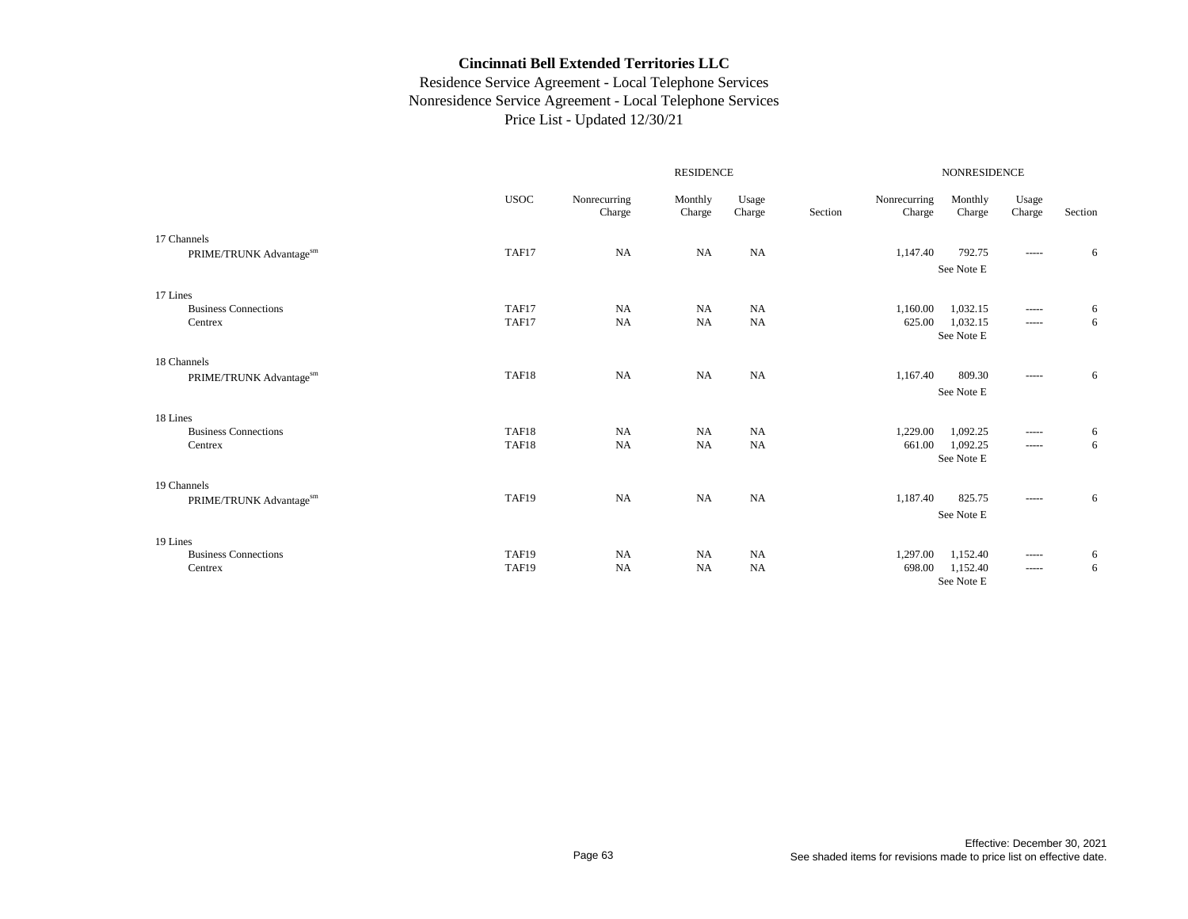# Cincinnati Bell Extended Territories LLC

Residence Service Agreement - Local Telephone Services
Nonresidence Service Agreement - Local Telephone Services
Price List - Updated 12/30/21

| | | RESIDENCE | | | | NONRESIDENCE | | | |
|---|---|---|---|---|---|---|---|---|---|
| | USOC | Nonrecurring Charge | Monthly Charge | Usage Charge | Section | Nonrecurring Charge | Monthly Charge | Usage Charge | Section |
| 17 Channels | | | | | | | | | |
| PRIME/TRUNK Advantage[sm] | TAF17 | NA | NA | NA | | 1,147.40 | 792.75 | ----- | 6 |
| | | | | | | | See Note E | | |
| 17 Lines | | | | | | | | | |
| Business Connections | TAF17 | NA | NA | NA | | 1,160.00 | 1,032.15 | ----- | 6 |
| Centrex | TAF17 | NA | NA | NA | | 625.00 | 1,032.15 | ----- | 6 |
| | | | | | | | See Note E | | |
| 18 Channels | | | | | | | | | |
| PRIME/TRUNK Advantage[sm] | TAF18 | NA | NA | NA | | 1,167.40 | 809.30 | ----- | 6 |
| | | | | | | | See Note E | | |
| 18 Lines | | | | | | | | | |
| Business Connections | TAF18 | NA | NA | NA | | 1,229.00 | 1,092.25 | ----- | 6 |
| Centrex | TAF18 | NA | NA | NA | | 661.00 | 1,092.25 | ----- | 6 |
| | | | | | | | See Note E | | |
| 19 Channels | | | | | | | | | |
| PRIME/TRUNK Advantage[sm] | TAF19 | NA | NA | NA | | 1,187.40 | 825.75 | ----- | 6 |
| | | | | | | | See Note E | | |
| 19 Lines | | | | | | | | | |
| Business Connections | TAF19 | NA | NA | NA | | 1,297.00 | 1,152.40 | ----- | 6 |
| Centrex | TAF19 | NA | NA | NA | | 698.00 | 1,152.40 | ----- | 6 |
| | | | | | | | See Note E | | |

Effective: December 30, 2021
See shaded items for revisions made to price list on effective date.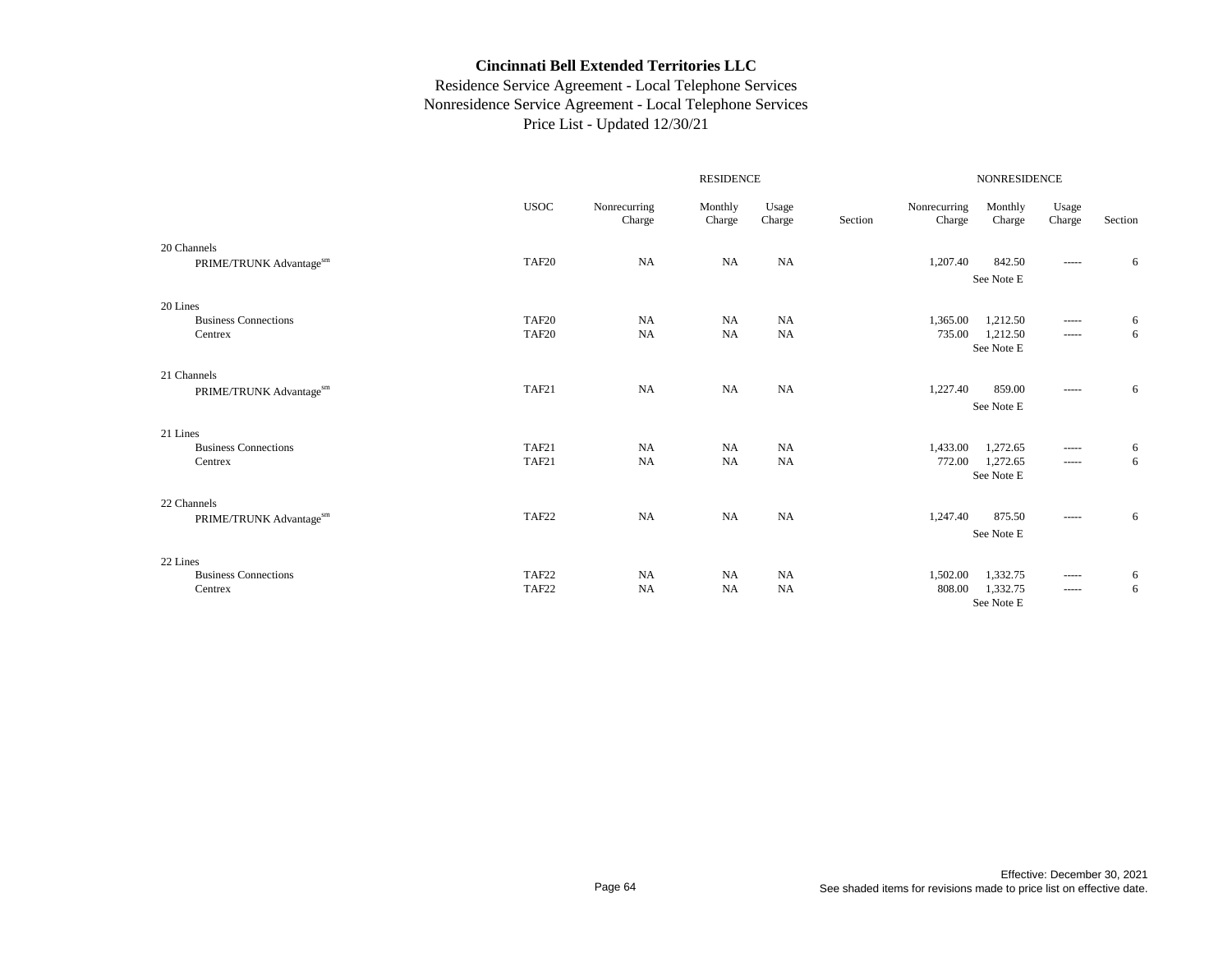# Cincinnati Bell Extended Territories LLC

Residence Service Agreement - Local Telephone Services
Nonresidence Service Agreement - Local Telephone Services
Price List - Updated 12/30/21

| | | RESIDENCE | | | | NONRESIDENCE | | | |
|---|---|---|---|---|---|---|---|---|---|
| | USOC | Nonrecurring Charge | Monthly Charge | Usage Charge | Section | Nonrecurring Charge | Monthly Charge | Usage Charge | Section |
| 20 Channels | | | | | | | | | |
| PRIME/TRUNK Advantage[sm] | TAF20 | NA | NA | NA | | 1,207.40 | 842.50 | ----- | 6 |
| | | | | | | | See Note E | | |
| 20 Lines | | | | | | | | | |
| Business Connections | TAF20 | NA | NA | NA | | 1,365.00 | 1,212.50 | ----- | 6 |
| Centrex | TAF20 | NA | NA | NA | | 735.00 | 1,212.50 | ----- | 6 |
| | | | | | | | See Note E | | |
| 21 Channels | | | | | | | | | |
| PRIME/TRUNK Advantage[sm] | TAF21 | NA | NA | NA | | 1,227.40 | 859.00 | ----- | 6 |
| | | | | | | | See Note E | | |
| 21 Lines | | | | | | | | | |
| Business Connections | TAF21 | NA | NA | NA | | 1,433.00 | 1,272.65 | ----- | 6 |
| Centrex | TAF21 | NA | NA | NA | | 772.00 | 1,272.65 | ----- | 6 |
| | | | | | | | See Note E | | |
| 22 Channels | | | | | | | | | |
| PRIME/TRUNK Advantage[sm] | TAF22 | NA | NA | NA | | 1,247.40 | 875.50 | ----- | 6 |
| | | | | | | | See Note E | | |
| 22 Lines | | | | | | | | | |
| Business Connections | TAF22 | NA | NA | NA | | 1,502.00 | 1,332.75 | ----- | 6 |
| Centrex | TAF22 | NA | NA | NA | | 808.00 | 1,332.75 | ----- | 6 |
| | | | | | | | See Note E | | |

Effective: December 30, 2021
See shaded items for revisions made to price list on effective date.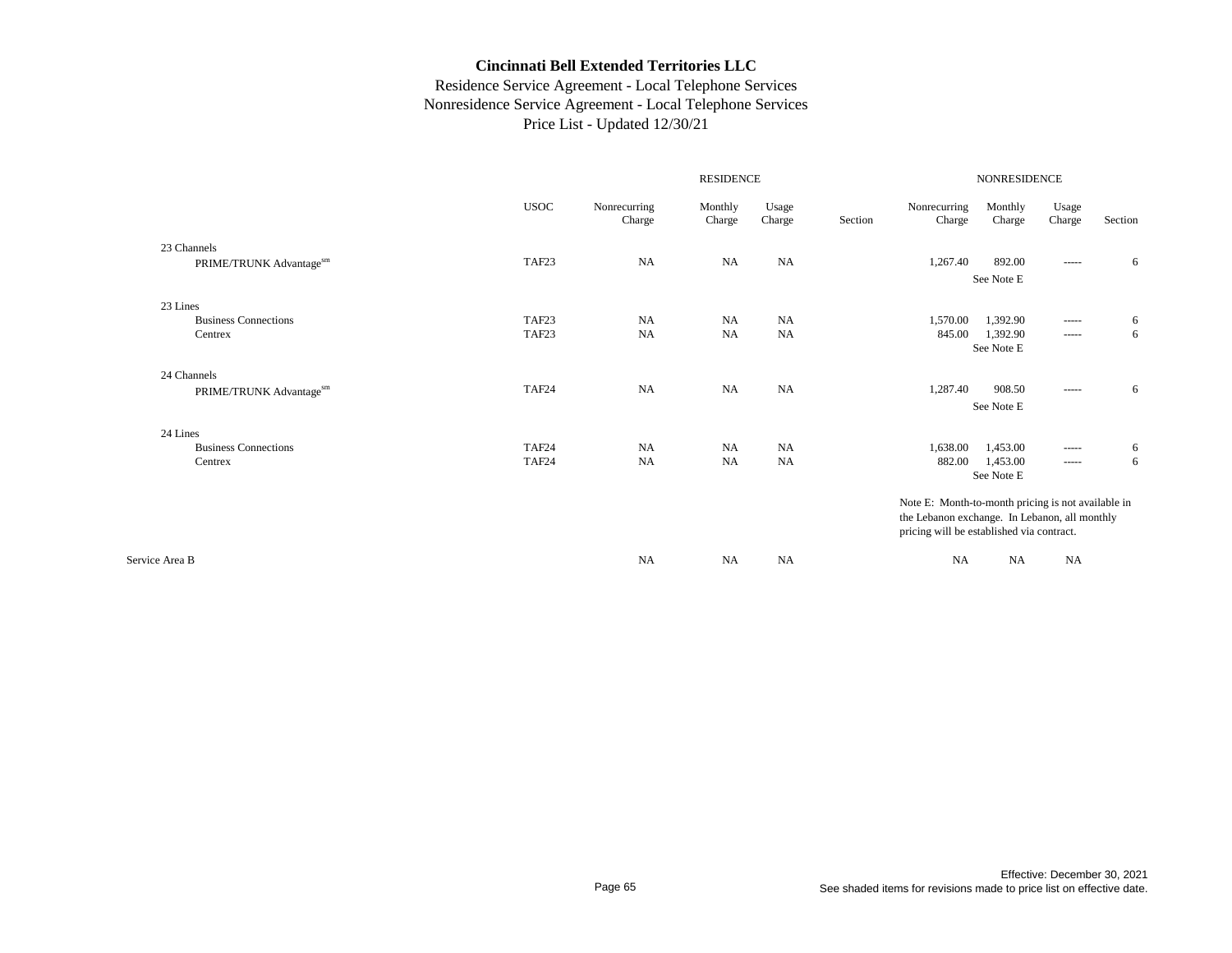# Cincinnati Bell Extended Territories LLC

Residence Service Agreement - Local Telephone Services
Nonresidence Service Agreement - Local Telephone Services
Price List - Updated 12/30/21

| | USOC | RESIDENCE Nonrecurring Charge | RESIDENCE Monthly Charge | RESIDENCE Usage Charge | RESIDENCE Section | NONRESIDENCE Nonrecurring Charge | NONRESIDENCE Monthly Charge | NONRESIDENCE Usage Charge | NONRESIDENCE Section |
|---|---|---|---|---|---|---|---|---|---|
| 23 Channels | | | | | | | | | |
| PRIME/TRUNK Advantage[sm] | TAF23 | NA | NA | NA | | 1,267.40 | 892.00 | ----- | 6 |
| | | | | | | | See Note E | | |
| 23 Lines | | | | | | | | | |
| Business Connections | TAF23 | NA | NA | NA | | 1,570.00 | 1,392.90 | ----- | 6 |
| Centrex | TAF23 | NA | NA | NA | | 845.00 | 1,392.90 | ----- | 6 |
| | | | | | | | See Note E | | |
| 24 Channels | | | | | | | | | |
| PRIME/TRUNK Advantage[sm] | TAF24 | NA | NA | NA | | 1,287.40 | 908.50 | ----- | 6 |
| | | | | | | | See Note E | | |
| 24 Lines | | | | | | | | | |
| Business Connections | TAF24 | NA | NA | NA | | 1,638.00 | 1,453.00 | ----- | 6 |
| Centrex | TAF24 | NA | NA | NA | | 882.00 | 1,453.00 | ----- | 6 |
| | | | | | | | See Note E | | |
| Service Area B | | NA | NA | NA | | NA | NA | NA | |

Note E: Month-to-month pricing is not available in the Lebanon exchange. In Lebanon, all monthly pricing will be established via contract.

Effective: December 30, 2021
See shaded items for revisions made to price list on effective date.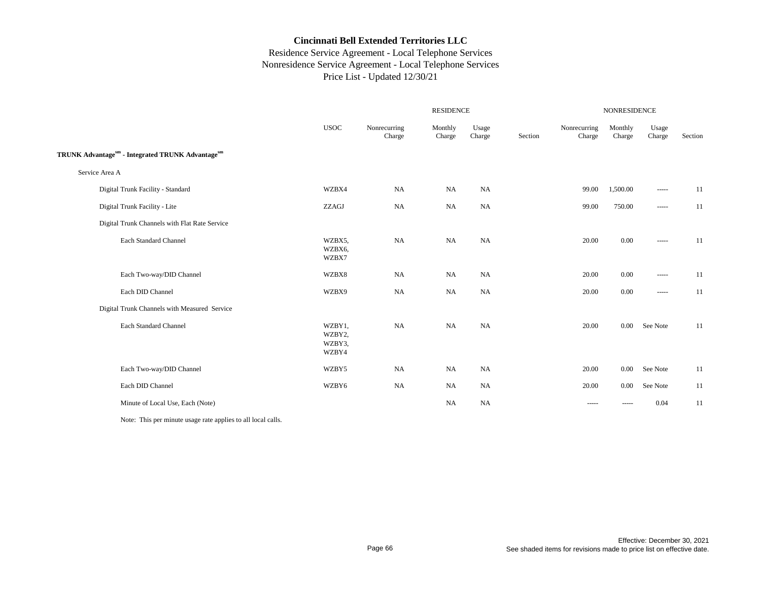# Cincinnati Bell Extended Territories LLC

Residence Service Agreement - Local Telephone Services
Nonresidence Service Agreement - Local Telephone Services
Price List - Updated 12/30/21

| | USOC | RESIDENCE Nonrecurring Charge | RESIDENCE Monthly Charge | RESIDENCE Usage Charge | RESIDENCE Section | NONRESIDENCE Nonrecurring Charge | NONRESIDENCE Monthly Charge | NONRESIDENCE Usage Charge | NONRESIDENCE Section |
|---|---|---|---|---|---|---|---|---|---|
| **TRUNK Advantage[sm] - Integrated TRUNK Advantage[sm]** | | | | | | | | | |
| Service Area A | | | | | | | | | |
| Digital Trunk Facility - Standard | WZBX4 | NA | NA | NA | | 99.00 | 1,500.00 | ----- | 11 |
| Digital Trunk Facility - Lite | ZZAGJ | NA | NA | NA | | 99.00 | 750.00 | ----- | 11 |
| Digital Trunk Channels with Flat Rate Service | | | | | | | | | |
| Each Standard Channel | WZBX5, WZBX6, WZBX7 | NA | NA | NA | | 20.00 | 0.00 | ----- | 11 |
| Each Two-way/DID Channel | WZBX8 | NA | NA | NA | | 20.00 | 0.00 | ----- | 11 |
| Each DID Channel | WZBX9 | NA | NA | NA | | 20.00 | 0.00 | ----- | 11 |
| Digital Trunk Channels with Measured Service | | | | | | | | | |
| Each Standard Channel | WZBY1, WZBY2, WZBY3, WZBY4 | NA | NA | NA | | 20.00 | 0.00 | See Note | 11 |
| Each Two-way/DID Channel | WZBY5 | NA | NA | NA | | 20.00 | 0.00 | See Note | 11 |
| Each DID Channel | WZBY6 | NA | NA | NA | | 20.00 | 0.00 | See Note | 11 |
| Minute of Local Use, Each (Note) | | | NA | NA | | ----- | ----- | 0.04 | 11 |

Note: This per minute usage rate applies to all local calls.

Effective: December 30, 2021
See shaded items for revisions made to price list on effective date.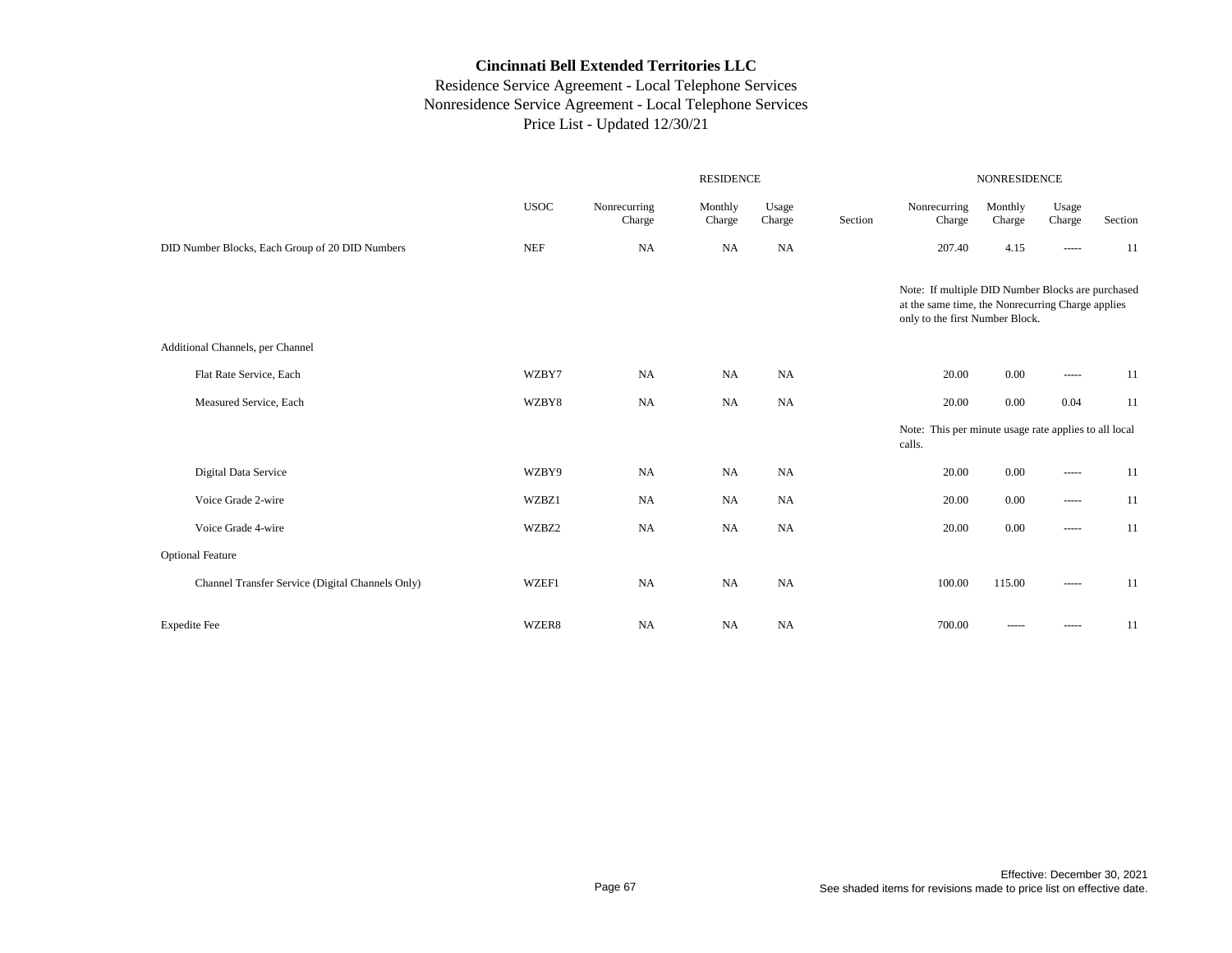**Cincinnati Bell Extended Territories LLC**

Residence Service Agreement - Local Telephone Services
Nonresidence Service Agreement - Local Telephone Services
Price List - Updated 12/30/21

| | | RESIDENCE | | | | NONRESIDENCE | | | |
|---|---|---|---|---|---|---|---|---|---|
| | USOC | Nonrecurring Charge | Monthly Charge | Usage Charge | Section | Nonrecurring Charge | Monthly Charge | Usage Charge | Section |
| DID Number Blocks, Each Group of 20 DID Numbers | NEF | NA | NA | NA | | 207.40 | 4.15 | ----- | 11 |
| | | | | | | Note: If multiple DID Number Blocks are purchased at the same time, the Nonrecurring Charge applies only to the first Number Block. | | | |
| Additional Channels, per Channel | | | | | | | | | |
| Flat Rate Service, Each | WZBY7 | NA | NA | NA | | 20.00 | 0.00 | ----- | 11 |
| Measured Service, Each | WZBY8 | NA | NA | NA | | 20.00 | 0.00 | 0.04 | 11 |
| | | | | | | Note: This per minute usage rate applies to all local calls. | | | |
| Digital Data Service | WZBY9 | NA | NA | NA | | 20.00 | 0.00 | ----- | 11 |
| Voice Grade 2-wire | WZBZ1 | NA | NA | NA | | 20.00 | 0.00 | ----- | 11 |
| Voice Grade 4-wire | WZBZ2 | NA | NA | NA | | 20.00 | 0.00 | ----- | 11 |
| Optional Feature | | | | | | | | | |
| Channel Transfer Service (Digital Channels Only) | WZEF1 | NA | NA | NA | | 100.00 | 115.00 | ----- | 11 |
| Expedite Fee | WZER8 | NA | NA | NA | | 700.00 | ----- | ----- | 11 |

Effective: December 30, 2021
See shaded items for revisions made to price list on effective date.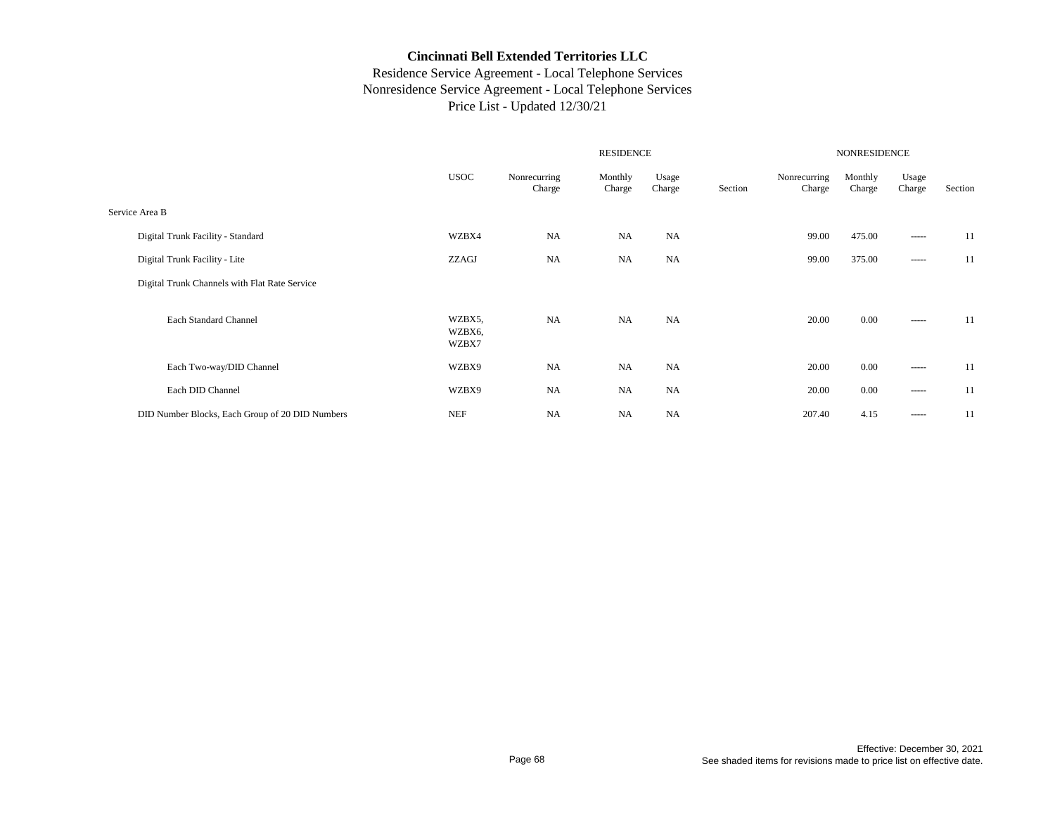**Cincinnati Bell Extended Territories LLC**
Residence Service Agreement - Local Telephone Services
Nonresidence Service Agreement - Local Telephone Services
Price List - Updated 12/30/21

| | | RESIDENCE | | | | NONRESIDENCE | | | |
|---|---|---|---|---|---|---|---|---|---|
| | USOC | Nonrecurring Charge | Monthly Charge | Usage Charge | Section | Nonrecurring Charge | Monthly Charge | Usage Charge | Section |
| Service Area B | | | | | | | | | |
| Digital Trunk Facility - Standard | WZBX4 | NA | NA | NA | | 99.00 | 475.00 | ----- | 11 |
| Digital Trunk Facility - Lite | ZZAGJ | NA | NA | NA | | 99.00 | 375.00 | ----- | 11 |
| Digital Trunk Channels with Flat Rate Service | | | | | | | | | |
| Each Standard Channel | WZBX5, WZBX6, WZBX7 | NA | NA | NA | | 20.00 | 0.00 | ----- | 11 |
| Each Two-way/DID Channel | WZBX9 | NA | NA | NA | | 20.00 | 0.00 | ----- | 11 |
| Each DID Channel | WZBX9 | NA | NA | NA | | 20.00 | 0.00 | ----- | 11 |
| DID Number Blocks, Each Group of 20 DID Numbers | NEF | NA | NA | NA | | 207.40 | 4.15 | ----- | 11 |

Effective: December 30, 2021
See shaded items for revisions made to price list on effective date.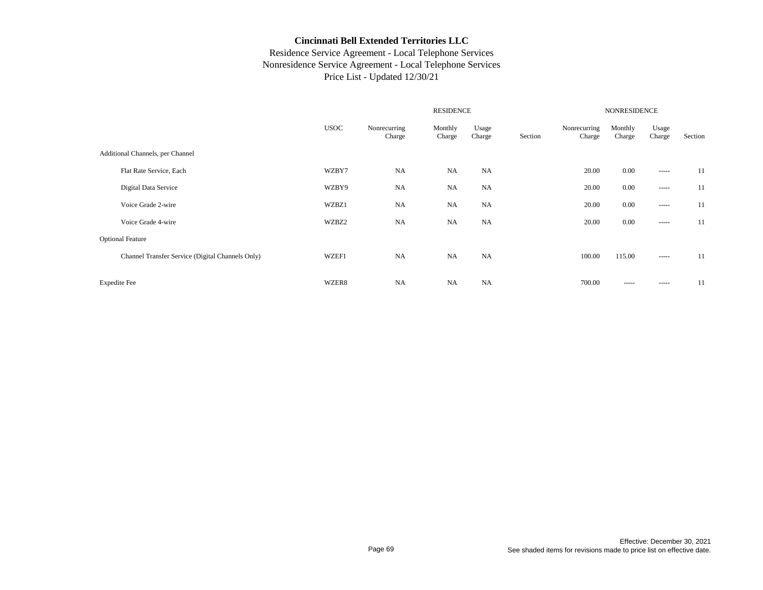**Cincinnati Bell Extended Territories LLC**

Residence Service Agreement - Local Telephone Services
Nonresidence Service Agreement - Local Telephone Services
Price List - Updated 12/30/21

| | USOC | RESIDENCE Nonrecurring Charge | RESIDENCE Monthly Charge | RESIDENCE Usage Charge | RESIDENCE Section | NONRESIDENCE Nonrecurring Charge | NONRESIDENCE Monthly Charge | NONRESIDENCE Usage Charge | NONRESIDENCE Section |
|---|---|---|---|---|---|---|---|---|---|
| Additional Channels, per Channel | | | | | | | | | |
| Flat Rate Service, Each | WZBY7 | NA | NA | NA | | 20.00 | 0.00 | ----- | 11 |
| Digital Data Service | WZBY9 | NA | NA | NA | | 20.00 | 0.00 | ----- | 11 |
| Voice Grade 2-wire | WZBZ1 | NA | NA | NA | | 20.00 | 0.00 | ----- | 11 |
| Voice Grade 4-wire | WZBZ2 | NA | NA | NA | | 20.00 | 0.00 | ----- | 11 |
| Optional Feature | | | | | | | | | |
| Channel Transfer Service (Digital Channels Only) | WZEF1 | NA | NA | NA | | 100.00 | 115.00 | ----- | 11 |
| Expedite Fee | WZER8 | NA | NA | NA | | 700.00 | ----- | ----- | 11 |

Effective: December 30, 2021
See shaded items for revisions made to price list on effective date.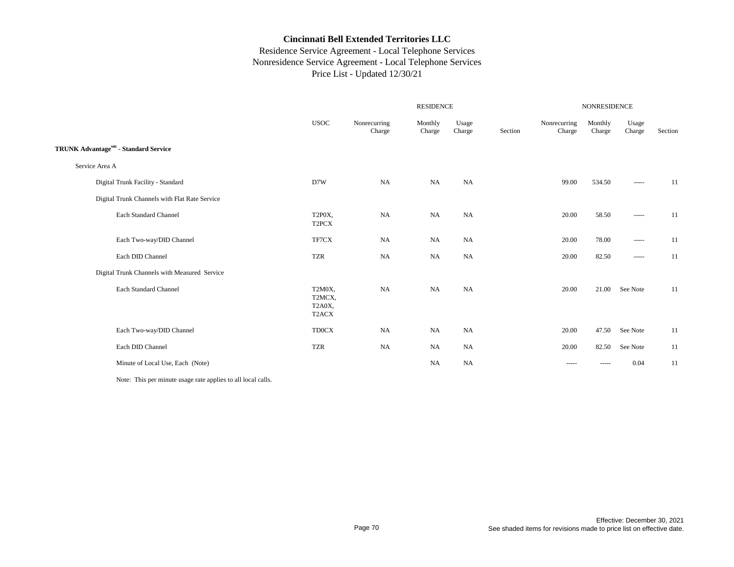# Cincinnati Bell Extended Territories LLC

Residence Service Agreement - Local Telephone Services
Nonresidence Service Agreement - Local Telephone Services
Price List - Updated 12/30/21

| | | RESIDENCE | | | | NONRESIDENCE | | | |
|---|---|---|---|---|---|---|---|---|---|
| | USOC | Nonrecurring Charge | Monthly Charge | Usage Charge | Section | Nonrecurring Charge | Monthly Charge | Usage Charge | Section |
| **TRUNK Advantage[sm] - Standard Service** | | | | | | | | | |
| Service Area A | | | | | | | | | |
| Digital Trunk Facility - Standard | D7W | NA | NA | NA | | 99.00 | 534.50 | ----- | 11 |
| Digital Trunk Channels with Flat Rate Service | | | | | | | | | |
| Each Standard Channel | T2P0X, T2PCX | NA | NA | NA | | 20.00 | 58.50 | ----- | 11 |
| Each Two-way/DID Channel | TF7CX | NA | NA | NA | | 20.00 | 78.00 | ----- | 11 |
| Each DID Channel | TZR | NA | NA | NA | | 20.00 | 82.50 | ----- | 11 |
| Digital Trunk Channels with Measured Service | | | | | | | | | |
| Each Standard Channel | T2M0X, T2MCX, T2A0X, T2ACX | NA | NA | NA | | 20.00 | 21.00 | See Note | 11 |
| Each Two-way/DID Channel | TD0CX | NA | NA | NA | | 20.00 | 47.50 | See Note | 11 |
| Each DID Channel | TZR | NA | NA | NA | | 20.00 | 82.50 | See Note | 11 |
| Minute of Local Use, Each (Note) | | | NA | NA | | ----- | ----- | 0.04 | 11 |

Note: This per minute usage rate applies to all local calls.

Effective: December 30, 2021
See shaded items for revisions made to price list on effective date.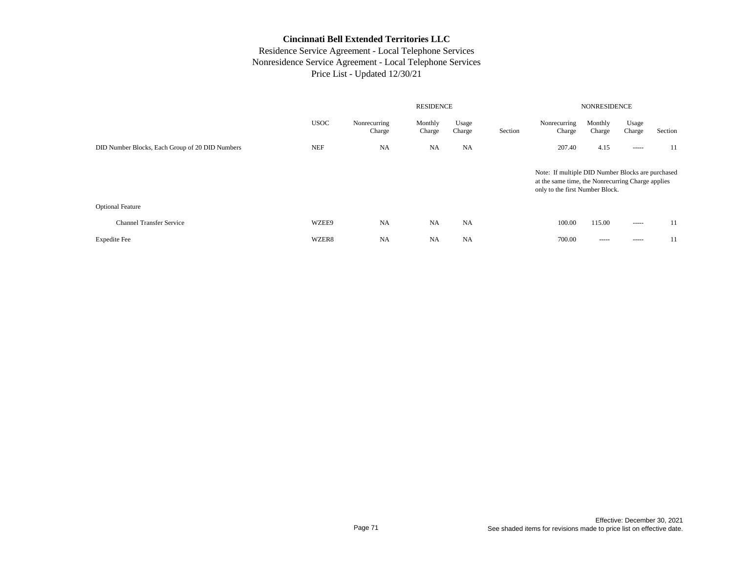**Cincinnati Bell Extended Territories LLC**
Residence Service Agreement - Local Telephone Services
Nonresidence Service Agreement - Local Telephone Services
Price List - Updated 12/30/21

| | | RESIDENCE | | | | NONRESIDENCE | | | |
|---|---|---|---|---|---|---|---|---|---|
| | USOC | Nonrecurring Charge | Monthly Charge | Usage Charge | Section | Nonrecurring Charge | Monthly Charge | Usage Charge | Section |
| DID Number Blocks, Each Group of 20 DID Numbers | NEF | NA | NA | NA | | 207.40 | 4.15 | ----- | 11 |
| | | | | | | Note: If multiple DID Number Blocks are purchased at the same time, the Nonrecurring Charge applies only to the first Number Block. | | | |
| Optional Feature | | | | | | | | | |
| Channel Transfer Service | WZEE9 | NA | NA | NA | | 100.00 | 115.00 | ----- | 11 |
| Expedite Fee | WZER8 | NA | NA | NA | | 700.00 | ----- | ----- | 11 |

Effective: December 30, 2021
See shaded items for revisions made to price list on effective date.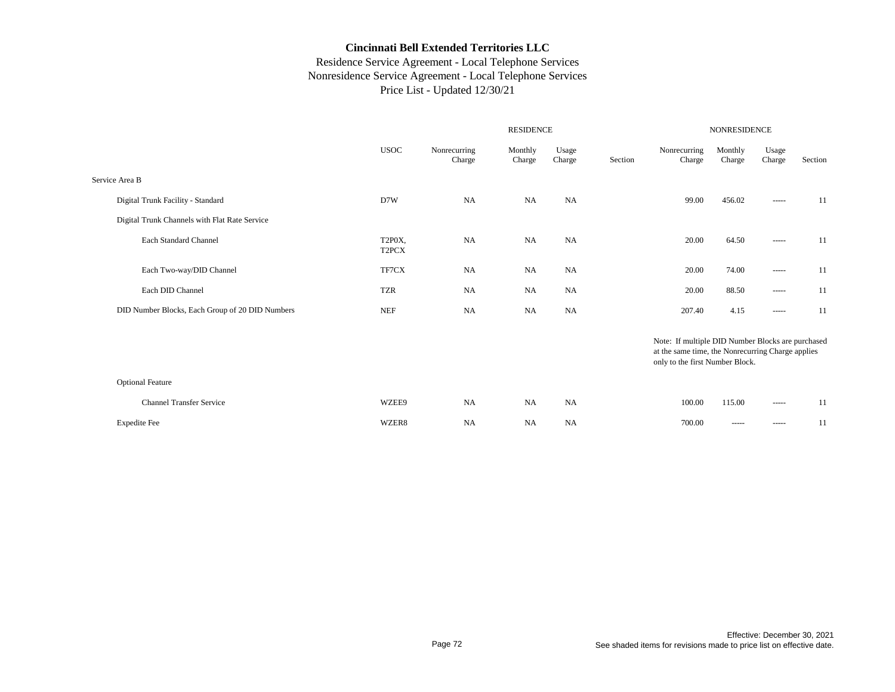# Cincinnati Bell Extended Territories LLC

Residence Service Agreement - Local Telephone Services
Nonresidence Service Agreement - Local Telephone Services
Price List - Updated 12/30/21

| | | RESIDENCE | | | | NONRESIDENCE | | | |
|---|---|---|---|---|---|---|---|---|---|
| | USOC | Nonrecurring Charge | Monthly Charge | Usage Charge | Section | Nonrecurring Charge | Monthly Charge | Usage Charge | Section |
| Service Area B | | | | | | | | | |
| Digital Trunk Facility - Standard | D7W | NA | NA | NA | | 99.00 | 456.02 | ----- | 11 |
| Digital Trunk Channels with Flat Rate Service | | | | | | | | | |
| Each Standard Channel | T2P0X, T2PCX | NA | NA | NA | | 20.00 | 64.50 | ----- | 11 |
| Each Two-way/DID Channel | TF7CX | NA | NA | NA | | 20.00 | 74.00 | ----- | 11 |
| Each DID Channel | TZR | NA | NA | NA | | 20.00 | 88.50 | ----- | 11 |
| DID Number Blocks, Each Group of 20 DID Numbers | NEF | NA | NA | NA | | 207.40 | 4.15 | ----- | 11 |
| | | | | | | Note: If multiple DID Number Blocks are purchased at the same time, the Nonrecurring Charge applies only to the first Number Block. | | | |
| Optional Feature | | | | | | | | | |
| Channel Transfer Service | WZEE9 | NA | NA | NA | | 100.00 | 115.00 | ----- | 11 |
| Expedite Fee | WZER8 | NA | NA | NA | | 700.00 | ----- | ----- | 11 |

Effective: December 30, 2021
See shaded items for revisions made to price list on effective date.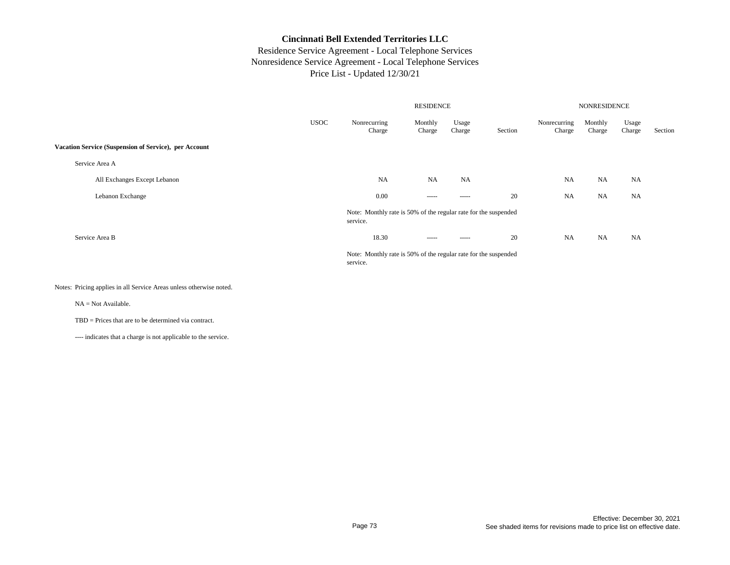# Cincinnati Bell Extended Territories LLC

Residence Service Agreement - Local Telephone Services
Nonresidence Service Agreement - Local Telephone Services
Price List - Updated 12/30/21

| | USOC | RESIDENCE Nonrecurring Charge | Monthly Charge | Usage Charge | Section | NONRESIDENCE Nonrecurring Charge | Monthly Charge | Usage Charge | Section |
|---|---|---|---|---|---|---|---|---|---|
| **Vacation Service (Suspension of Service), per Account** | | | | | | | | | |
| Service Area A | | | | | | | | | |
| All Exchanges Except Lebanon | | NA | NA | NA | | NA | NA | NA | |
| Lebanon Exchange | | 0.00 | ----- | ----- | 20 | NA | NA | NA | |
| | | Note: Monthly rate is 50% of the regular rate for the suspended service. | | | | | | | |
| Service Area B | | 18.30 | ----- | ----- | 20 | NA | NA | NA | |
| | | Note: Monthly rate is 50% of the regular rate for the suspended service. | | | | | | | |

Notes: Pricing applies in all Service Areas unless otherwise noted.

NA = Not Available.

TBD = Prices that are to be determined via contract.

---- indicates that a charge is not applicable to the service.

Effective: December 30, 2021
See shaded items for revisions made to price list on effective date.